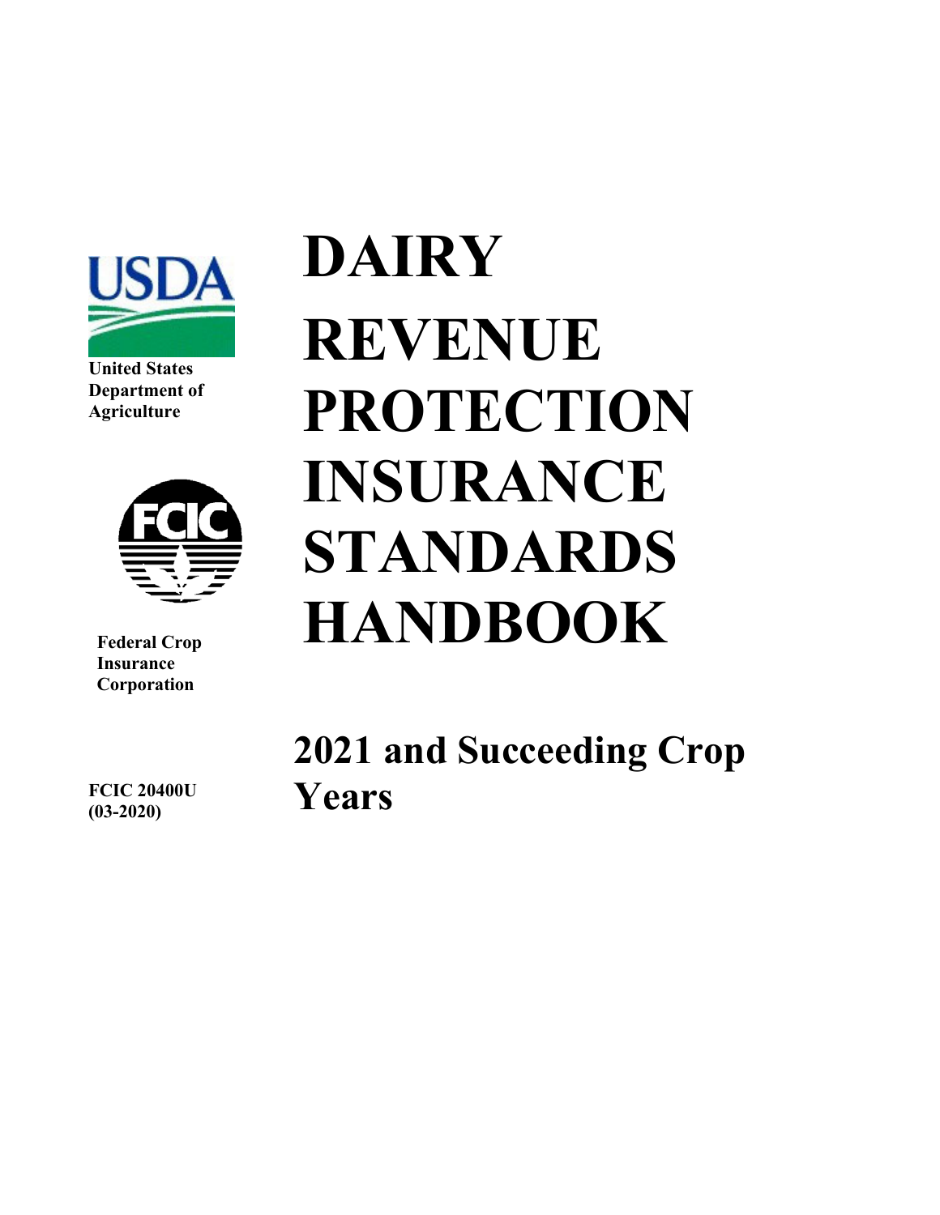United States Department of Agriculture

Federal Crop Insurance Corporation

# DAIRY REVENUE PROTECTION INSURANCE STANDARDS HANDBOOK

## 2021 and Succeeding Crop Years

FCIC 20400U
(03-2020)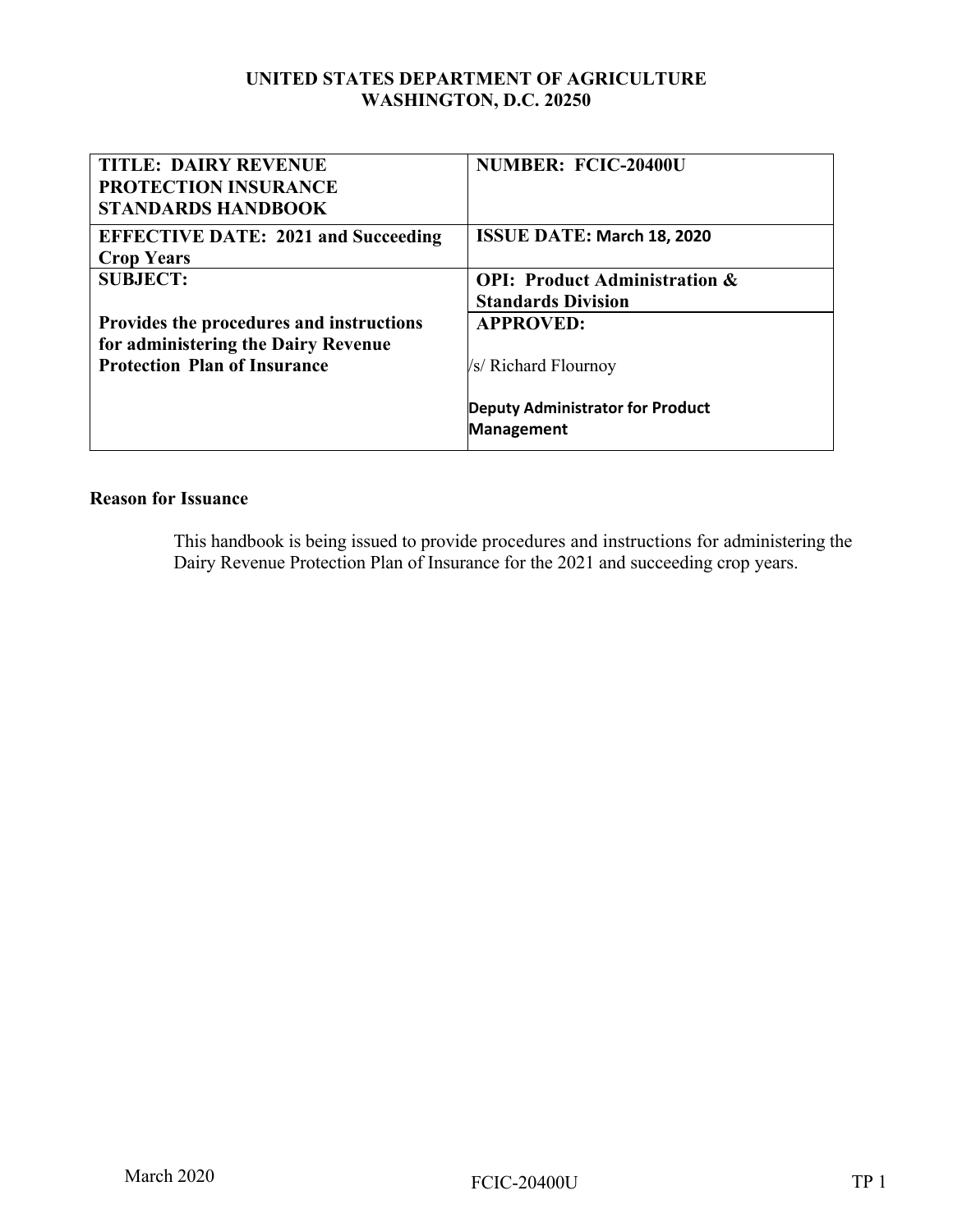**UNITED STATES DEPARTMENT OF AGRICULTURE**
**WASHINGTON, D.C. 20250**

| | |
|---|---|
| **TITLE: DAIRY REVENUE PROTECTION INSURANCE STANDARDS HANDBOOK** | **NUMBER: FCIC-20400U** |
| **EFFECTIVE DATE: 2021 and Succeeding Crop Years** | **ISSUE DATE: March 18, 2020** |
| **SUBJECT:** | **OPI: Product Administration & Standards Division** |
| **Provides the procedures and instructions for administering the Dairy Revenue Protection Plan of Insurance** | **APPROVED:**<br><br>/s/ Richard Flournoy<br><br>**Deputy Administrator for Product Management** |

**Reason for Issuance**

This handbook is being issued to provide procedures and instructions for administering the Dairy Revenue Protection Plan of Insurance for the 2021 and succeeding crop years.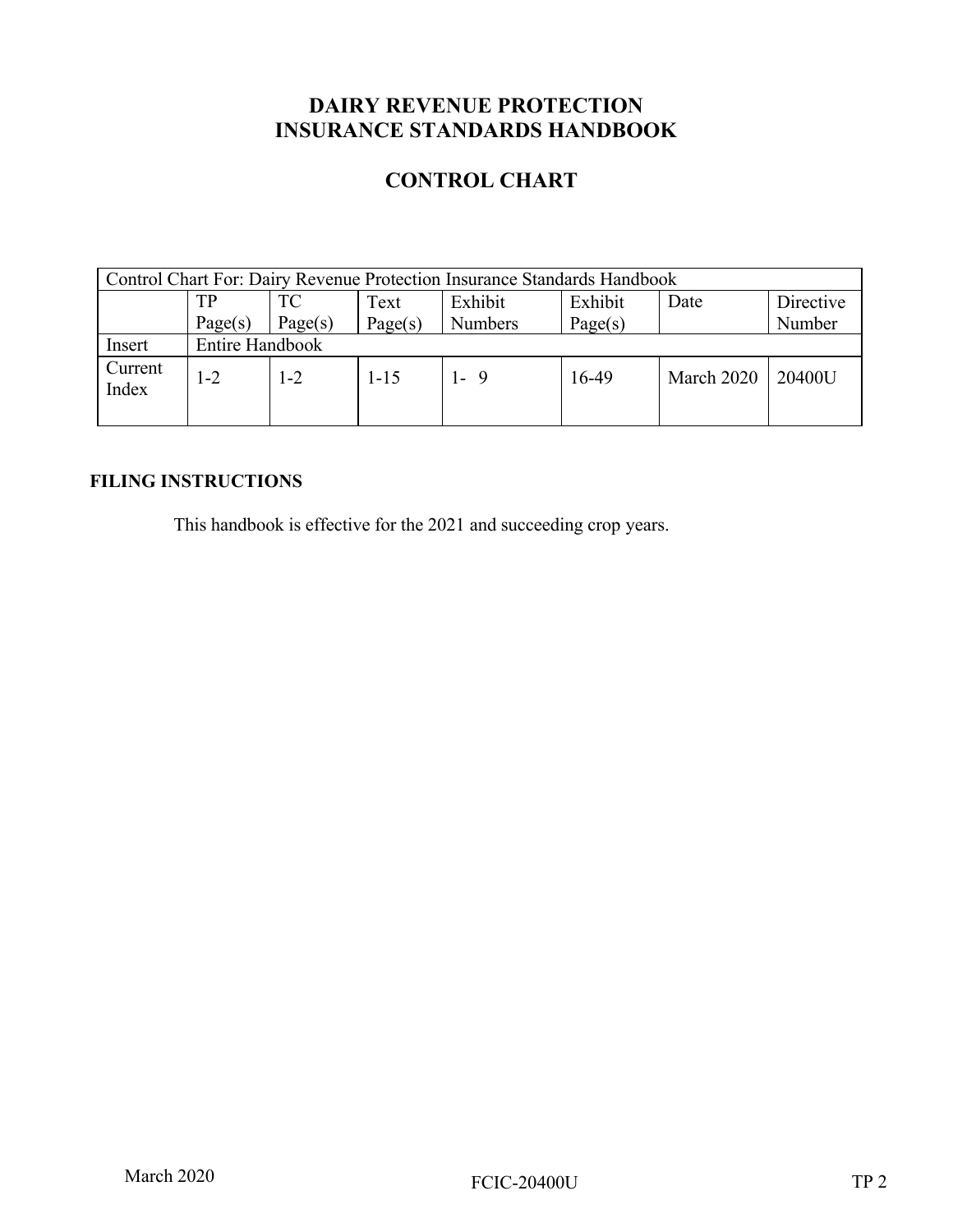# DAIRY REVENUE PROTECTION INSURANCE STANDARDS HANDBOOK

## CONTROL CHART

| Control Chart For: Dairy Revenue Protection Insurance Standards Handbook | | | | | | | |
|---|---|---|---|---|---|---|---|
| | TP Page(s) | TC Page(s) | Text Page(s) | Exhibit Numbers | Exhibit Page(s) | Date | Directive Number |
| Insert | Entire Handbook | | | | | | |
| Current Index | 1-2 | 1-2 | 1-15 | 1- 9 | 16-49 | March 2020 | 20400U |

**FILING INSTRUCTIONS**

This handbook is effective for the 2021 and succeeding crop years.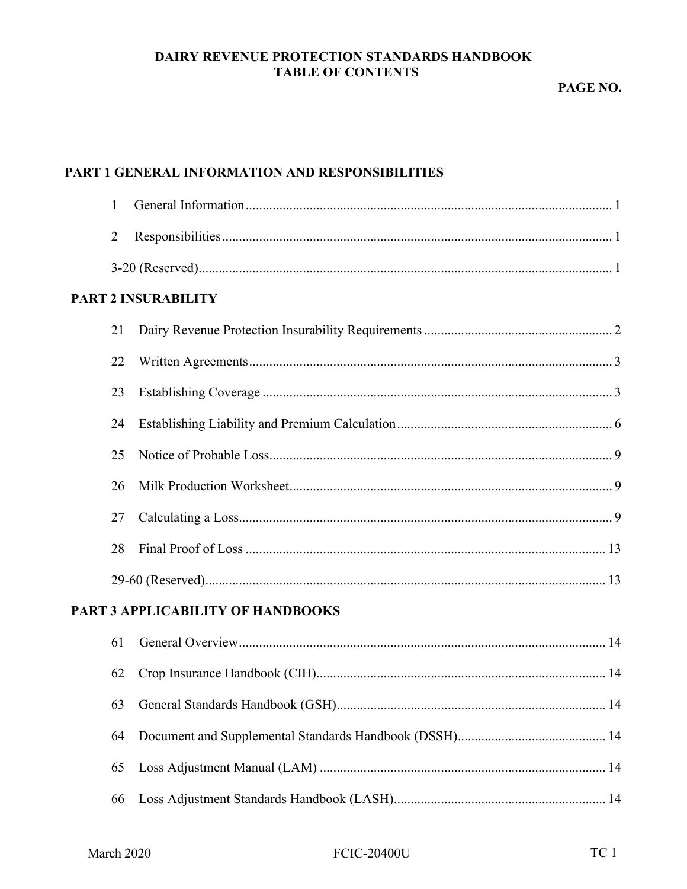# DAIRY REVENUE PROTECTION STANDARDS HANDBOOK
## TABLE OF CONTENTS

**PAGE NO.**

## PART 1 GENERAL INFORMATION AND RESPONSIBILITIES

| | | |
|---|---|---|
| 1 | General Information | 1 |
| 2 | Responsibilities | 1 |
| 3-20 (Reserved) | | 1 |

## PART 2 INSURABILITY

| | | |
|---|---|---|
| 21 | Dairy Revenue Protection Insurability Requirements | 2 |
| 22 | Written Agreements | 3 |
| 23 | Establishing Coverage | 3 |
| 24 | Establishing Liability and Premium Calculation | 6 |
| 25 | Notice of Probable Loss | 9 |
| 26 | Milk Production Worksheet | 9 |
| 27 | Calculating a Loss | 9 |
| 28 | Final Proof of Loss | 13 |
| 29-60 (Reserved) | | 13 |

## PART 3 APPLICABILITY OF HANDBOOKS

| | | |
|---|---|---|
| 61 | General Overview | 14 |
| 62 | Crop Insurance Handbook (CIH) | 14 |
| 63 | General Standards Handbook (GSH) | 14 |
| 64 | Document and Supplemental Standards Handbook (DSSH) | 14 |
| 65 | Loss Adjustment Manual (LAM) | 14 |
| 66 | Loss Adjustment Standards Handbook (LASH) | 14 |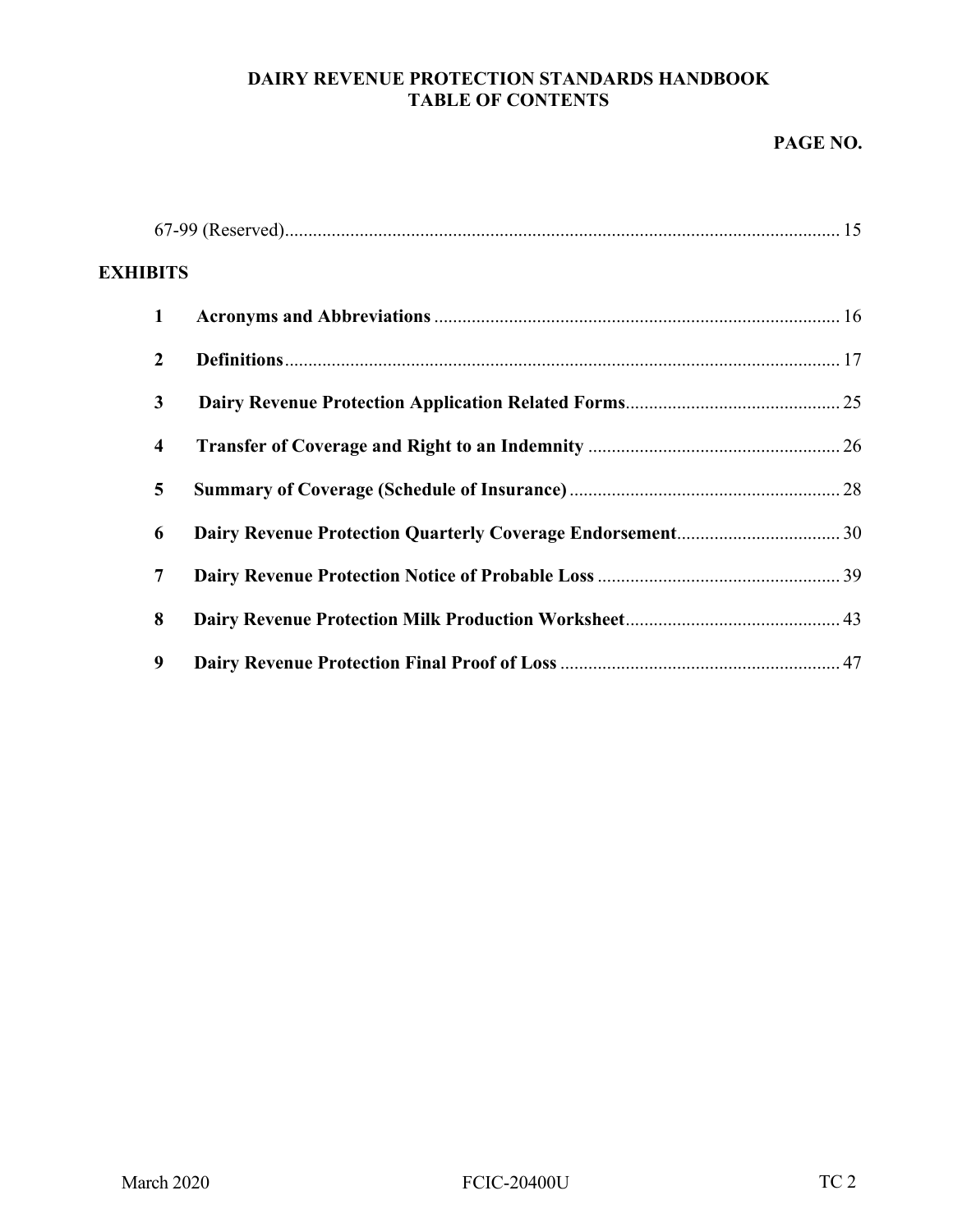# DAIRY REVENUE PROTECTION STANDARDS HANDBOOK
## TABLE OF CONTENTS

**PAGE NO.**

67-99 (Reserved) ........................................................................ 15

**EXHIBITS**

| | | |
|---|---|---|
| **1** | **Acronyms and Abbreviations** | 16 |
| **2** | **Definitions** | 17 |
| **3** | **Dairy Revenue Protection Application Related Forms** | 25 |
| **4** | **Transfer of Coverage and Right to an Indemnity** | 26 |
| **5** | **Summary of Coverage (Schedule of Insurance)** | 28 |
| **6** | **Dairy Revenue Protection Quarterly Coverage Endorsement** | 30 |
| **7** | **Dairy Revenue Protection Notice of Probable Loss** | 39 |
| **8** | **Dairy Revenue Protection Milk Production Worksheet** | 43 |
| **9** | **Dairy Revenue Protection Final Proof of Loss** | 47 |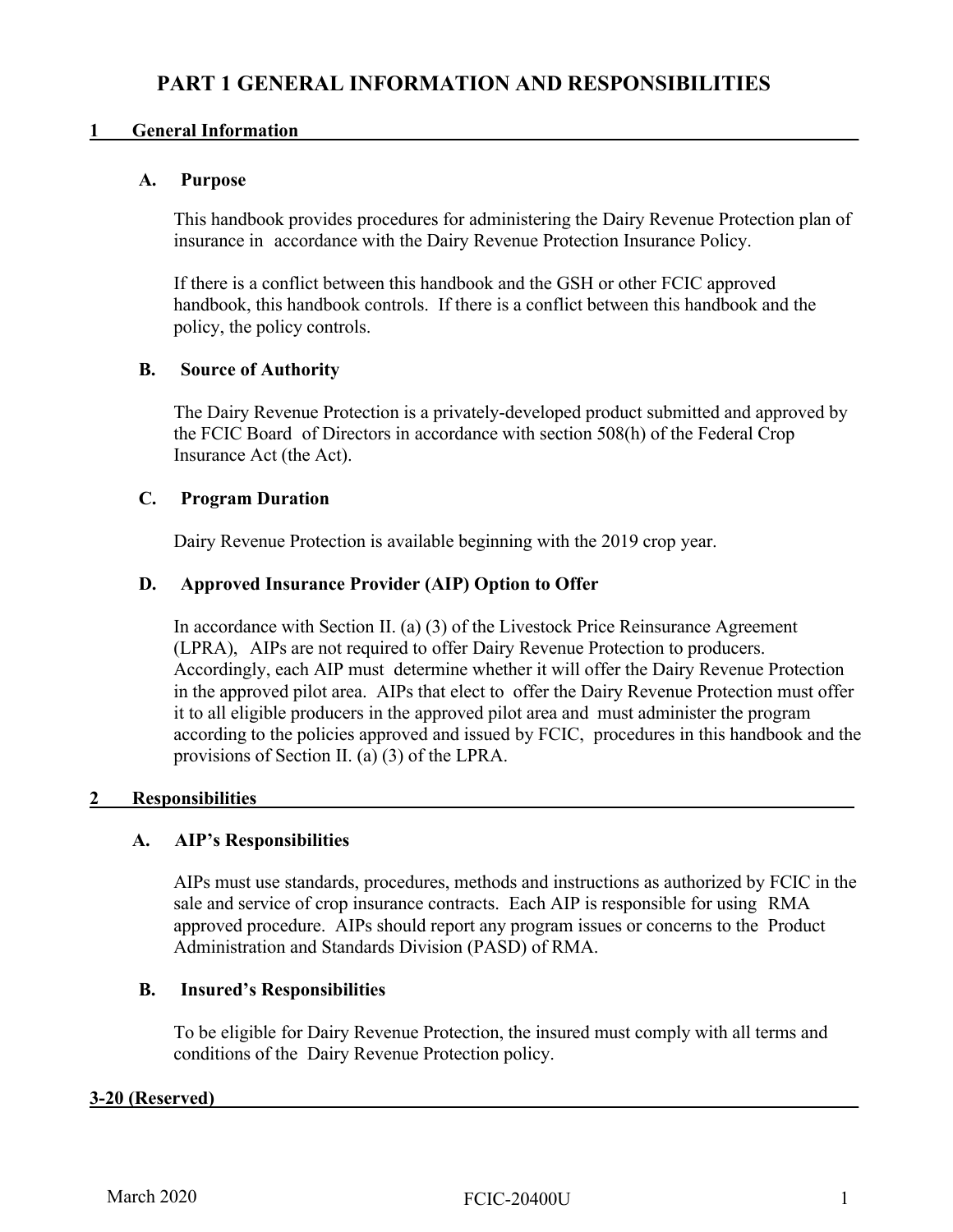# PART 1 GENERAL INFORMATION AND RESPONSIBILITIES

## 1 General Information

### A. Purpose

This handbook provides procedures for administering the Dairy Revenue Protection plan of insurance in accordance with the Dairy Revenue Protection Insurance Policy.

If there is a conflict between this handbook and the GSH or other FCIC approved handbook, this handbook controls. If there is a conflict between this handbook and the policy, the policy controls.

### B. Source of Authority

The Dairy Revenue Protection is a privately-developed product submitted and approved by the FCIC Board of Directors in accordance with section 508(h) of the Federal Crop Insurance Act (the Act).

### C. Program Duration

Dairy Revenue Protection is available beginning with the 2019 crop year.

### D. Approved Insurance Provider (AIP) Option to Offer

In accordance with Section II. (a) (3) of the Livestock Price Reinsurance Agreement (LPRA), AIPs are not required to offer Dairy Revenue Protection to producers. Accordingly, each AIP must determine whether it will offer the Dairy Revenue Protection in the approved pilot area. AIPs that elect to offer the Dairy Revenue Protection must offer it to all eligible producers in the approved pilot area and must administer the program according to the policies approved and issued by FCIC, procedures in this handbook and the provisions of Section II. (a) (3) of the LPRA.

## 2 Responsibilities

### A. AIP's Responsibilities

AIPs must use standards, procedures, methods and instructions as authorized by FCIC in the sale and service of crop insurance contracts. Each AIP is responsible for using RMA approved procedure. AIPs should report any program issues or concerns to the Product Administration and Standards Division (PASD) of RMA.

### B. Insured's Responsibilities

To be eligible for Dairy Revenue Protection, the insured must comply with all terms and conditions of the Dairy Revenue Protection policy.

## 3-20 (Reserved)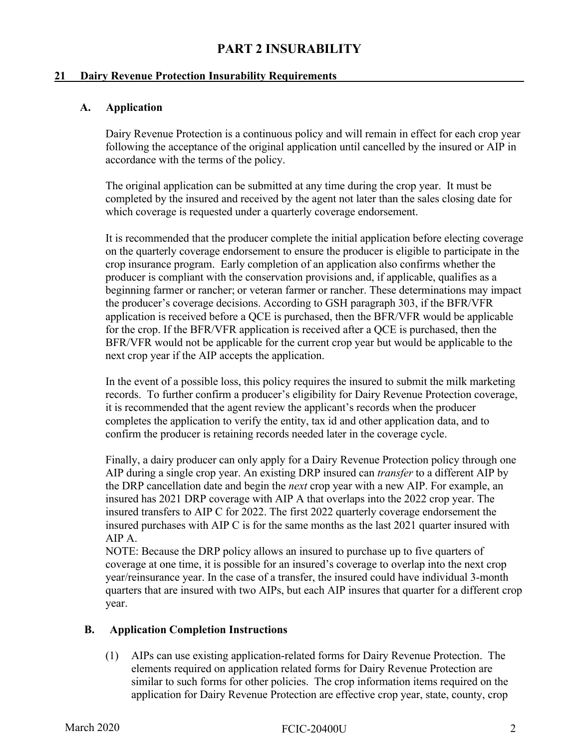# PART 2 INSURABILITY

## 21 Dairy Revenue Protection Insurability Requirements

### A. Application

Dairy Revenue Protection is a continuous policy and will remain in effect for each crop year following the acceptance of the original application until cancelled by the insured or AIP in accordance with the terms of the policy.

The original application can be submitted at any time during the crop year. It must be completed by the insured and received by the agent not later than the sales closing date for which coverage is requested under a quarterly coverage endorsement.

It is recommended that the producer complete the initial application before electing coverage on the quarterly coverage endorsement to ensure the producer is eligible to participate in the crop insurance program. Early completion of an application also confirms whether the producer is compliant with the conservation provisions and, if applicable, qualifies as a beginning farmer or rancher; or veteran farmer or rancher. These determinations may impact the producer's coverage decisions. According to GSH paragraph 303, if the BFR/VFR application is received before a QCE is purchased, then the BFR/VFR would be applicable for the crop. If the BFR/VFR application is received after a QCE is purchased, then the BFR/VFR would not be applicable for the current crop year but would be applicable to the next crop year if the AIP accepts the application.

In the event of a possible loss, this policy requires the insured to submit the milk marketing records. To further confirm a producer's eligibility for Dairy Revenue Protection coverage, it is recommended that the agent review the applicant's records when the producer completes the application to verify the entity, tax id and other application data, and to confirm the producer is retaining records needed later in the coverage cycle.

Finally, a dairy producer can only apply for a Dairy Revenue Protection policy through one AIP during a single crop year. An existing DRP insured can *transfer* to a different AIP by the DRP cancellation date and begin the *next* crop year with a new AIP. For example, an insured has 2021 DRP coverage with AIP A that overlaps into the 2022 crop year. The insured transfers to AIP C for 2022. The first 2022 quarterly coverage endorsement the insured purchases with AIP C is for the same months as the last 2021 quarter insured with AIP A.

NOTE: Because the DRP policy allows an insured to purchase up to five quarters of coverage at one time, it is possible for an insured's coverage to overlap into the next crop year/reinsurance year. In the case of a transfer, the insured could have individual 3-month quarters that are insured with two AIPs, but each AIP insures that quarter for a different crop year.

### B. Application Completion Instructions

(1) AIPs can use existing application-related forms for Dairy Revenue Protection. The elements required on application related forms for Dairy Revenue Protection are similar to such forms for other policies. The crop information items required on the application for Dairy Revenue Protection are effective crop year, state, county, crop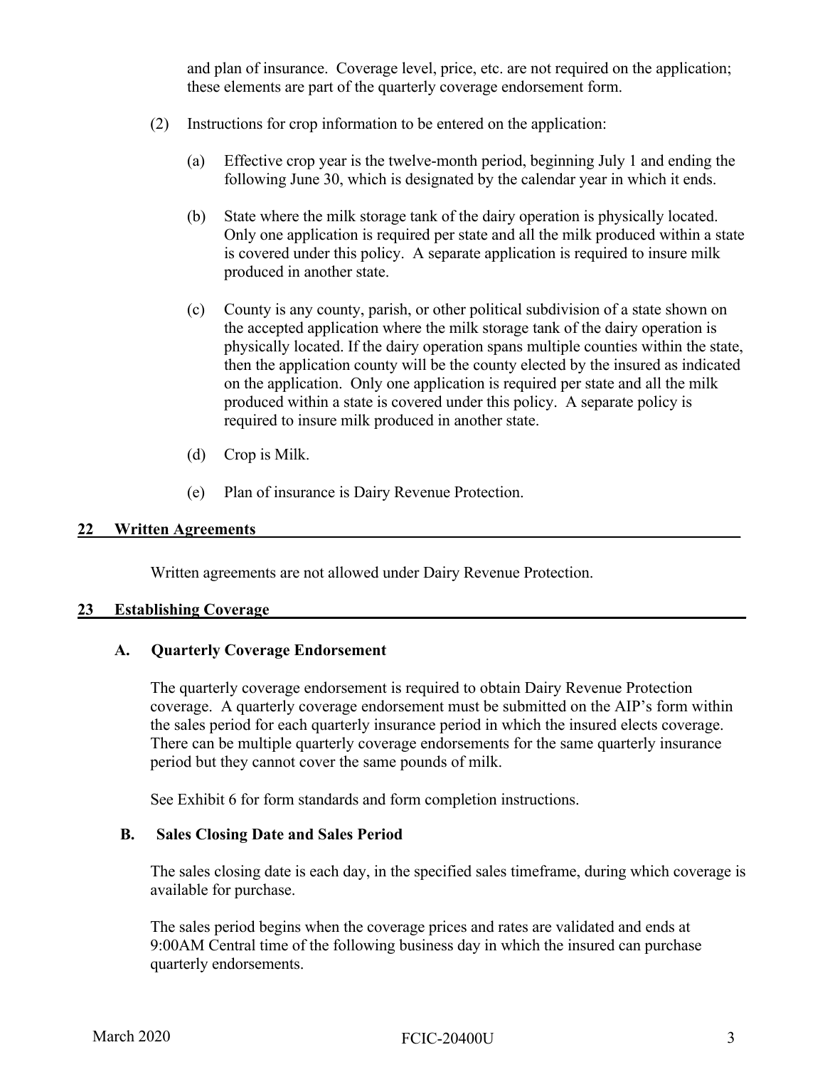and plan of insurance. Coverage level, price, etc. are not required on the application; these elements are part of the quarterly coverage endorsement form.

(2) Instructions for crop information to be entered on the application:

(a) Effective crop year is the twelve-month period, beginning July 1 and ending the following June 30, which is designated by the calendar year in which it ends.

(b) State where the milk storage tank of the dairy operation is physically located. Only one application is required per state and all the milk produced within a state is covered under this policy. A separate application is required to insure milk produced in another state.

(c) County is any county, parish, or other political subdivision of a state shown on the accepted application where the milk storage tank of the dairy operation is physically located. If the dairy operation spans multiple counties within the state, then the application county will be the county elected by the insured as indicated on the application. Only one application is required per state and all the milk produced within a state is covered under this policy. A separate policy is required to insure milk produced in another state.

(d) Crop is Milk.

(e) Plan of insurance is Dairy Revenue Protection.

## 22 Written Agreements

Written agreements are not allowed under Dairy Revenue Protection.

## 23 Establishing Coverage

### A. Quarterly Coverage Endorsement

The quarterly coverage endorsement is required to obtain Dairy Revenue Protection coverage. A quarterly coverage endorsement must be submitted on the AIP's form within the sales period for each quarterly insurance period in which the insured elects coverage. There can be multiple quarterly coverage endorsements for the same quarterly insurance period but they cannot cover the same pounds of milk.

See Exhibit 6 for form standards and form completion instructions.

### B. Sales Closing Date and Sales Period

The sales closing date is each day, in the specified sales timeframe, during which coverage is available for purchase.

The sales period begins when the coverage prices and rates are validated and ends at 9:00AM Central time of the following business day in which the insured can purchase quarterly endorsements.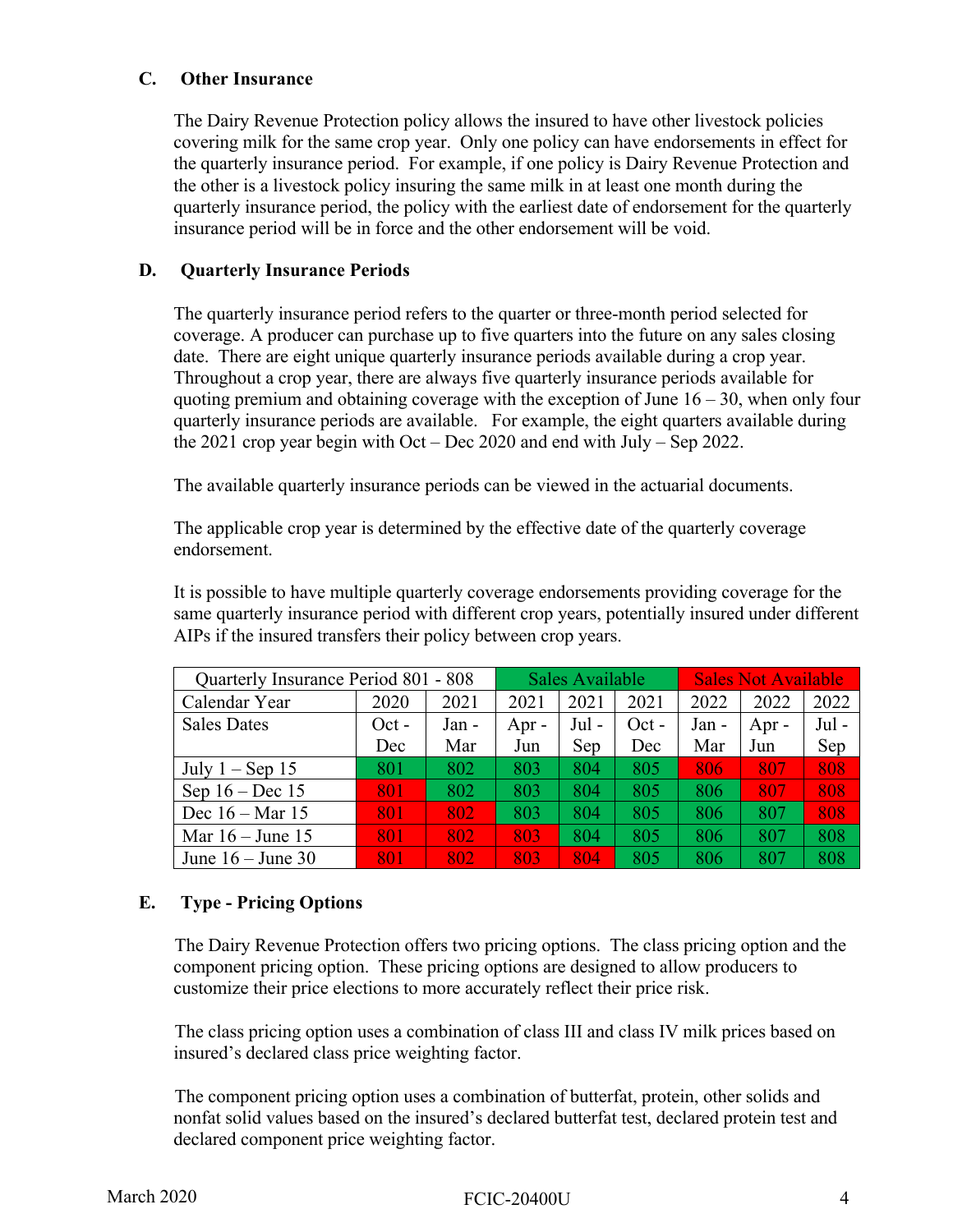### C. Other Insurance

The Dairy Revenue Protection policy allows the insured to have other livestock policies covering milk for the same crop year. Only one policy can have endorsements in effect for the quarterly insurance period. For example, if one policy is Dairy Revenue Protection and the other is a livestock policy insuring the same milk in at least one month during the quarterly insurance period, the policy with the earliest date of endorsement for the quarterly insurance period will be in force and the other endorsement will be void.

### D. Quarterly Insurance Periods

The quarterly insurance period refers to the quarter or three-month period selected for coverage. A producer can purchase up to five quarters into the future on any sales closing date. There are eight unique quarterly insurance periods available during a crop year. Throughout a crop year, there are always five quarterly insurance periods available for quoting premium and obtaining coverage with the exception of June 16 – 30, when only four quarterly insurance periods are available. For example, the eight quarters available during the 2021 crop year begin with Oct – Dec 2020 and end with July – Sep 2022.

The available quarterly insurance periods can be viewed in the actuarial documents.

The applicable crop year is determined by the effective date of the quarterly coverage endorsement.

It is possible to have multiple quarterly coverage endorsements providing coverage for the same quarterly insurance period with different crop years, potentially insured under different AIPs if the insured transfers their policy between crop years.

| Quarterly Insurance Period 801 - 808 | | | Sales Available | | | Sales Not Available | | |
|---|---|---|---|---|---|---|---|---|
| Calendar Year | 2020 | 2021 | 2021 | 2021 | 2021 | 2022 | 2022 | 2022 |
| Sales Dates | Oct - Dec | Jan - Mar | Apr - Jun | Jul - Sep | Oct - Dec | Jan - Mar | Apr - Jun | Jul - Sep |
| July 1 – Sep 15 | 801 | 802 | 803 | 804 | 805 | 806 | 807 | 808 |
| Sep 16 – Dec 15 | 801 | 802 | 803 | 804 | 805 | 806 | 807 | 808 |
| Dec 16 – Mar 15 | 801 | 802 | 803 | 804 | 805 | 806 | 807 | 808 |
| Mar 16 – June 15 | 801 | 802 | 803 | 804 | 805 | 806 | 807 | 808 |
| June 16 – June 30 | 801 | 802 | 803 | 804 | 805 | 806 | 807 | 808 |

### E. Type - Pricing Options

The Dairy Revenue Protection offers two pricing options. The class pricing option and the component pricing option. These pricing options are designed to allow producers to customize their price elections to more accurately reflect their price risk.

The class pricing option uses a combination of class III and class IV milk prices based on insured's declared class price weighting factor.

The component pricing option uses a combination of butterfat, protein, other solids and nonfat solid values based on the insured's declared butterfat test, declared protein test and declared component price weighting factor.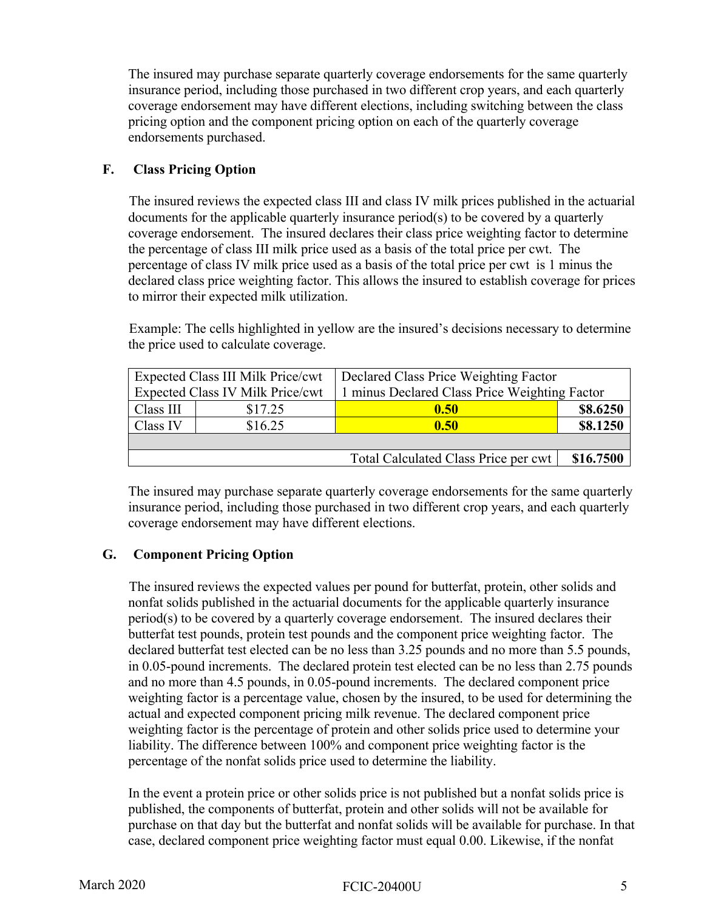The insured may purchase separate quarterly coverage endorsements for the same quarterly insurance period, including those purchased in two different crop years, and each quarterly coverage endorsement may have different elections, including switching between the class pricing option and the component pricing option on each of the quarterly coverage endorsements purchased.

### F. Class Pricing Option

The insured reviews the expected class III and class IV milk prices published in the actuarial documents for the applicable quarterly insurance period(s) to be covered by a quarterly coverage endorsement. The insured declares their class price weighting factor to determine the percentage of class III milk price used as a basis of the total price per cwt. The percentage of class IV milk price used as a basis of the total price per cwt is 1 minus the declared class price weighting factor. This allows the insured to establish coverage for prices to mirror their expected milk utilization.

Example: The cells highlighted in yellow are the insured's decisions necessary to determine the price used to calculate coverage.

| Expected Class III Milk Price/cwt<br>Expected Class IV Milk Price/cwt | | Declared Class Price Weighting Factor<br>1 minus Declared Class Price Weighting Factor | |
|---|---|---|---|
| Class III | $17.25 | **0.50** | **$8.6250** |
| Class IV | $16.25 | **0.50** | **$8.1250** |
| | | | |
| | | Total Calculated Class Price per cwt | **$16.7500** |

The insured may purchase separate quarterly coverage endorsements for the same quarterly insurance period, including those purchased in two different crop years, and each quarterly coverage endorsement may have different elections.

### G. Component Pricing Option

The insured reviews the expected values per pound for butterfat, protein, other solids and nonfat solids published in the actuarial documents for the applicable quarterly insurance period(s) to be covered by a quarterly coverage endorsement. The insured declares their butterfat test pounds, protein test pounds and the component price weighting factor. The declared butterfat test elected can be no less than 3.25 pounds and no more than 5.5 pounds, in 0.05-pound increments. The declared protein test elected can be no less than 2.75 pounds and no more than 4.5 pounds, in 0.05-pound increments. The declared component price weighting factor is a percentage value, chosen by the insured, to be used for determining the actual and expected component pricing milk revenue. The declared component price weighting factor is the percentage of protein and other solids price used to determine your liability. The difference between 100% and component price weighting factor is the percentage of the nonfat solids price used to determine the liability.

In the event a protein price or other solids price is not published but a nonfat solids price is published, the components of butterfat, protein and other solids will not be available for purchase on that day but the butterfat and nonfat solids will be available for purchase. In that case, declared component price weighting factor must equal 0.00. Likewise, if the nonfat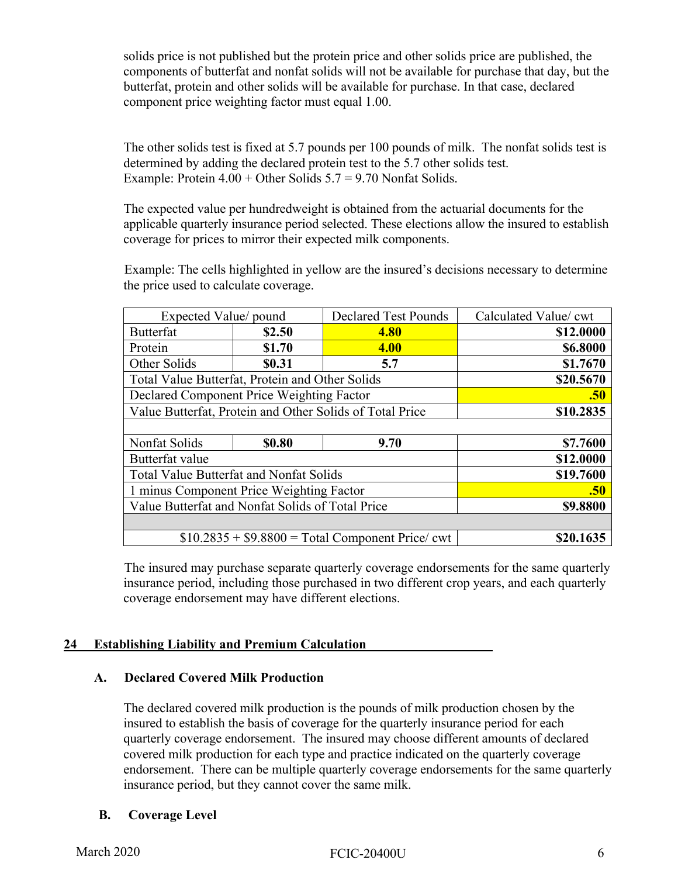solids price is not published but the protein price and other solids price are published, the components of butterfat and nonfat solids will not be available for purchase that day, but the butterfat, protein and other solids will be available for purchase. In that case, declared component price weighting factor must equal 1.00.

The other solids test is fixed at 5.7 pounds per 100 pounds of milk. The nonfat solids test is determined by adding the declared protein test to the 5.7 other solids test.
Example: Protein 4.00 + Other Solids 5.7 = 9.70 Nonfat Solids.

The expected value per hundredweight is obtained from the actuarial documents for the applicable quarterly insurance period selected. These elections allow the insured to establish coverage for prices to mirror their expected milk components.

Example: The cells highlighted in yellow are the insured's decisions necessary to determine the price used to calculate coverage.

| Expected Value/ pound | | Declared Test Pounds | Calculated Value/ cwt |
|---|---|---|---|
| Butterfat | **$2.50** | **4.80** | **$12.0000** |
| Protein | **$1.70** | **4.00** | **$6.8000** |
| Other Solids | **$0.31** | **5.7** | **$1.7670** |
| Total Value Butterfat, Protein and Other Solids | | | **$20.5670** |
| Declared Component Price Weighting Factor | | | **.50** |
| Value Butterfat, Protein and Other Solids of Total Price | | | **$10.2835** |
| | | | |
| Nonfat Solids | **$0.80** | **9.70** | **$7.7600** |
| Butterfat value | | | **$12.0000** |
| Total Value Butterfat and Nonfat Solids | | | **$19.7600** |
| 1 minus Component Price Weighting Factor | | | **.50** |
| Value Butterfat and Nonfat Solids of Total Price | | | **$9.8800** |
| | | | |
| $10.2835 + $9.8800 = Total Component Price/ cwt | | | **$20.1635** |

The insured may purchase separate quarterly coverage endorsements for the same quarterly insurance period, including those purchased in two different crop years, and each quarterly coverage endorsement may have different elections.

## 24 Establishing Liability and Premium Calculation

### A. Declared Covered Milk Production

The declared covered milk production is the pounds of milk production chosen by the insured to establish the basis of coverage for the quarterly insurance period for each quarterly coverage endorsement. The insured may choose different amounts of declared covered milk production for each type and practice indicated on the quarterly coverage endorsement. There can be multiple quarterly coverage endorsements for the same quarterly insurance period, but they cannot cover the same milk.

### B. Coverage Level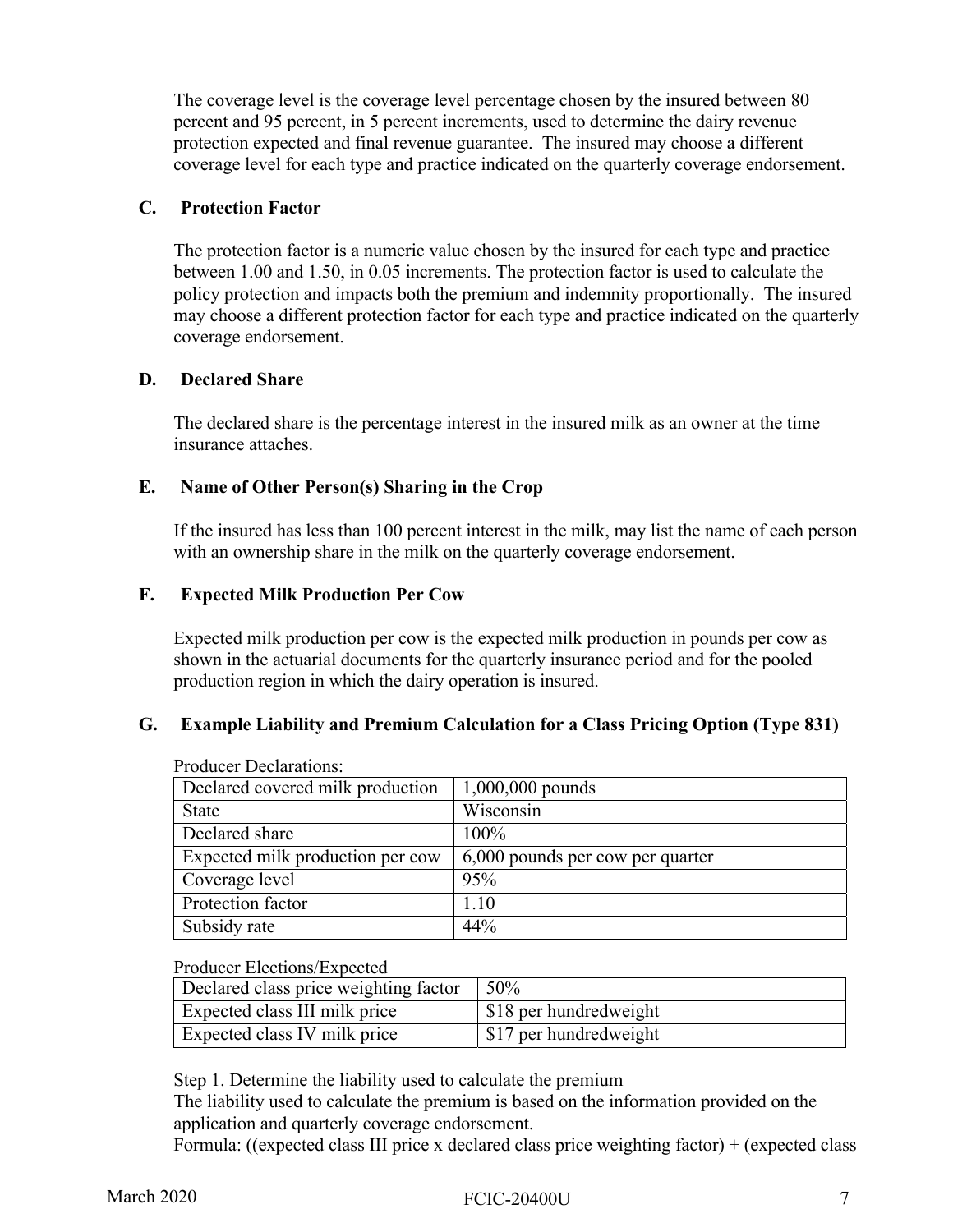The coverage level is the coverage level percentage chosen by the insured between 80 percent and 95 percent, in 5 percent increments, used to determine the dairy revenue protection expected and final revenue guarantee. The insured may choose a different coverage level for each type and practice indicated on the quarterly coverage endorsement.

### C. Protection Factor

The protection factor is a numeric value chosen by the insured for each type and practice between 1.00 and 1.50, in 0.05 increments. The protection factor is used to calculate the policy protection and impacts both the premium and indemnity proportionally. The insured may choose a different protection factor for each type and practice indicated on the quarterly coverage endorsement.

### D. Declared Share

The declared share is the percentage interest in the insured milk as an owner at the time insurance attaches.

### E. Name of Other Person(s) Sharing in the Crop

If the insured has less than 100 percent interest in the milk, may list the name of each person with an ownership share in the milk on the quarterly coverage endorsement.

### F. Expected Milk Production Per Cow

Expected milk production per cow is the expected milk production in pounds per cow as shown in the actuarial documents for the quarterly insurance period and for the pooled production region in which the dairy operation is insured.

### G. Example Liability and Premium Calculation for a Class Pricing Option (Type 831)

Producer Declarations:

| | |
|---|---|
| Declared covered milk production | 1,000,000 pounds |
| State | Wisconsin |
| Declared share | 100% |
| Expected milk production per cow | 6,000 pounds per cow per quarter |
| Coverage level | 95% |
| Protection factor | 1.10 |
| Subsidy rate | 44% |

Producer Elections/Expected

| | |
|---|---|
| Declared class price weighting factor | 50% |
| Expected class III milk price | $18 per hundredweight |
| Expected class IV milk price | $17 per hundredweight |

Step 1. Determine the liability used to calculate the premium
The liability used to calculate the premium is based on the information provided on the application and quarterly coverage endorsement.
Formula: ((expected class III price x declared class price weighting factor) + (expected class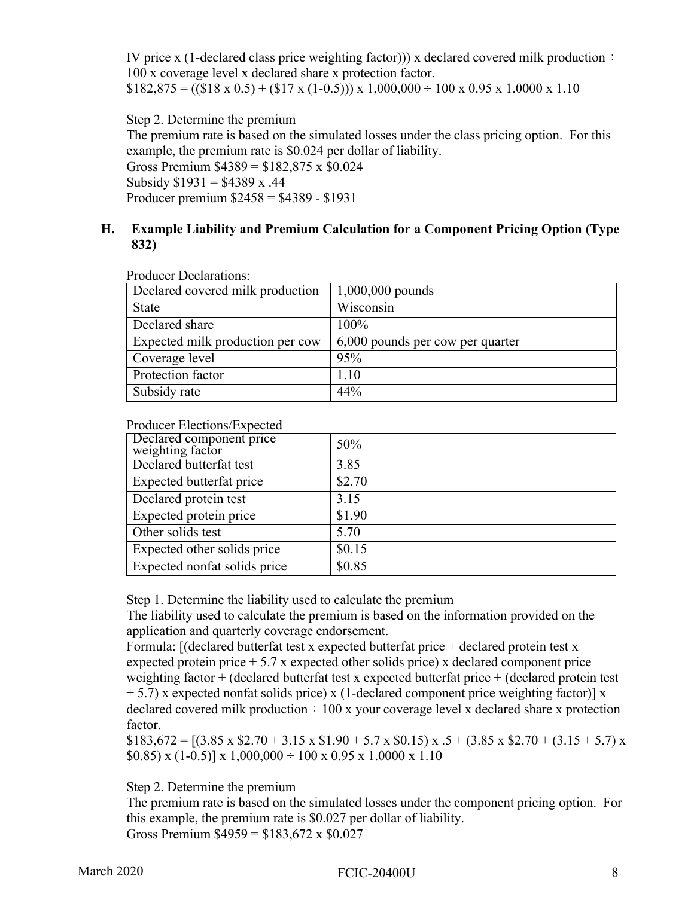IV price x (1-declared class price weighting factor))) x declared covered milk production ÷ 100 x coverage level x declared share x protection factor.
$182,875 = (($18 x 0.5) + ($17 x (1-0.5))) x 1,000,000 ÷ 100 x 0.95 x 1.0000 x 1.10

Step 2. Determine the premium
The premium rate is based on the simulated losses under the class pricing option. For this example, the premium rate is $0.024 per dollar of liability.
Gross Premium $4389 = $182,875 x $0.024
Subsidy $1931 = $4389 x .44
Producer premium $2458 = $4389 - $1931

## H. Example Liability and Premium Calculation for a Component Pricing Option (Type 832)

Producer Declarations:

| | |
|---|---|
| Declared covered milk production | 1,000,000 pounds |
| State | Wisconsin |
| Declared share | 100% |
| Expected milk production per cow | 6,000 pounds per cow per quarter |
| Coverage level | 95% |
| Protection factor | 1.10 |
| Subsidy rate | 44% |

Producer Elections/Expected

| | |
|---|---|
| Declared component price weighting factor | 50% |
| Declared butterfat test | 3.85 |
| Expected butterfat price | $2.70 |
| Declared protein test | 3.15 |
| Expected protein price | $1.90 |
| Other solids test | 5.70 |
| Expected other solids price | $0.15 |
| Expected nonfat solids price | $0.85 |

Step 1. Determine the liability used to calculate the premium
The liability used to calculate the premium is based on the information provided on the application and quarterly coverage endorsement.
Formula: [(declared butterfat test x expected butterfat price + declared protein test x expected protein price + 5.7 x expected other solids price) x declared component price weighting factor + (declared butterfat test x expected butterfat price + (declared protein test + 5.7) x expected nonfat solids price) x (1-declared component price weighting factor)] x declared covered milk production ÷ 100 x your coverage level x declared share x protection factor.
$183,672 = [(3.85 x $2.70 + 3.15 x $1.90 + 5.7 x $0.15) x .5 + (3.85 x $2.70 + (3.15 + 5.7) x $0.85) x (1-0.5)] x 1,000,000 ÷ 100 x 0.95 x 1.0000 x 1.10

Step 2. Determine the premium
The premium rate is based on the simulated losses under the component pricing option. For this example, the premium rate is $0.027 per dollar of liability.
Gross Premium $4959 = $183,672 x $0.027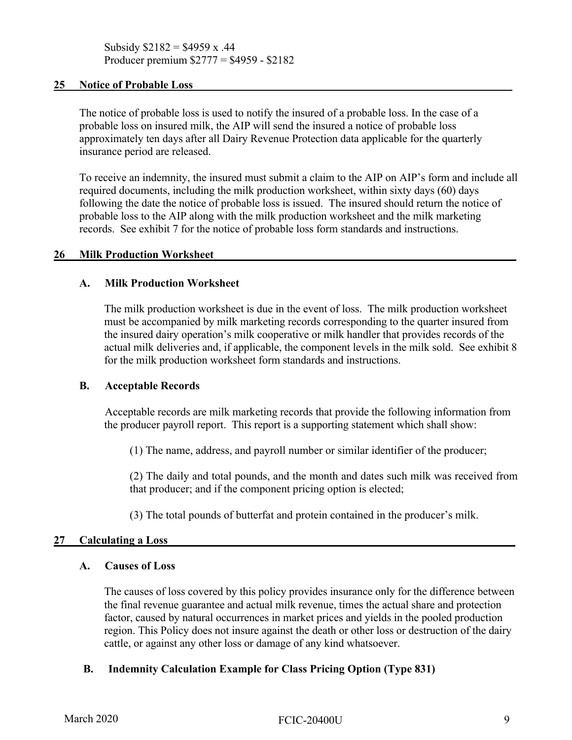Subsidy $2182 = $4959 x .44
Producer premium $2777 = $4959 - $2182

## 25 Notice of Probable Loss

The notice of probable loss is used to notify the insured of a probable loss. In the case of a probable loss on insured milk, the AIP will send the insured a notice of probable loss approximately ten days after all Dairy Revenue Protection data applicable for the quarterly insurance period are released.

To receive an indemnity, the insured must submit a claim to the AIP on AIP's form and include all required documents, including the milk production worksheet, within sixty days (60) days following the date the notice of probable loss is issued. The insured should return the notice of probable loss to the AIP along with the milk production worksheet and the milk marketing records. See exhibit 7 for the notice of probable loss form standards and instructions.

## 26 Milk Production Worksheet

### A. Milk Production Worksheet

The milk production worksheet is due in the event of loss. The milk production worksheet must be accompanied by milk marketing records corresponding to the quarter insured from the insured dairy operation's milk cooperative or milk handler that provides records of the actual milk deliveries and, if applicable, the component levels in the milk sold. See exhibit 8 for the milk production worksheet form standards and instructions.

### B. Acceptable Records

Acceptable records are milk marketing records that provide the following information from the producer payroll report. This report is a supporting statement which shall show:

(1) The name, address, and payroll number or similar identifier of the producer;

(2) The daily and total pounds, and the month and dates such milk was received from that producer; and if the component pricing option is elected;

(3) The total pounds of butterfat and protein contained in the producer's milk.

## 27 Calculating a Loss

### A. Causes of Loss

The causes of loss covered by this policy provides insurance only for the difference between the final revenue guarantee and actual milk revenue, times the actual share and protection factor, caused by natural occurrences in market prices and yields in the pooled production region. This Policy does not insure against the death or other loss or destruction of the dairy cattle, or against any other loss or damage of any kind whatsoever.

### B. Indemnity Calculation Example for Class Pricing Option (Type 831)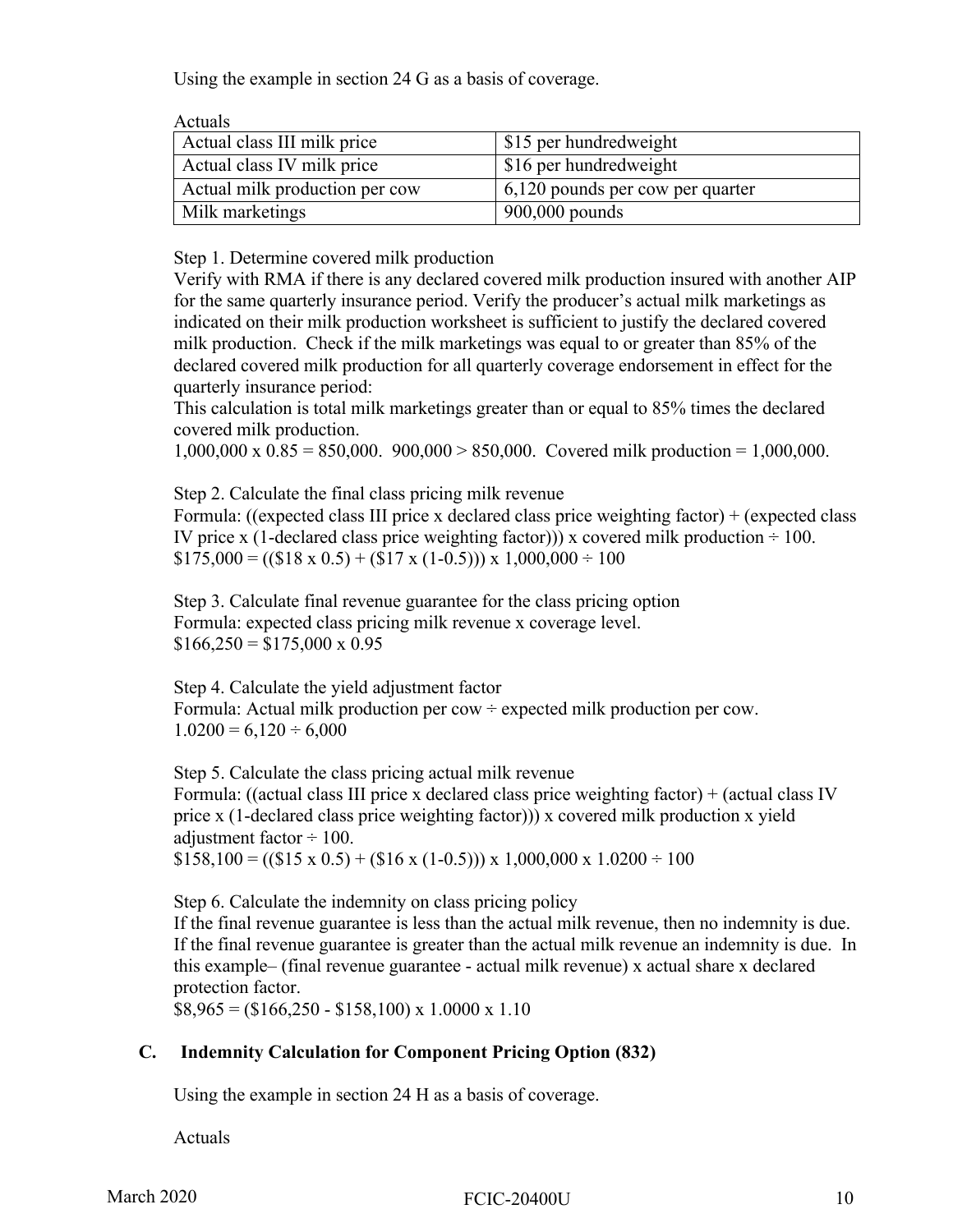Using the example in section 24 G as a basis of coverage.

Actuals

| | |
|---|---|
| Actual class III milk price | $15 per hundredweight |
| Actual class IV milk price | $16 per hundredweight |
| Actual milk production per cow | 6,120 pounds per cow per quarter |
| Milk marketings | 900,000 pounds |

Step 1. Determine covered milk production

Verify with RMA if there is any declared covered milk production insured with another AIP for the same quarterly insurance period. Verify the producer's actual milk marketings as indicated on their milk production worksheet is sufficient to justify the declared covered milk production. Check if the milk marketings was equal to or greater than 85% of the declared covered milk production for all quarterly coverage endorsement in effect for the quarterly insurance period:

This calculation is total milk marketings greater than or equal to 85% times the declared covered milk production.

1,000,000 x 0.85 = 850,000. 900,000 > 850,000. Covered milk production = 1,000,000.

Step 2. Calculate the final class pricing milk revenue

Formula: ((expected class III price x declared class price weighting factor) + (expected class IV price x (1-declared class price weighting factor))) x covered milk production ÷ 100.

$175,000 = (($18 x 0.5) + ($17 x (1-0.5))) x 1,000,000 ÷ 100

Step 3. Calculate final revenue guarantee for the class pricing option

Formula: expected class pricing milk revenue x coverage level.

$166,250 = $175,000 x 0.95

Step 4. Calculate the yield adjustment factor

Formula: Actual milk production per cow ÷ expected milk production per cow.

1.0200 = 6,120 ÷ 6,000

Step 5. Calculate the class pricing actual milk revenue

Formula: ((actual class III price x declared class price weighting factor) + (actual class IV price x (1-declared class price weighting factor))) x covered milk production x yield adjustment factor ÷ 100.

$158,100 = (($15 x 0.5) + ($16 x (1-0.5))) x 1,000,000 x 1.0200 ÷ 100

Step 6. Calculate the indemnity on class pricing policy

If the final revenue guarantee is less than the actual milk revenue, then no indemnity is due. If the final revenue guarantee is greater than the actual milk revenue an indemnity is due. In this example– (final revenue guarantee - actual milk revenue) x actual share x declared protection factor.

$8,965 = ($166,250 - $158,100) x 1.0000 x 1.10

## C. Indemnity Calculation for Component Pricing Option (832)

Using the example in section 24 H as a basis of coverage.

Actuals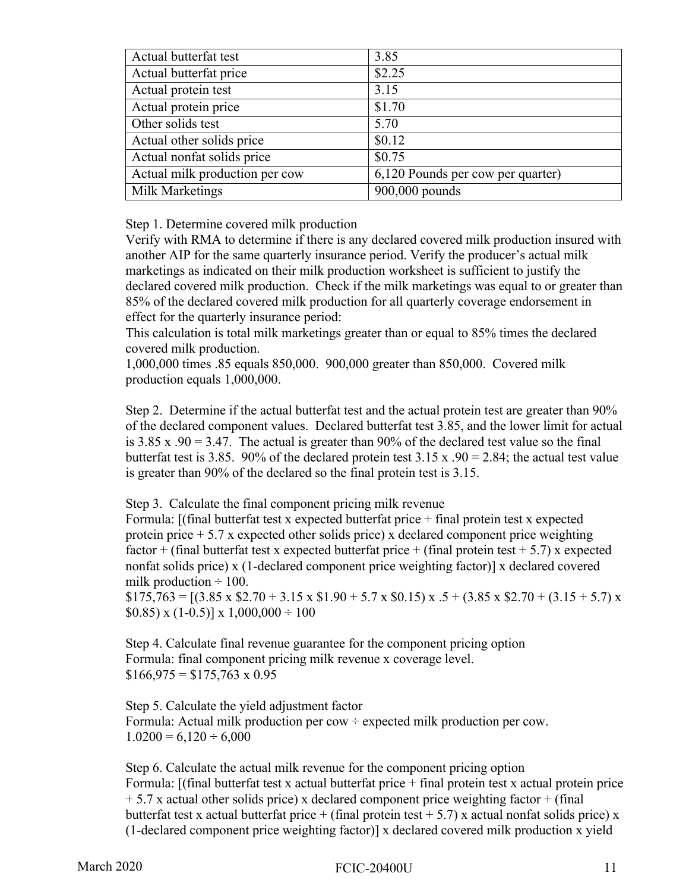| | |
|---|---|
| Actual butterfat test | 3.85 |
| Actual butterfat price | $2.25 |
| Actual protein test | 3.15 |
| Actual protein price | $1.70 |
| Other solids test | 5.70 |
| Actual other solids price | $0.12 |
| Actual nonfat solids price | $0.75 |
| Actual milk production per cow | 6,120 Pounds per cow per quarter) |
| Milk Marketings | 900,000 pounds |

Step 1. Determine covered milk production
Verify with RMA to determine if there is any declared covered milk production insured with another AIP for the same quarterly insurance period. Verify the producer's actual milk marketings as indicated on their milk production worksheet is sufficient to justify the declared covered milk production. Check if the milk marketings was equal to or greater than 85% of the declared covered milk production for all quarterly coverage endorsement in effect for the quarterly insurance period:
This calculation is total milk marketings greater than or equal to 85% times the declared covered milk production.
1,000,000 times .85 equals 850,000. 900,000 greater than 850,000. Covered milk production equals 1,000,000.

Step 2. Determine if the actual butterfat test and the actual protein test are greater than 90% of the declared component values. Declared butterfat test 3.85, and the lower limit for actual is 3.85 x .90 = 3.47. The actual is greater than 90% of the declared test value so the final butterfat test is 3.85. 90% of the declared protein test 3.15 x .90 = 2.84; the actual test value is greater than 90% of the declared so the final protein test is 3.15.

Step 3. Calculate the final component pricing milk revenue
Formula: [(final butterfat test x expected butterfat price + final protein test x expected protein price + 5.7 x expected other solids price) x declared component price weighting factor + (final butterfat test x expected butterfat price + (final protein test + 5.7) x expected nonfat solids price) x (1-declared component price weighting factor)] x declared covered milk production ÷ 100.
$175,763 = [(3.85 x $2.70 + 3.15 x $1.90 + 5.7 x $0.15) x .5 + (3.85 x $2.70 + (3.15 + 5.7) x $0.85) x (1-0.5)] x 1,000,000 ÷ 100

Step 4. Calculate final revenue guarantee for the component pricing option
Formula: final component pricing milk revenue x coverage level.
$166,975 = $175,763 x 0.95

Step 5. Calculate the yield adjustment factor
Formula: Actual milk production per cow ÷ expected milk production per cow.
1.0200 = 6,120 ÷ 6,000

Step 6. Calculate the actual milk revenue for the component pricing option
Formula: [(final butterfat test x actual butterfat price + final protein test x actual protein price + 5.7 x actual other solids price) x declared component price weighting factor + (final butterfat test x actual butterfat price + (final protein test + 5.7) x actual nonfat solids price) x (1-declared component price weighting factor)] x declared covered milk production x yield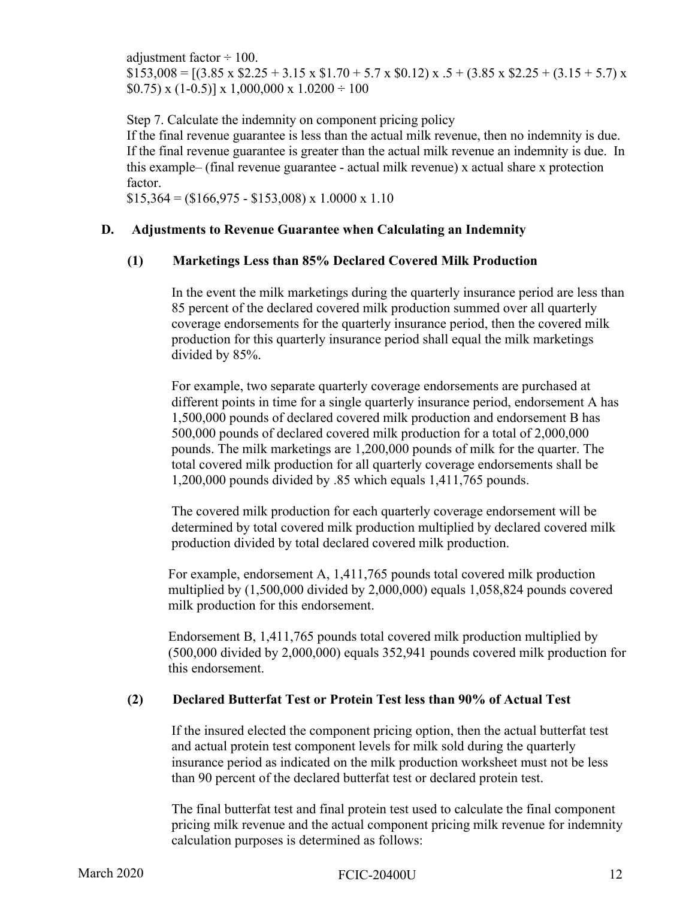adjustment factor ÷ 100.

$153,008 = [(3.85 x $2.25 + 3.15 x $1.70 + 5.7 x $0.12) x .5 + (3.85 x $2.25 + (3.15 + 5.7) x $0.75) x (1-0.5)] x 1,000,000 x 1.0200 ÷ 100

Step 7. Calculate the indemnity on component pricing policy

If the final revenue guarantee is less than the actual milk revenue, then no indemnity is due. If the final revenue guarantee is greater than the actual milk revenue an indemnity is due. In this example– (final revenue guarantee - actual milk revenue) x actual share x protection factor.

$15,364 = ($166,975 - $153,008) x 1.0000 x 1.10

### D. Adjustments to Revenue Guarantee when Calculating an Indemnity

#### (1) Marketings Less than 85% Declared Covered Milk Production

In the event the milk marketings during the quarterly insurance period are less than 85 percent of the declared covered milk production summed over all quarterly coverage endorsements for the quarterly insurance period, then the covered milk production for this quarterly insurance period shall equal the milk marketings divided by 85%.

For example, two separate quarterly coverage endorsements are purchased at different points in time for a single quarterly insurance period, endorsement A has 1,500,000 pounds of declared covered milk production and endorsement B has 500,000 pounds of declared covered milk production for a total of 2,000,000 pounds. The milk marketings are 1,200,000 pounds of milk for the quarter. The total covered milk production for all quarterly coverage endorsements shall be 1,200,000 pounds divided by .85 which equals 1,411,765 pounds.

The covered milk production for each quarterly coverage endorsement will be determined by total covered milk production multiplied by declared covered milk production divided by total declared covered milk production.

For example, endorsement A, 1,411,765 pounds total covered milk production multiplied by (1,500,000 divided by 2,000,000) equals 1,058,824 pounds covered milk production for this endorsement.

Endorsement B, 1,411,765 pounds total covered milk production multiplied by (500,000 divided by 2,000,000) equals 352,941 pounds covered milk production for this endorsement.

#### (2) Declared Butterfat Test or Protein Test less than 90% of Actual Test

If the insured elected the component pricing option, then the actual butterfat test and actual protein test component levels for milk sold during the quarterly insurance period as indicated on the milk production worksheet must not be less than 90 percent of the declared butterfat test or declared protein test.

The final butterfat test and final protein test used to calculate the final component pricing milk revenue and the actual component pricing milk revenue for indemnity calculation purposes is determined as follows: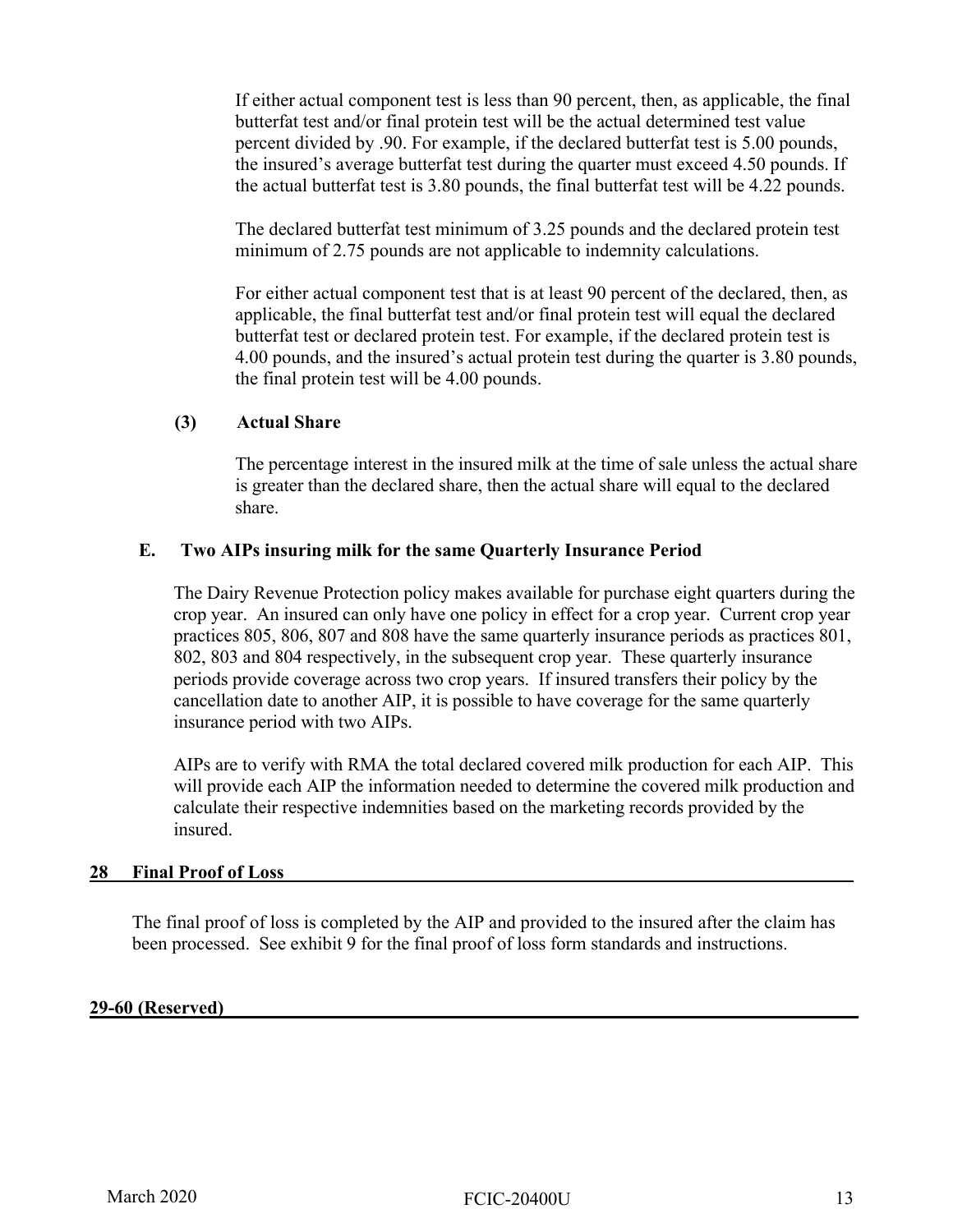If either actual component test is less than 90 percent, then, as applicable, the final butterfat test and/or final protein test will be the actual determined test value percent divided by .90. For example, if the declared butterfat test is 5.00 pounds, the insured's average butterfat test during the quarter must exceed 4.50 pounds. If the actual butterfat test is 3.80 pounds, the final butterfat test will be 4.22 pounds.

The declared butterfat test minimum of 3.25 pounds and the declared protein test minimum of 2.75 pounds are not applicable to indemnity calculations.

For either actual component test that is at least 90 percent of the declared, then, as applicable, the final butterfat test and/or final protein test will equal the declared butterfat test or declared protein test. For example, if the declared protein test is 4.00 pounds, and the insured's actual protein test during the quarter is 3.80 pounds, the final protein test will be 4.00 pounds.

**(3) Actual Share**

The percentage interest in the insured milk at the time of sale unless the actual share is greater than the declared share, then the actual share will equal to the declared share.

**E. Two AIPs insuring milk for the same Quarterly Insurance Period**

The Dairy Revenue Protection policy makes available for purchase eight quarters during the crop year. An insured can only have one policy in effect for a crop year. Current crop year practices 805, 806, 807 and 808 have the same quarterly insurance periods as practices 801, 802, 803 and 804 respectively, in the subsequent crop year. These quarterly insurance periods provide coverage across two crop years. If insured transfers their policy by the cancellation date to another AIP, it is possible to have coverage for the same quarterly insurance period with two AIPs.

AIPs are to verify with RMA the total declared covered milk production for each AIP. This will provide each AIP the information needed to determine the covered milk production and calculate their respective indemnities based on the marketing records provided by the insured.

## 28 Final Proof of Loss

The final proof of loss is completed by the AIP and provided to the insured after the claim has been processed. See exhibit 9 for the final proof of loss form standards and instructions.

## 29-60 (Reserved)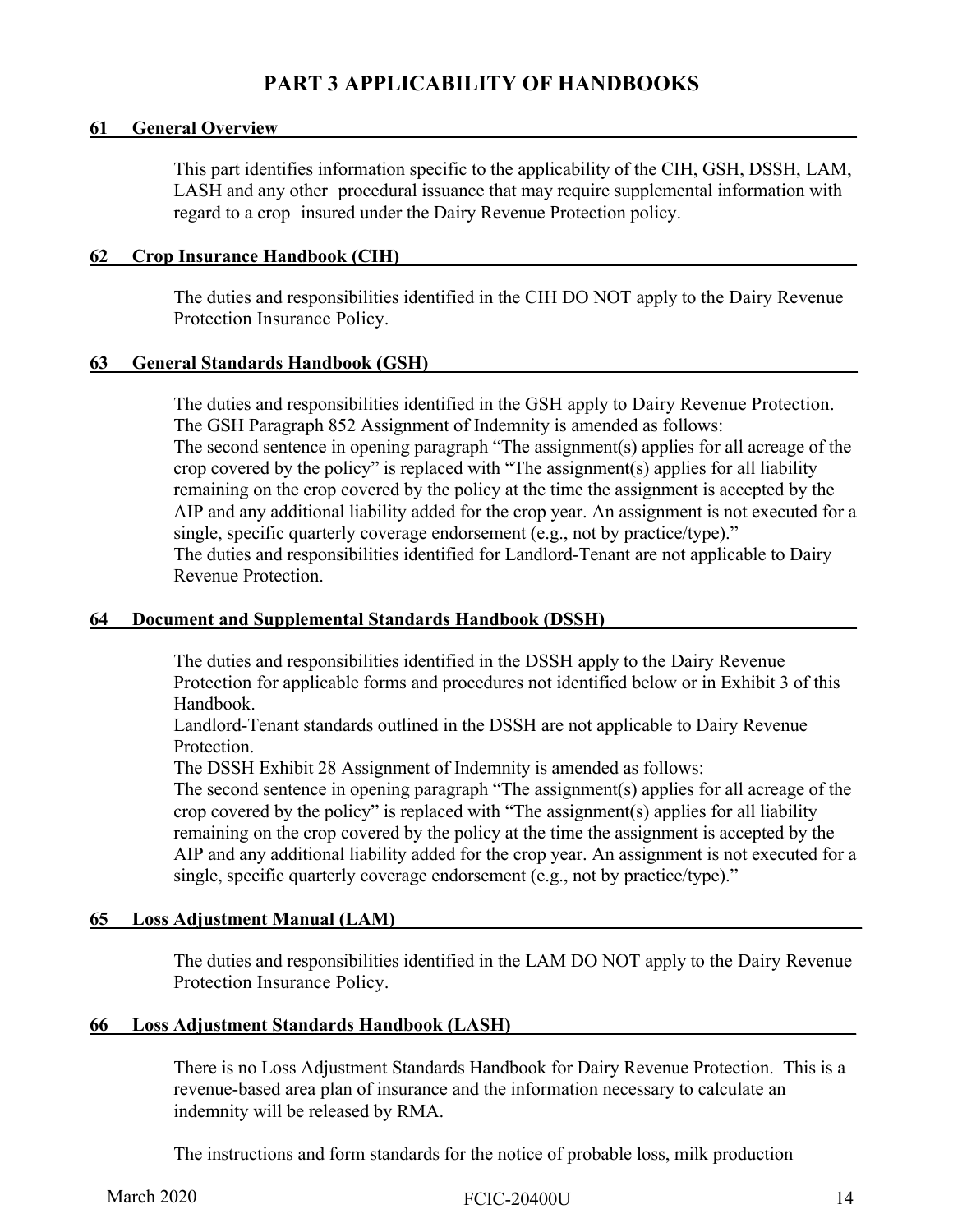# PART 3 APPLICABILITY OF HANDBOOKS

## 61 General Overview

This part identifies information specific to the applicability of the CIH, GSH, DSSH, LAM, LASH and any other procedural issuance that may require supplemental information with regard to a crop insured under the Dairy Revenue Protection policy.

## 62 Crop Insurance Handbook (CIH)

The duties and responsibilities identified in the CIH DO NOT apply to the Dairy Revenue Protection Insurance Policy.

## 63 General Standards Handbook (GSH)

The duties and responsibilities identified in the GSH apply to Dairy Revenue Protection. The GSH Paragraph 852 Assignment of Indemnity is amended as follows:
The second sentence in opening paragraph "The assignment(s) applies for all acreage of the crop covered by the policy" is replaced with "The assignment(s) applies for all liability remaining on the crop covered by the policy at the time the assignment is accepted by the AIP and any additional liability added for the crop year. An assignment is not executed for a single, specific quarterly coverage endorsement (e.g., not by practice/type)."
The duties and responsibilities identified for Landlord-Tenant are not applicable to Dairy Revenue Protection.

## 64 Document and Supplemental Standards Handbook (DSSH)

The duties and responsibilities identified in the DSSH apply to the Dairy Revenue Protection for applicable forms and procedures not identified below or in Exhibit 3 of this Handbook.
Landlord-Tenant standards outlined in the DSSH are not applicable to Dairy Revenue Protection.
The DSSH Exhibit 28 Assignment of Indemnity is amended as follows:
The second sentence in opening paragraph "The assignment(s) applies for all acreage of the crop covered by the policy" is replaced with "The assignment(s) applies for all liability remaining on the crop covered by the policy at the time the assignment is accepted by the AIP and any additional liability added for the crop year. An assignment is not executed for a single, specific quarterly coverage endorsement (e.g., not by practice/type)."

## 65 Loss Adjustment Manual (LAM)

The duties and responsibilities identified in the LAM DO NOT apply to the Dairy Revenue Protection Insurance Policy.

## 66 Loss Adjustment Standards Handbook (LASH)

There is no Loss Adjustment Standards Handbook for Dairy Revenue Protection. This is a revenue-based area plan of insurance and the information necessary to calculate an indemnity will be released by RMA.

The instructions and form standards for the notice of probable loss, milk production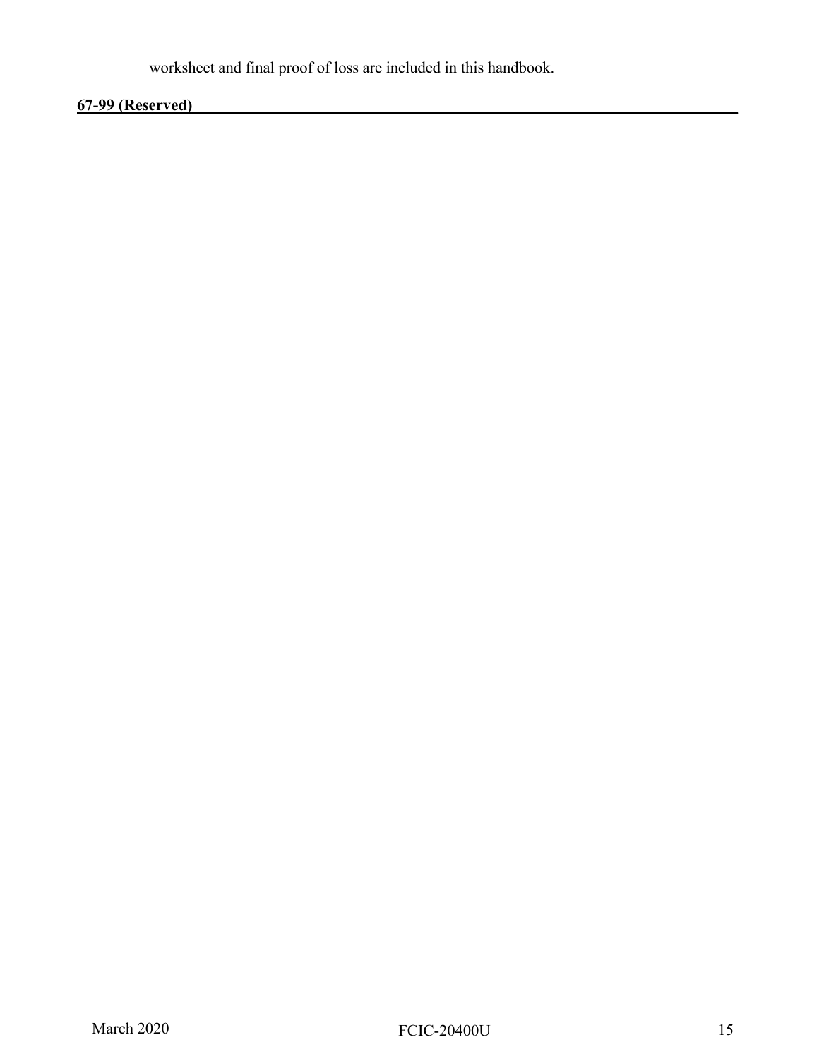worksheet and final proof of loss are included in this handbook.

**67-99 (Reserved)**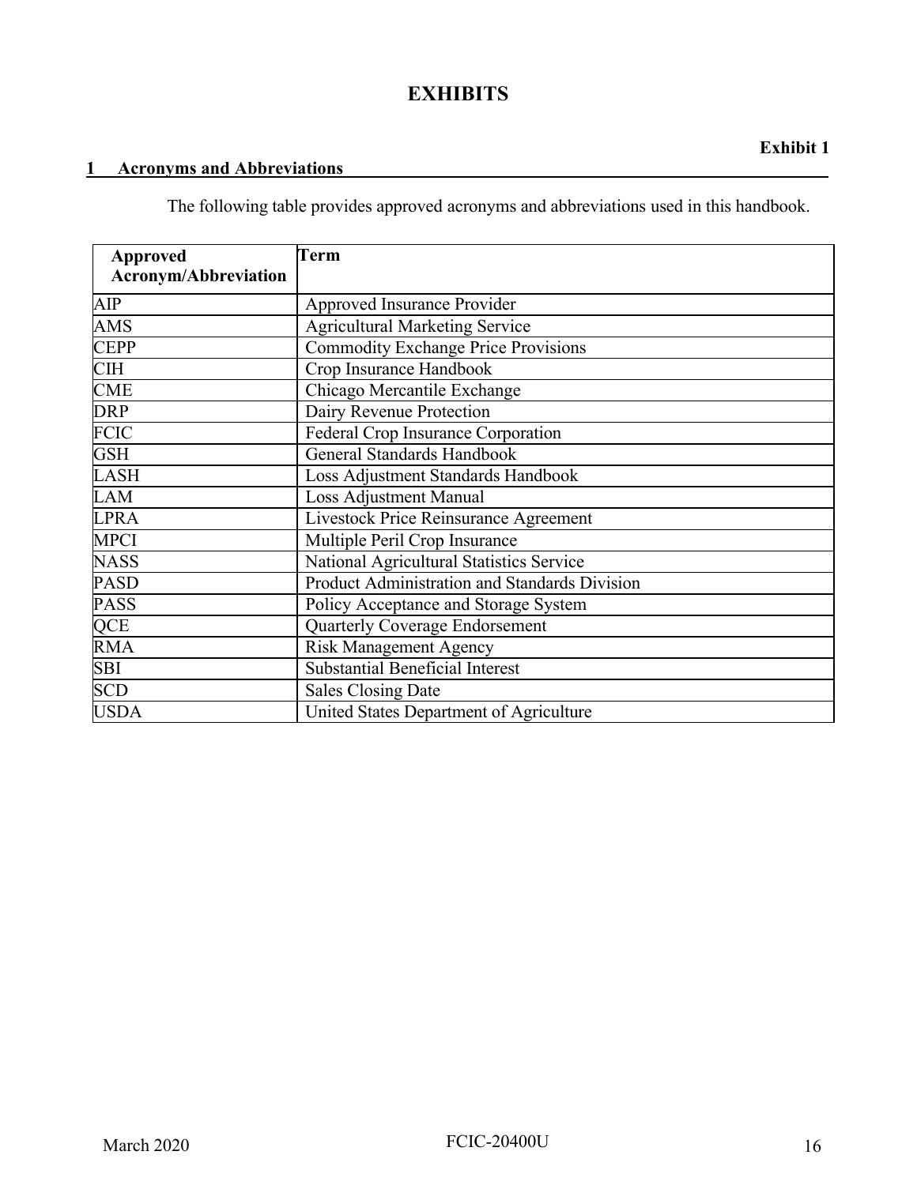# EXHIBITS

**Exhibit 1**

## 1 Acronyms and Abbreviations

The following table provides approved acronyms and abbreviations used in this handbook.

| Approved Acronym/Abbreviation | Term |
|---|---|
| AIP | Approved Insurance Provider |
| AMS | Agricultural Marketing Service |
| CEPP | Commodity Exchange Price Provisions |
| CIH | Crop Insurance Handbook |
| CME | Chicago Mercantile Exchange |
| DRP | Dairy Revenue Protection |
| FCIC | Federal Crop Insurance Corporation |
| GSH | General Standards Handbook |
| LASH | Loss Adjustment Standards Handbook |
| LAM | Loss Adjustment Manual |
| LPRA | Livestock Price Reinsurance Agreement |
| MPCI | Multiple Peril Crop Insurance |
| NASS | National Agricultural Statistics Service |
| PASD | Product Administration and Standards Division |
| PASS | Policy Acceptance and Storage System |
| QCE | Quarterly Coverage Endorsement |
| RMA | Risk Management Agency |
| SBI | Substantial Beneficial Interest |
| SCD | Sales Closing Date |
| USDA | United States Department of Agriculture |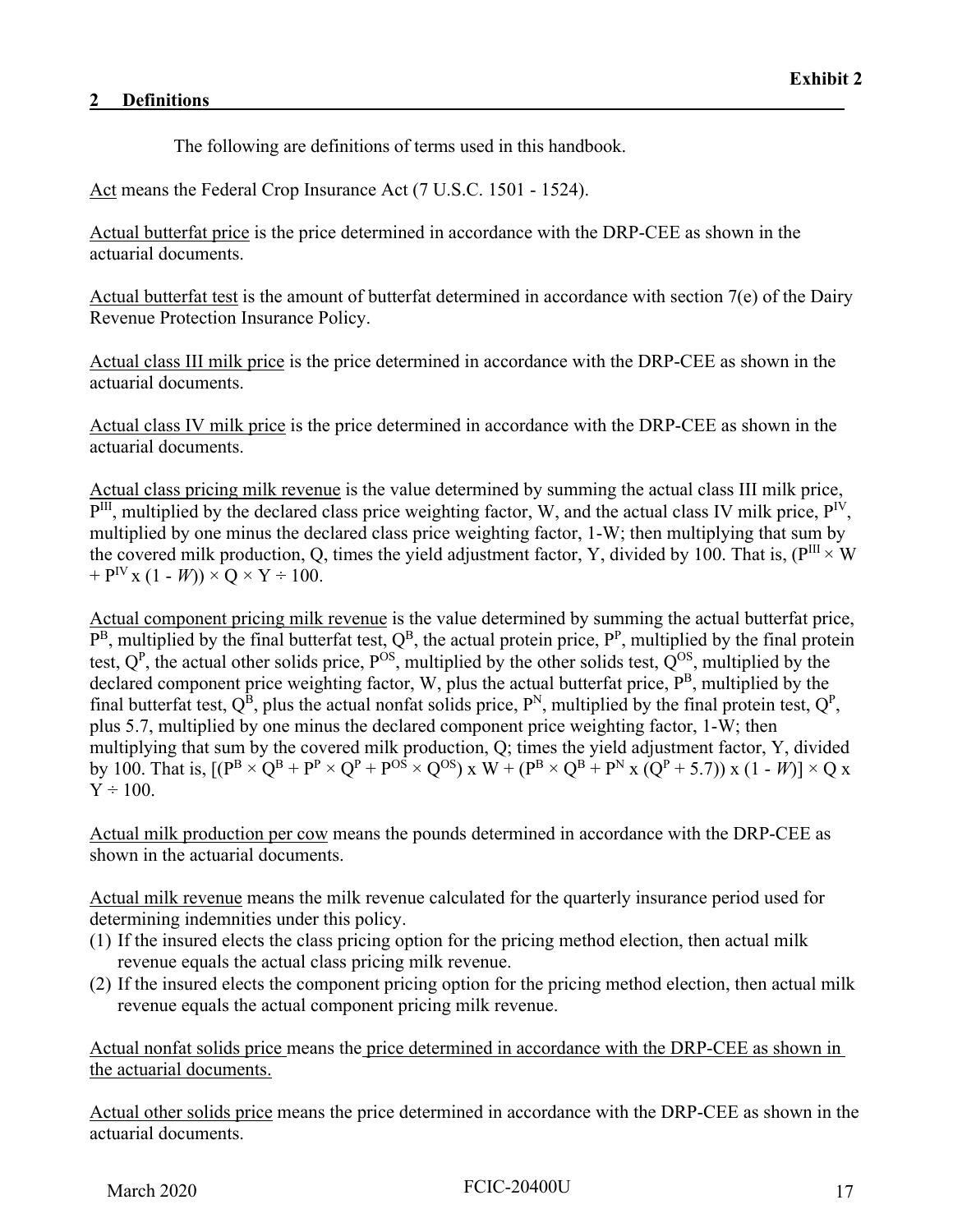**Exhibit 2**

## 2 Definitions

The following are definitions of terms used in this handbook.

Act means the Federal Crop Insurance Act (7 U.S.C. 1501 - 1524).

Actual butterfat price is the price determined in accordance with the DRP-CEE as shown in the actuarial documents.

Actual butterfat test is the amount of butterfat determined in accordance with section 7(e) of the Dairy Revenue Protection Insurance Policy.

Actual class III milk price is the price determined in accordance with the DRP-CEE as shown in the actuarial documents.

Actual class IV milk price is the price determined in accordance with the DRP-CEE as shown in the actuarial documents.

Actual class pricing milk revenue is the value determined by summing the actual class III milk price, $P^{III}$, multiplied by the declared class price weighting factor, W, and the actual class IV milk price, $P^{IV}$, multiplied by one minus the declared class price weighting factor, 1-W; then multiplying that sum by the covered milk production, Q, times the yield adjustment factor, Y, divided by 100. That is, $(P^{III} \times W + P^{IV} \times (1 - W)) \times Q \times Y \div 100$.

Actual component pricing milk revenue is the value determined by summing the actual butterfat price, $P^B$, multiplied by the final butterfat test, $Q^B$, the actual protein price, $P^P$, multiplied by the final protein test, $Q^P$, the actual other solids price, $P^{OS}$, multiplied by the other solids test, $Q^{OS}$, multiplied by the declared component price weighting factor, W, plus the actual butterfat price, $P^B$, multiplied by the final butterfat test, $Q^B$, plus the actual nonfat solids price, $P^N$, multiplied by the final protein test, $Q^P$, plus 5.7, multiplied by one minus the declared component price weighting factor, 1-W; then multiplying that sum by the covered milk production, Q; times the yield adjustment factor, Y, divided by 100. That is, $[(P^B \times Q^B + P^P \times Q^P + P^{OS} \times Q^{OS}) \times W + (P^B \times Q^B + P^N \times (Q^P + 5.7)) \times (1 - W)] \times Q \times Y \div 100$.

Actual milk production per cow means the pounds determined in accordance with the DRP-CEE as shown in the actuarial documents.

Actual milk revenue means the milk revenue calculated for the quarterly insurance period used for determining indemnities under this policy.

(1) If the insured elects the class pricing option for the pricing method election, then actual milk revenue equals the actual class pricing milk revenue.
(2) If the insured elects the component pricing option for the pricing method election, then actual milk revenue equals the actual component pricing milk revenue.

Actual nonfat solids price means the price determined in accordance with the DRP-CEE as shown in the actuarial documents.

Actual other solids price means the price determined in accordance with the DRP-CEE as shown in the actuarial documents.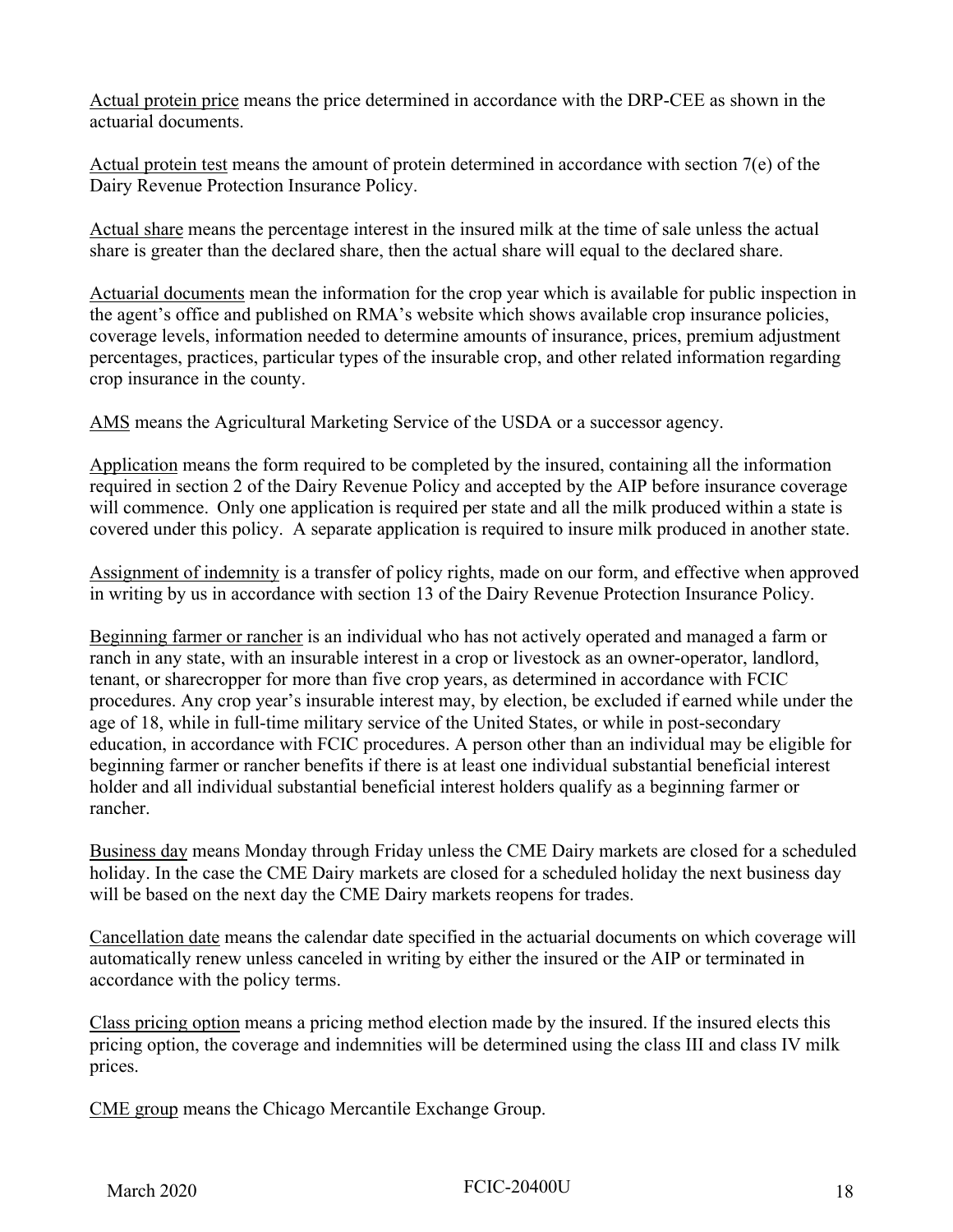Actual protein price means the price determined in accordance with the DRP-CEE as shown in the actuarial documents.

Actual protein test means the amount of protein determined in accordance with section 7(e) of the Dairy Revenue Protection Insurance Policy.

Actual share means the percentage interest in the insured milk at the time of sale unless the actual share is greater than the declared share, then the actual share will equal to the declared share.

Actuarial documents mean the information for the crop year which is available for public inspection in the agent's office and published on RMA's website which shows available crop insurance policies, coverage levels, information needed to determine amounts of insurance, prices, premium adjustment percentages, practices, particular types of the insurable crop, and other related information regarding crop insurance in the county.

AMS means the Agricultural Marketing Service of the USDA or a successor agency.

Application means the form required to be completed by the insured, containing all the information required in section 2 of the Dairy Revenue Policy and accepted by the AIP before insurance coverage will commence. Only one application is required per state and all the milk produced within a state is covered under this policy. A separate application is required to insure milk produced in another state.

Assignment of indemnity is a transfer of policy rights, made on our form, and effective when approved in writing by us in accordance with section 13 of the Dairy Revenue Protection Insurance Policy.

Beginning farmer or rancher is an individual who has not actively operated and managed a farm or ranch in any state, with an insurable interest in a crop or livestock as an owner-operator, landlord, tenant, or sharecropper for more than five crop years, as determined in accordance with FCIC procedures. Any crop year's insurable interest may, by election, be excluded if earned while under the age of 18, while in full-time military service of the United States, or while in post-secondary education, in accordance with FCIC procedures. A person other than an individual may be eligible for beginning farmer or rancher benefits if there is at least one individual substantial beneficial interest holder and all individual substantial beneficial interest holders qualify as a beginning farmer or rancher.

Business day means Monday through Friday unless the CME Dairy markets are closed for a scheduled holiday. In the case the CME Dairy markets are closed for a scheduled holiday the next business day will be based on the next day the CME Dairy markets reopens for trades.

Cancellation date means the calendar date specified in the actuarial documents on which coverage will automatically renew unless canceled in writing by either the insured or the AIP or terminated in accordance with the policy terms.

Class pricing option means a pricing method election made by the insured. If the insured elects this pricing option, the coverage and indemnities will be determined using the class III and class IV milk prices.

CME group means the Chicago Mercantile Exchange Group.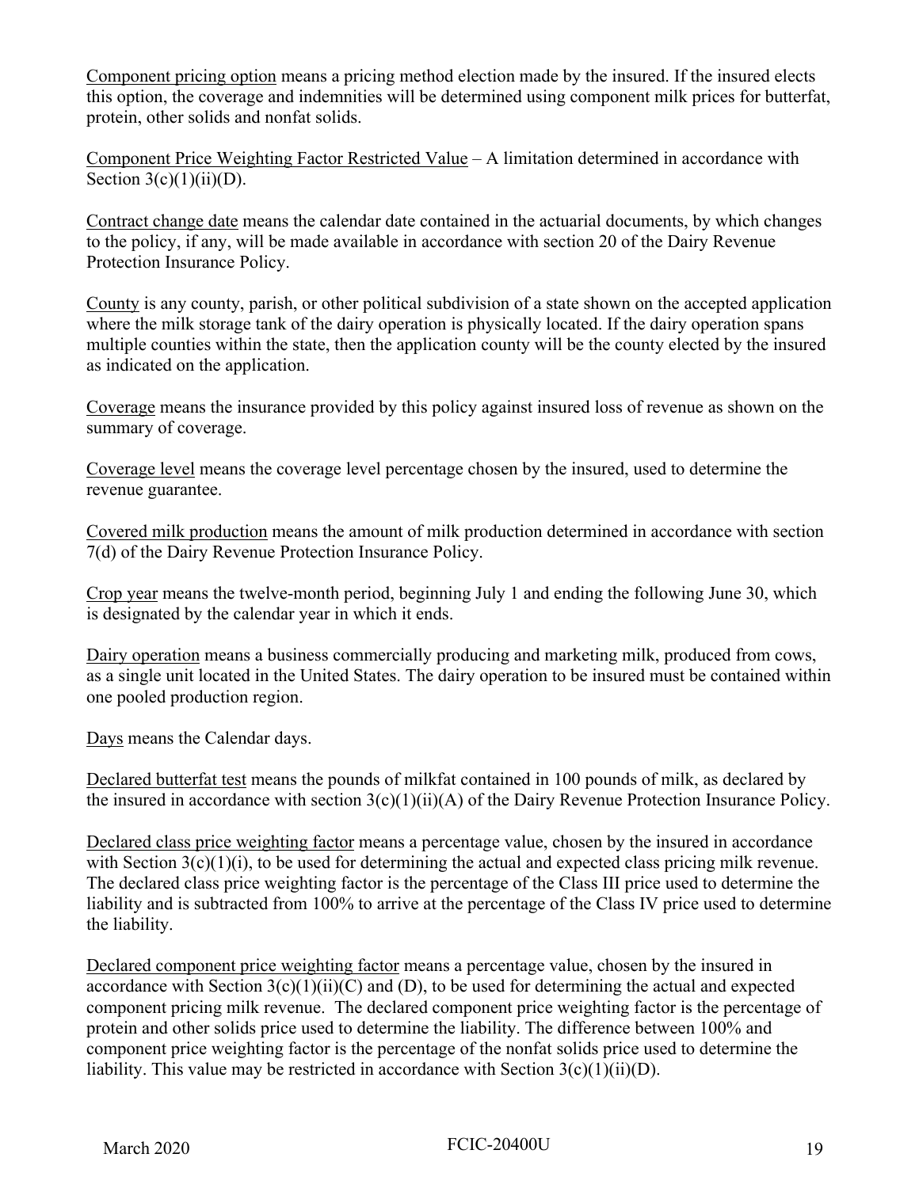<u>Component pricing option</u> means a pricing method election made by the insured. If the insured elects this option, the coverage and indemnities will be determined using component milk prices for butterfat, protein, other solids and nonfat solids.

<u>Component Price Weighting Factor Restricted Value</u> – A limitation determined in accordance with Section 3(c)(1)(ii)(D).

<u>Contract change date</u> means the calendar date contained in the actuarial documents, by which changes to the policy, if any, will be made available in accordance with section 20 of the Dairy Revenue Protection Insurance Policy.

<u>County</u> is any county, parish, or other political subdivision of a state shown on the accepted application where the milk storage tank of the dairy operation is physically located. If the dairy operation spans multiple counties within the state, then the application county will be the county elected by the insured as indicated on the application.

<u>Coverage</u> means the insurance provided by this policy against insured loss of revenue as shown on the summary of coverage.

<u>Coverage level</u> means the coverage level percentage chosen by the insured, used to determine the revenue guarantee.

<u>Covered milk production</u> means the amount of milk production determined in accordance with section 7(d) of the Dairy Revenue Protection Insurance Policy.

<u>Crop year</u> means the twelve-month period, beginning July 1 and ending the following June 30, which is designated by the calendar year in which it ends.

<u>Dairy operation</u> means a business commercially producing and marketing milk, produced from cows, as a single unit located in the United States. The dairy operation to be insured must be contained within one pooled production region.

<u>Days</u> means the Calendar days.

<u>Declared butterfat test</u> means the pounds of milkfat contained in 100 pounds of milk, as declared by the insured in accordance with section 3(c)(1)(ii)(A) of the Dairy Revenue Protection Insurance Policy.

<u>Declared class price weighting factor</u> means a percentage value, chosen by the insured in accordance with Section 3(c)(1)(i), to be used for determining the actual and expected class pricing milk revenue. The declared class price weighting factor is the percentage of the Class III price used to determine the liability and is subtracted from 100% to arrive at the percentage of the Class IV price used to determine the liability.

<u>Declared component price weighting factor</u> means a percentage value, chosen by the insured in accordance with Section 3(c)(1)(ii)(C) and (D), to be used for determining the actual and expected component pricing milk revenue. The declared component price weighting factor is the percentage of protein and other solids price used to determine the liability. The difference between 100% and component price weighting factor is the percentage of the nonfat solids price used to determine the liability. This value may be restricted in accordance with Section 3(c)(1)(ii)(D).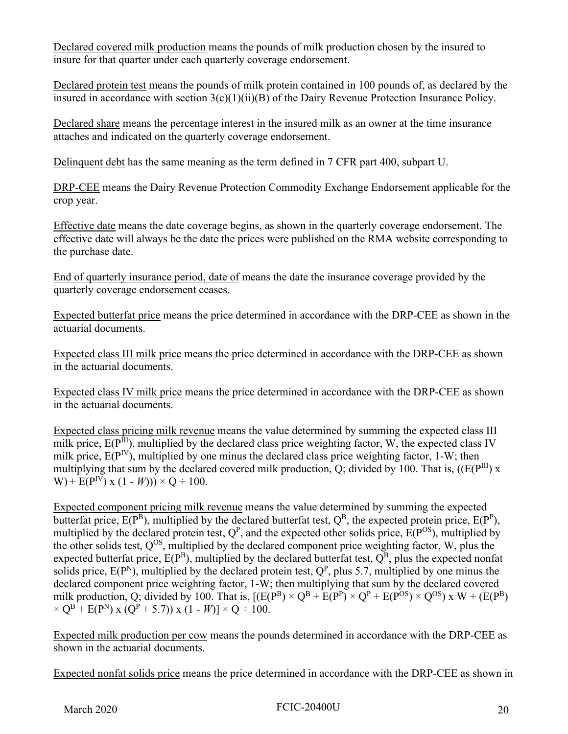Declared covered milk production means the pounds of milk production chosen by the insured to insure for that quarter under each quarterly coverage endorsement.

Declared protein test means the pounds of milk protein contained in 100 pounds of, as declared by the insured in accordance with section 3(c)(1)(ii)(B) of the Dairy Revenue Protection Insurance Policy.

Declared share means the percentage interest in the insured milk as an owner at the time insurance attaches and indicated on the quarterly coverage endorsement.

Delinquent debt has the same meaning as the term defined in 7 CFR part 400, subpart U.

DRP-CEE means the Dairy Revenue Protection Commodity Exchange Endorsement applicable for the crop year.

Effective date means the date coverage begins, as shown in the quarterly coverage endorsement. The effective date will always be the date the prices were published on the RMA website corresponding to the purchase date.

End of quarterly insurance period, date of means the date the insurance coverage provided by the quarterly coverage endorsement ceases.

Expected butterfat price means the price determined in accordance with the DRP-CEE as shown in the actuarial documents.

Expected class III milk price means the price determined in accordance with the DRP-CEE as shown in the actuarial documents.

Expected class IV milk price means the price determined in accordance with the DRP-CEE as shown in the actuarial documents.

Expected class pricing milk revenue means the value determined by summing the expected class III milk price, $E(P^{III})$, multiplied by the declared class price weighting factor, W, the expected class IV milk price, $E(P^{IV})$, multiplied by one minus the declared class price weighting factor, 1-W; then multiplying that sum by the declared covered milk production, Q; divided by 100. That is, $((E(P^{III}) \times W) + E(P^{IV}) \times (1 - W))) \times Q \div 100$.

Expected component pricing milk revenue means the value determined by summing the expected butterfat price, $E(P^{B})$, multiplied by the declared butterfat test, $Q^{B}$, the expected protein price, $E(P^{P})$, multiplied by the declared protein test, $Q^{P}$, and the expected other solids price, $E(P^{OS})$, multiplied by the other solids test, $Q^{OS}$, multiplied by the declared component price weighting factor, W, plus the expected butterfat price, $E(P^{B})$, multiplied by the declared butterfat test, $Q^{B}$, plus the expected nonfat solids price, $E(P^{N})$, multiplied by the declared protein test, $Q^{P}$, plus 5.7, multiplied by one minus the declared component price weighting factor, 1-W; then multiplying that sum by the declared covered milk production, Q; divided by 100. That is, $[(E(P^{B}) \times Q^{B} + E(P^{P}) \times Q^{P} + E(P^{OS}) \times Q^{OS}) \times W + (E(P^{B}) \times Q^{B} + E(P^{N}) \times (Q^{P} + 5.7)) \times (1 - W)] \times Q \div 100$.

Expected milk production per cow means the pounds determined in accordance with the DRP-CEE as shown in the actuarial documents.

Expected nonfat solids price means the price determined in accordance with the DRP-CEE as shown in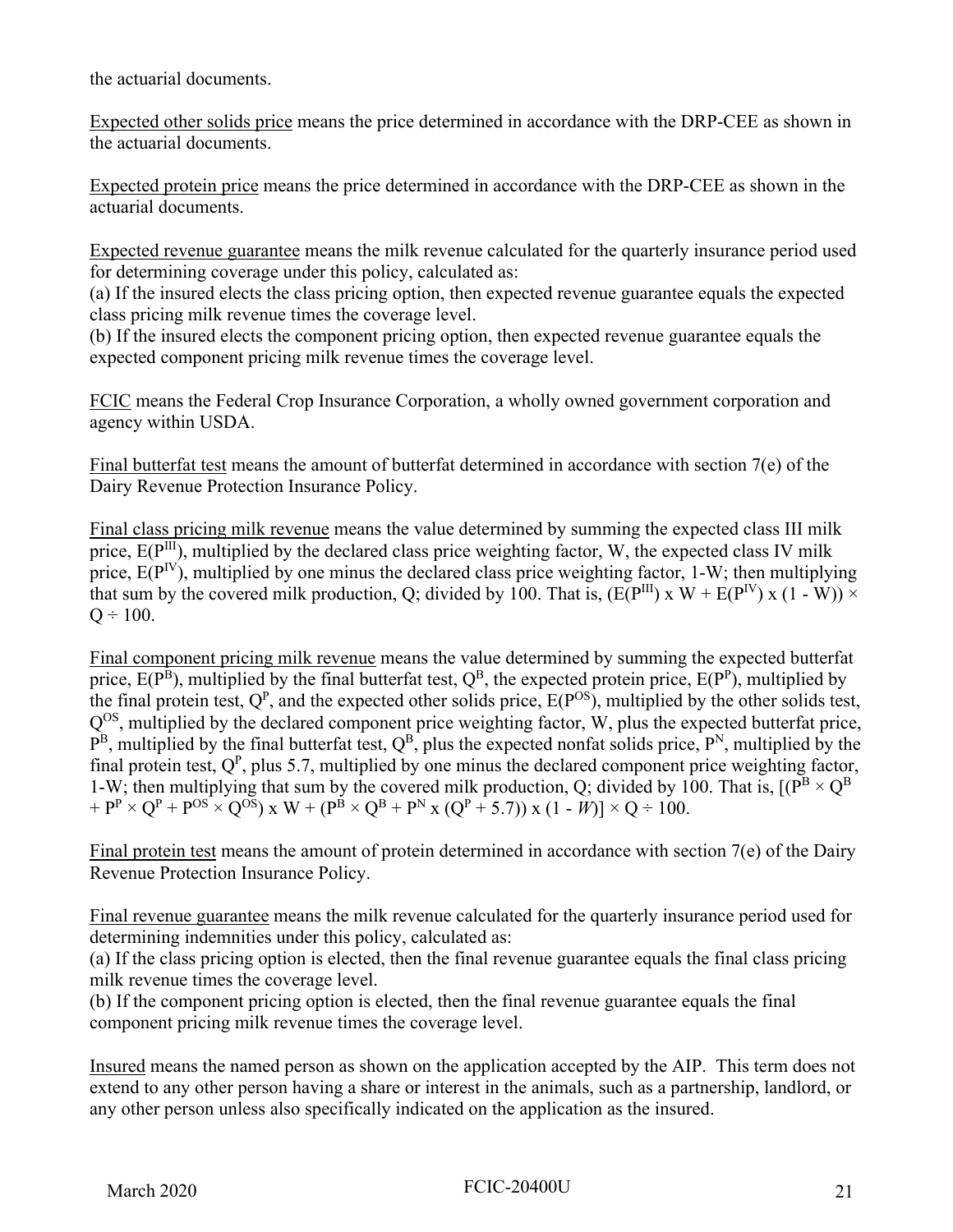the actuarial documents.

Expected other solids price means the price determined in accordance with the DRP-CEE as shown in the actuarial documents.

Expected protein price means the price determined in accordance with the DRP-CEE as shown in the actuarial documents.

Expected revenue guarantee means the milk revenue calculated for the quarterly insurance period used for determining coverage under this policy, calculated as:
(a) If the insured elects the class pricing option, then expected revenue guarantee equals the expected class pricing milk revenue times the coverage level.
(b) If the insured elects the component pricing option, then expected revenue guarantee equals the expected component pricing milk revenue times the coverage level.

FCIC means the Federal Crop Insurance Corporation, a wholly owned government corporation and agency within USDA.

Final butterfat test means the amount of butterfat determined in accordance with section 7(e) of the Dairy Revenue Protection Insurance Policy.

Final class pricing milk revenue means the value determined by summing the expected class III milk price, $E(P^{III})$, multiplied by the declared class price weighting factor, W, the expected class IV milk price, $E(P^{IV})$, multiplied by one minus the declared class price weighting factor, 1-W; then multiplying that sum by the covered milk production, Q; divided by 100. That is, $(E(P^{III}) \times W + E(P^{IV}) \times (1 - W)) \times Q \div 100$.

Final component pricing milk revenue means the value determined by summing the expected butterfat price, $E(P^B)$, multiplied by the final butterfat test, $Q^B$, the expected protein price, $E(P^P)$, multiplied by the final protein test, $Q^P$, and the expected other solids price, $E(P^{OS})$, multiplied by the other solids test, $Q^{OS}$, multiplied by the declared component price weighting factor, W, plus the expected butterfat price, $P^B$, multiplied by the final butterfat test, $Q^B$, plus the expected nonfat solids price, $P^N$, multiplied by the final protein test, $Q^P$, plus 5.7, multiplied by one minus the declared component price weighting factor, 1-W; then multiplying that sum by the covered milk production, Q; divided by 100. That is, $[(P^B \times Q^B + P^P \times Q^P + P^{OS} \times Q^{OS}) \times W + (P^B \times Q^B + P^N \times (Q^P + 5.7)) \times (1 - W)] \times Q \div 100$.

Final protein test means the amount of protein determined in accordance with section 7(e) of the Dairy Revenue Protection Insurance Policy.

Final revenue guarantee means the milk revenue calculated for the quarterly insurance period used for determining indemnities under this policy, calculated as:
(a) If the class pricing option is elected, then the final revenue guarantee equals the final class pricing milk revenue times the coverage level.
(b) If the component pricing option is elected, then the final revenue guarantee equals the final component pricing milk revenue times the coverage level.

Insured means the named person as shown on the application accepted by the AIP. This term does not extend to any other person having a share or interest in the animals, such as a partnership, landlord, or any other person unless also specifically indicated on the application as the insured.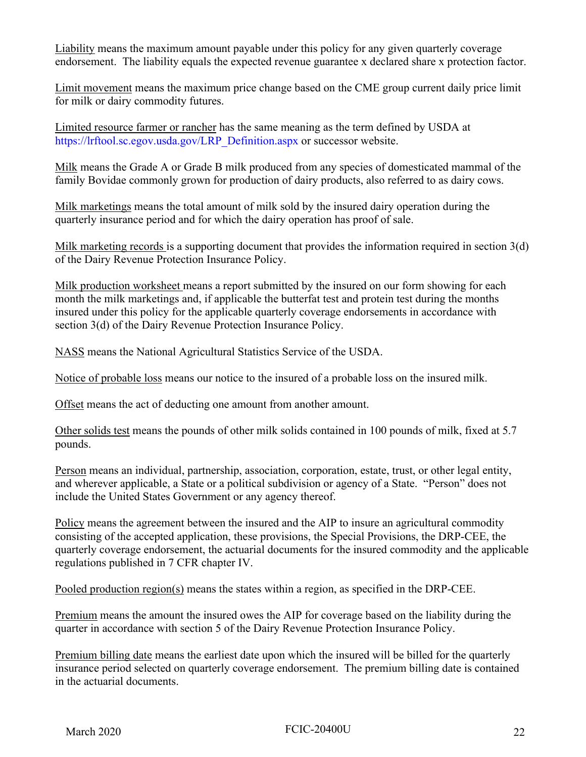Liability means the maximum amount payable under this policy for any given quarterly coverage endorsement. The liability equals the expected revenue guarantee x declared share x protection factor.

Limit movement means the maximum price change based on the CME group current daily price limit for milk or dairy commodity futures.

Limited resource farmer or rancher has the same meaning as the term defined by USDA at https://lrftool.sc.egov.usda.gov/LRP_Definition.aspx or successor website.

Milk means the Grade A or Grade B milk produced from any species of domesticated mammal of the family Bovidae commonly grown for production of dairy products, also referred to as dairy cows.

Milk marketings means the total amount of milk sold by the insured dairy operation during the quarterly insurance period and for which the dairy operation has proof of sale.

Milk marketing records is a supporting document that provides the information required in section 3(d) of the Dairy Revenue Protection Insurance Policy.

Milk production worksheet means a report submitted by the insured on our form showing for each month the milk marketings and, if applicable the butterfat test and protein test during the months insured under this policy for the applicable quarterly coverage endorsements in accordance with section 3(d) of the Dairy Revenue Protection Insurance Policy.

NASS means the National Agricultural Statistics Service of the USDA.

Notice of probable loss means our notice to the insured of a probable loss on the insured milk.

Offset means the act of deducting one amount from another amount.

Other solids test means the pounds of other milk solids contained in 100 pounds of milk, fixed at 5.7 pounds.

Person means an individual, partnership, association, corporation, estate, trust, or other legal entity, and wherever applicable, a State or a political subdivision or agency of a State. "Person" does not include the United States Government or any agency thereof.

Policy means the agreement between the insured and the AIP to insure an agricultural commodity consisting of the accepted application, these provisions, the Special Provisions, the DRP-CEE, the quarterly coverage endorsement, the actuarial documents for the insured commodity and the applicable regulations published in 7 CFR chapter IV.

Pooled production region(s) means the states within a region, as specified in the DRP-CEE.

Premium means the amount the insured owes the AIP for coverage based on the liability during the quarter in accordance with section 5 of the Dairy Revenue Protection Insurance Policy.

Premium billing date means the earliest date upon which the insured will be billed for the quarterly insurance period selected on quarterly coverage endorsement. The premium billing date is contained in the actuarial documents.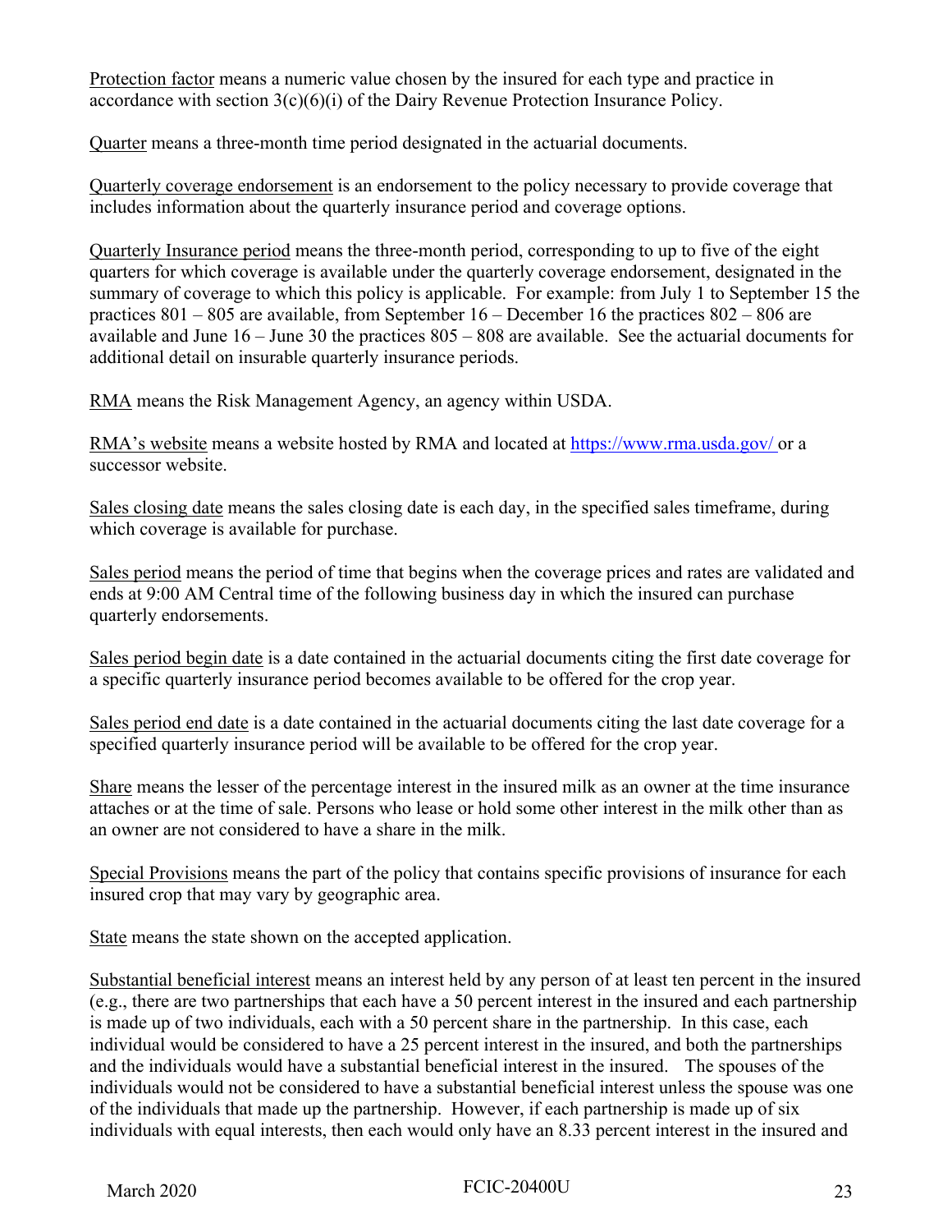Protection factor means a numeric value chosen by the insured for each type and practice in accordance with section 3(c)(6)(i) of the Dairy Revenue Protection Insurance Policy.

Quarter means a three-month time period designated in the actuarial documents.

Quarterly coverage endorsement is an endorsement to the policy necessary to provide coverage that includes information about the quarterly insurance period and coverage options.

Quarterly Insurance period means the three-month period, corresponding to up to five of the eight quarters for which coverage is available under the quarterly coverage endorsement, designated in the summary of coverage to which this policy is applicable. For example: from July 1 to September 15 the practices 801 – 805 are available, from September 16 – December 16 the practices 802 – 806 are available and June 16 – June 30 the practices 805 – 808 are available. See the actuarial documents for additional detail on insurable quarterly insurance periods.

RMA means the Risk Management Agency, an agency within USDA.

RMA's website means a website hosted by RMA and located at https://www.rma.usda.gov/ or a successor website.

Sales closing date means the sales closing date is each day, in the specified sales timeframe, during which coverage is available for purchase.

Sales period means the period of time that begins when the coverage prices and rates are validated and ends at 9:00 AM Central time of the following business day in which the insured can purchase quarterly endorsements.

Sales period begin date is a date contained in the actuarial documents citing the first date coverage for a specific quarterly insurance period becomes available to be offered for the crop year.

Sales period end date is a date contained in the actuarial documents citing the last date coverage for a specified quarterly insurance period will be available to be offered for the crop year.

Share means the lesser of the percentage interest in the insured milk as an owner at the time insurance attaches or at the time of sale. Persons who lease or hold some other interest in the milk other than as an owner are not considered to have a share in the milk.

Special Provisions means the part of the policy that contains specific provisions of insurance for each insured crop that may vary by geographic area.

State means the state shown on the accepted application.

Substantial beneficial interest means an interest held by any person of at least ten percent in the insured (e.g., there are two partnerships that each have a 50 percent interest in the insured and each partnership is made up of two individuals, each with a 50 percent share in the partnership. In this case, each individual would be considered to have a 25 percent interest in the insured, and both the partnerships and the individuals would have a substantial beneficial interest in the insured. The spouses of the individuals would not be considered to have a substantial beneficial interest unless the spouse was one of the individuals that made up the partnership. However, if each partnership is made up of six individuals with equal interests, then each would only have an 8.33 percent interest in the insured and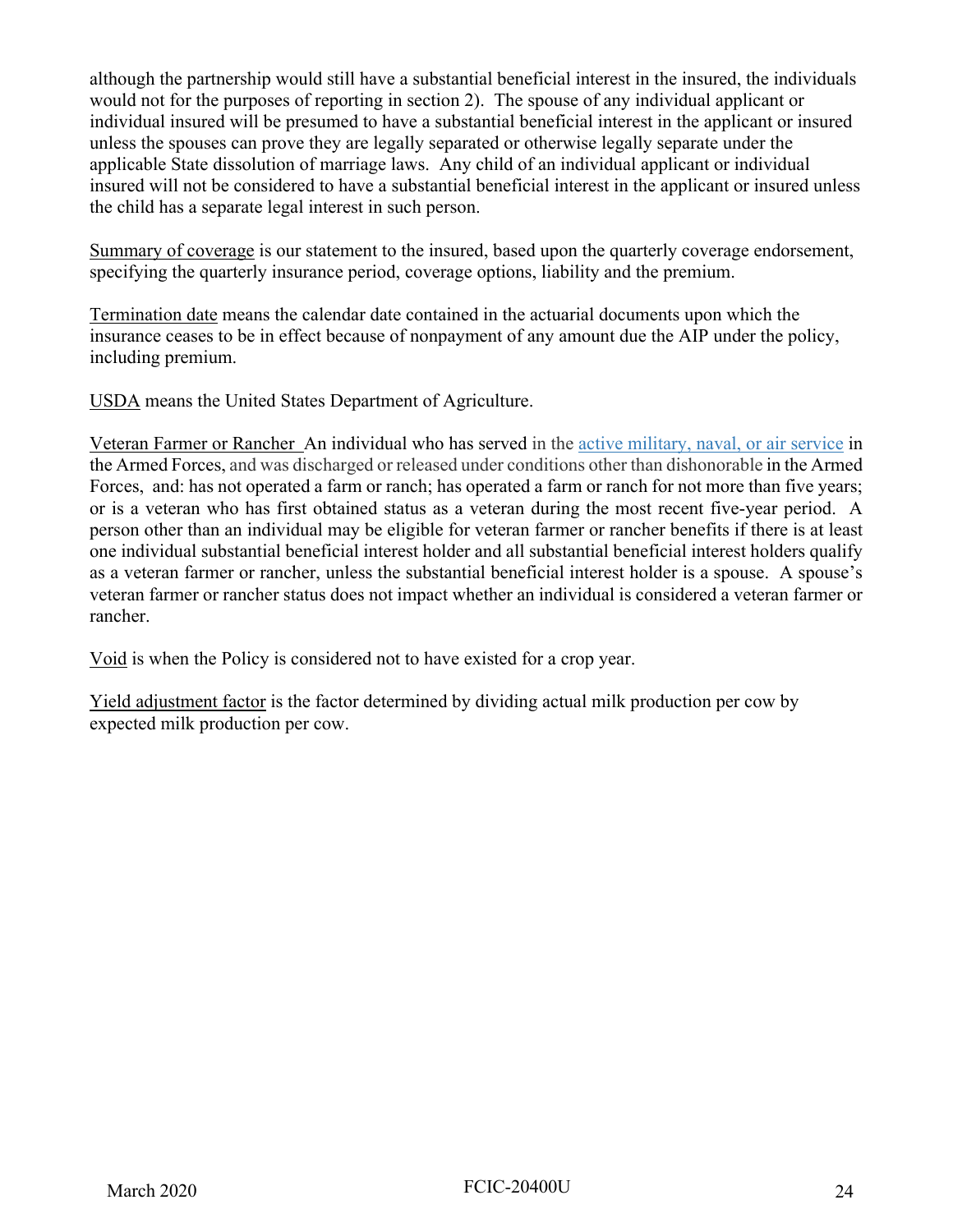although the partnership would still have a substantial beneficial interest in the insured, the individuals would not for the purposes of reporting in section 2). The spouse of any individual applicant or individual insured will be presumed to have a substantial beneficial interest in the applicant or insured unless the spouses can prove they are legally separated or otherwise legally separate under the applicable State dissolution of marriage laws. Any child of an individual applicant or individual insured will not be considered to have a substantial beneficial interest in the applicant or insured unless the child has a separate legal interest in such person.

<u>Summary of coverage</u> is our statement to the insured, based upon the quarterly coverage endorsement, specifying the quarterly insurance period, coverage options, liability and the premium.

<u>Termination date</u> means the calendar date contained in the actuarial documents upon which the insurance ceases to be in effect because of nonpayment of any amount due the AIP under the policy, including premium.

<u>USDA</u> means the United States Department of Agriculture.

<u>Veteran Farmer or Rancher</u> An individual who has served in the active military, naval, or air service in the Armed Forces, and was discharged or released under conditions other than dishonorable in the Armed Forces, and: has not operated a farm or ranch; has operated a farm or ranch for not more than five years; or is a veteran who has first obtained status as a veteran during the most recent five-year period. A person other than an individual may be eligible for veteran farmer or rancher benefits if there is at least one individual substantial beneficial interest holder and all substantial beneficial interest holders qualify as a veteran farmer or rancher, unless the substantial beneficial interest holder is a spouse. A spouse's veteran farmer or rancher status does not impact whether an individual is considered a veteran farmer or rancher.

<u>Void</u> is when the Policy is considered not to have existed for a crop year.

<u>Yield adjustment factor</u> is the factor determined by dividing actual milk production per cow by expected milk production per cow.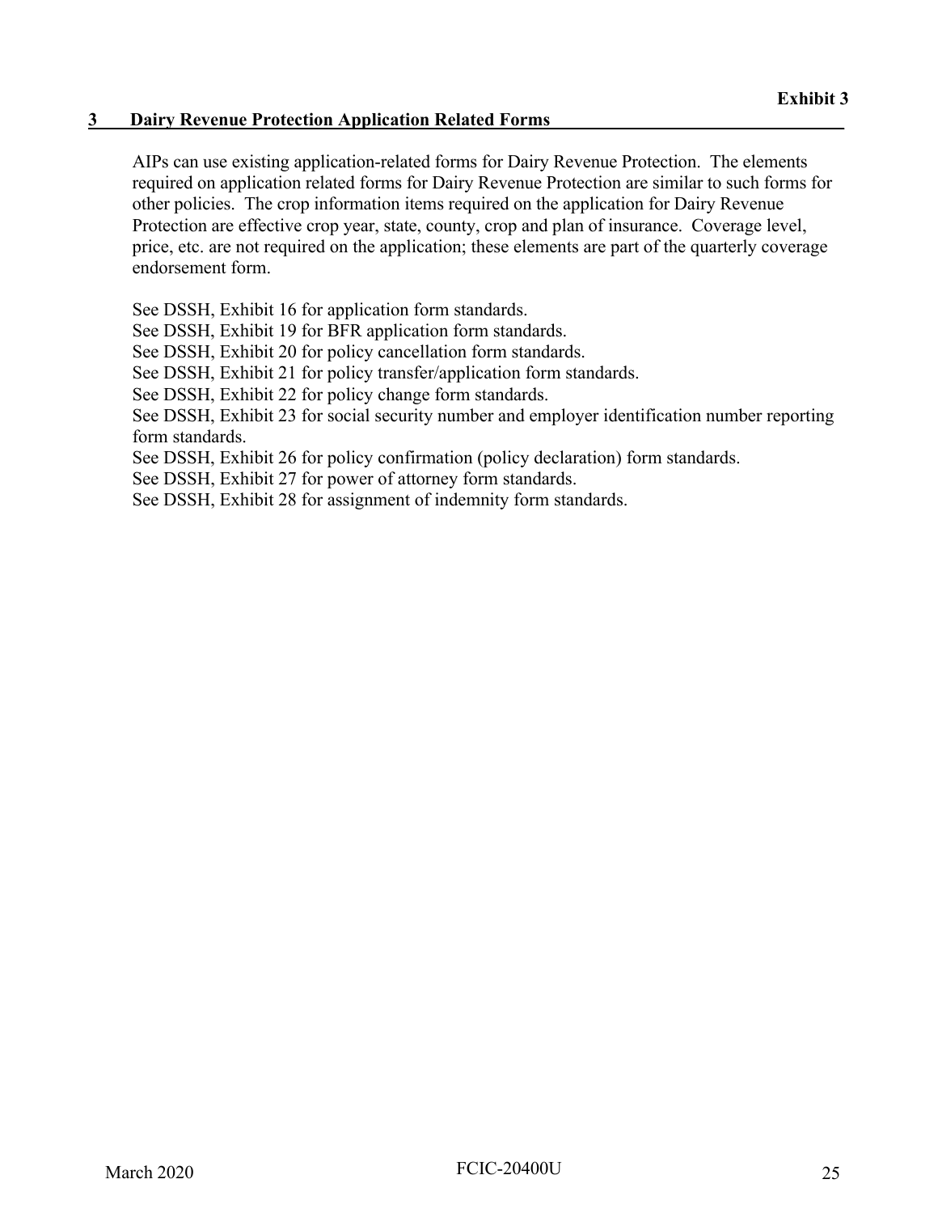**Exhibit 3**

## 3 Dairy Revenue Protection Application Related Forms

AIPs can use existing application-related forms for Dairy Revenue Protection. The elements required on application related forms for Dairy Revenue Protection are similar to such forms for other policies. The crop information items required on the application for Dairy Revenue Protection are effective crop year, state, county, crop and plan of insurance. Coverage level, price, etc. are not required on the application; these elements are part of the quarterly coverage endorsement form.

See DSSH, Exhibit 16 for application form standards.
See DSSH, Exhibit 19 for BFR application form standards.
See DSSH, Exhibit 20 for policy cancellation form standards.
See DSSH, Exhibit 21 for policy transfer/application form standards.
See DSSH, Exhibit 22 for policy change form standards.
See DSSH, Exhibit 23 for social security number and employer identification number reporting form standards.
See DSSH, Exhibit 26 for policy confirmation (policy declaration) form standards.
See DSSH, Exhibit 27 for power of attorney form standards.
See DSSH, Exhibit 28 for assignment of indemnity form standards.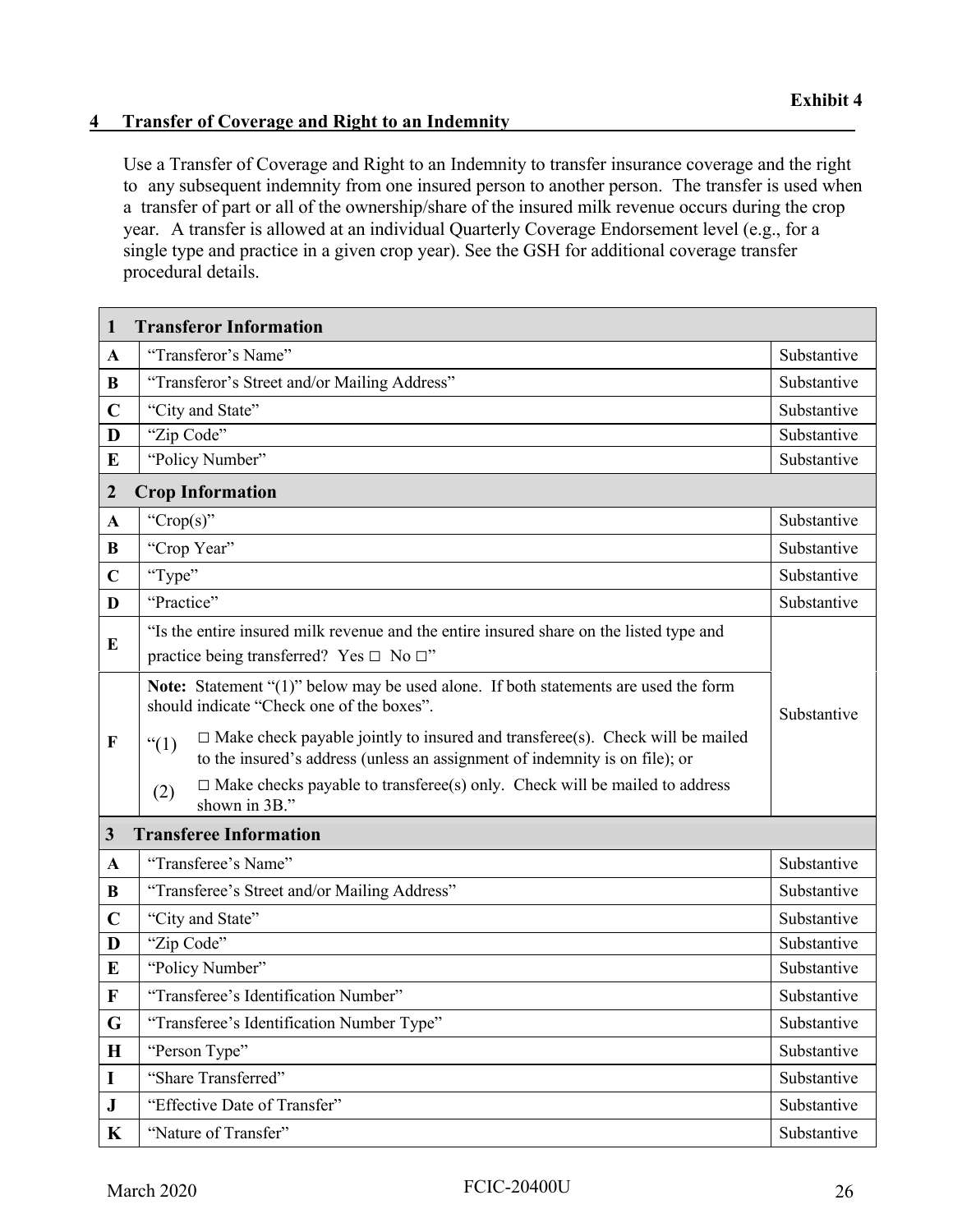**Exhibit 4**

## 4 Transfer of Coverage and Right to an Indemnity

Use a Transfer of Coverage and Right to an Indemnity to transfer insurance coverage and the right to any subsequent indemnity from one insured person to another person. The transfer is used when a transfer of part or all of the ownership/share of the insured milk revenue occurs during the crop year. A transfer is allowed at an individual Quarterly Coverage Endorsement level (e.g., for a single type and practice in a given crop year). See the GSH for additional coverage transfer procedural details.

| **1** | **Transferor Information** | |
|---|---|---|
| **A** | "Transferor's Name" | Substantive |
| **B** | "Transferor's Street and/or Mailing Address" | Substantive |
| **C** | "City and State" | Substantive |
| **D** | "Zip Code" | Substantive |
| **E** | "Policy Number" | Substantive |
| **2** | **Crop Information** | |
| **A** | "Crop(s)" | Substantive |
| **B** | "Crop Year" | Substantive |
| **C** | "Type" | Substantive |
| **D** | "Practice" | Substantive |
| **E** | "Is the entire insured milk revenue and the entire insured share on the listed type and practice being transferred? Yes □ No □" | Substantive |
| **F** | **Note:** Statement "(1)" below may be used alone. If both statements are used the form should indicate "Check one of the boxes". "(1) □ Make check payable jointly to insured and transferee(s). Check will be mailed to the insured's address (unless an assignment of indemnity is on file); or (2) □ Make checks payable to transferee(s) only. Check will be mailed to address shown in 3B." | Substantive |
| **3** | **Transferee Information** | |
| **A** | "Transferee's Name" | Substantive |
| **B** | "Transferee's Street and/or Mailing Address" | Substantive |
| **C** | "City and State" | Substantive |
| **D** | "Zip Code" | Substantive |
| **E** | "Policy Number" | Substantive |
| **F** | "Transferee's Identification Number" | Substantive |
| **G** | "Transferee's Identification Number Type" | Substantive |
| **H** | "Person Type" | Substantive |
| **I** | "Share Transferred" | Substantive |
| **J** | "Effective Date of Transfer" | Substantive |
| **K** | "Nature of Transfer" | Substantive |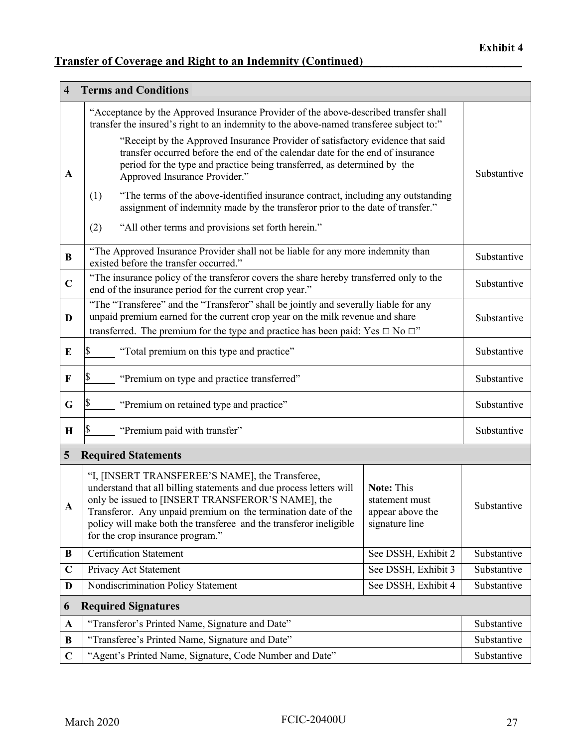**Exhibit 4**

## Transfer of Coverage and Right to an Indemnity (Continued)

| | | | |
|---|---|---|---|
| **4** | **Terms and Conditions** | | |
| **A** | "Acceptance by the Approved Insurance Provider of the above-described transfer shall transfer the insured's right to an indemnity to the above-named transferee subject to:" <br><br> "Receipt by the Approved Insurance Provider of satisfactory evidence that said transfer occurred before the end of the calendar date for the end of insurance period for the type and practice being transferred, as determined by the Approved Insurance Provider." <br><br> (1) "The terms of the above-identified insurance contract, including any outstanding assignment of indemnity made by the transferor prior to the date of transfer." <br><br> (2) "All other terms and provisions set forth herein." | | Substantive |
| **B** | "The Approved Insurance Provider shall not be liable for any more indemnity than existed before the transfer occurred." | | Substantive |
| **C** | "The insurance policy of the transferor covers the share hereby transferred only to the end of the insurance period for the current crop year." | | Substantive |
| **D** | "The "Transferee" and the "Transferor" shall be jointly and severally liable for any unpaid premium earned for the current crop year on the milk revenue and share transferred. The premium for the type and practice has been paid: Yes □ No □" | | Substantive |
| **E** | $______ "Total premium on this type and practice" | | Substantive |
| **F** | $______ "Premium on type and practice transferred" | | Substantive |
| **G** | $______ "Premium on retained type and practice" | | Substantive |
| **H** | $______ "Premium paid with transfer" | | Substantive |
| **5** | **Required Statements** | | |
| **A** | "I, [INSERT TRANSFEREE'S NAME], the Transferee, understand that all billing statements and due process letters will only be issued to [INSERT TRANSFEROR'S NAME], the Transferor. Any unpaid premium on the termination date of the policy will make both the transferee and the transferor ineligible for the crop insurance program." | **Note:** This statement must appear above the signature line | Substantive |
| **B** | Certification Statement | See DSSH, Exhibit 2 | Substantive |
| **C** | Privacy Act Statement | See DSSH, Exhibit 3 | Substantive |
| **D** | Nondiscrimination Policy Statement | See DSSH, Exhibit 4 | Substantive |
| **6** | **Required Signatures** | | |
| **A** | "Transferor's Printed Name, Signature and Date" | | Substantive |
| **B** | "Transferee's Printed Name, Signature and Date" | | Substantive |
| **C** | "Agent's Printed Name, Signature, Code Number and Date" | | Substantive |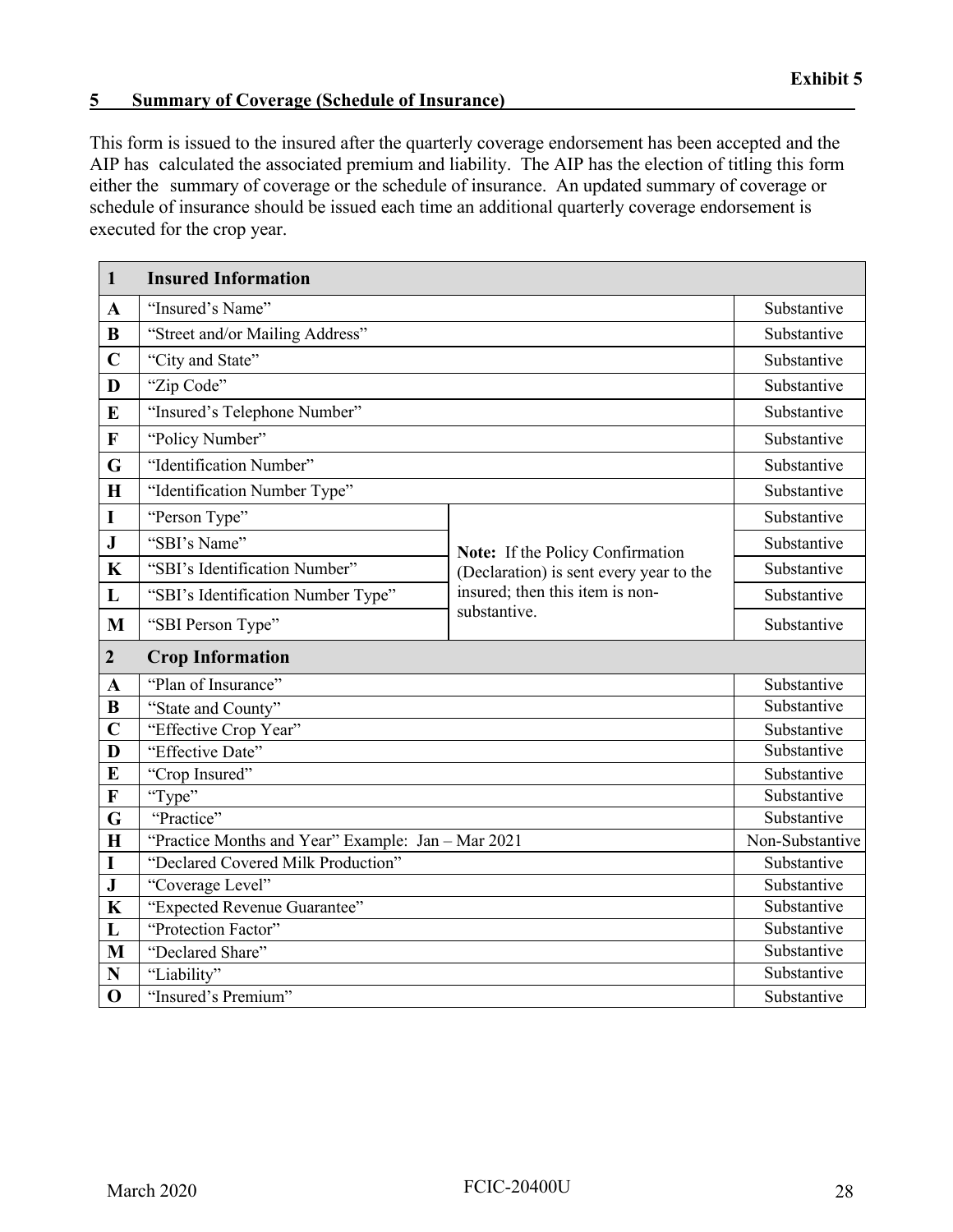**Exhibit 5**

## 5 Summary of Coverage (Schedule of Insurance)

This form is issued to the insured after the quarterly coverage endorsement has been accepted and the AIP has calculated the associated premium and liability. The AIP has the election of titling this form either the summary of coverage or the schedule of insurance. An updated summary of coverage or schedule of insurance should be issued each time an additional quarterly coverage endorsement is executed for the crop year.

| **1** | **Insured Information** | | |
|---|---|---|---|
| **A** | "Insured's Name" | | Substantive |
| **B** | "Street and/or Mailing Address" | | Substantive |
| **C** | "City and State" | | Substantive |
| **D** | "Zip Code" | | Substantive |
| **E** | "Insured's Telephone Number" | | Substantive |
| **F** | "Policy Number" | | Substantive |
| **G** | "Identification Number" | | Substantive |
| **H** | "Identification Number Type" | | Substantive |
| **I** | "Person Type" | **Note:** If the Policy Confirmation (Declaration) is sent every year to the insured; then this item is non-substantive. | Substantive |
| **J** | "SBI's Name" | | Substantive |
| **K** | "SBI's Identification Number" | | Substantive |
| **L** | "SBI's Identification Number Type" | | Substantive |
| **M** | "SBI Person Type" | | Substantive |
| **2** | **Crop Information** | | |
| **A** | "Plan of Insurance" | | Substantive |
| **B** | "State and County" | | Substantive |
| **C** | "Effective Crop Year" | | Substantive |
| **D** | "Effective Date" | | Substantive |
| **E** | "Crop Insured" | | Substantive |
| **F** | "Type" | | Substantive |
| **G** | "Practice" | | Substantive |
| **H** | "Practice Months and Year" Example: Jan – Mar 2021 | | Non-Substantive |
| **I** | "Declared Covered Milk Production" | | Substantive |
| **J** | "Coverage Level" | | Substantive |
| **K** | "Expected Revenue Guarantee" | | Substantive |
| **L** | "Protection Factor" | | Substantive |
| **M** | "Declared Share" | | Substantive |
| **N** | "Liability" | | Substantive |
| **O** | "Insured's Premium" | | Substantive |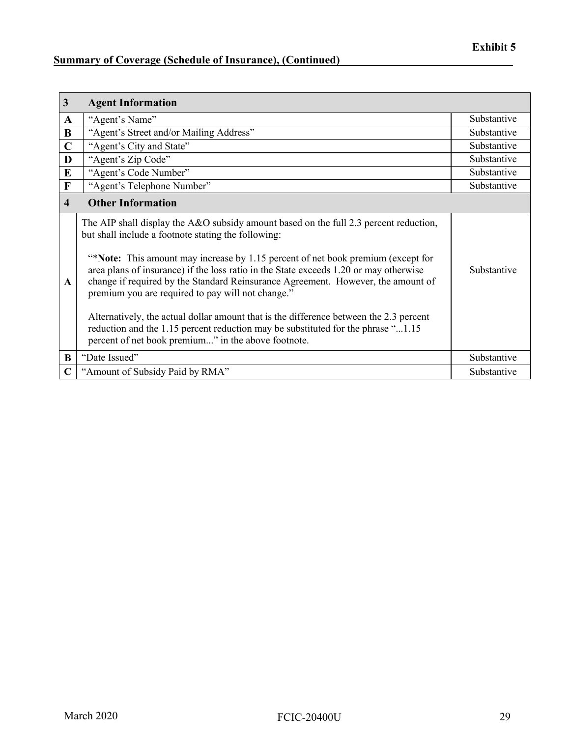**Exhibit 5**

**Summary of Coverage (Schedule of Insurance), (Continued)**

| 3 | Agent Information | |
|---|---|---|
| A | "Agent's Name" | Substantive |
| B | "Agent's Street and/or Mailing Address" | Substantive |
| C | "Agent's City and State" | Substantive |
| D | "Agent's Zip Code" | Substantive |
| E | "Agent's Code Number" | Substantive |
| F | "Agent's Telephone Number" | Substantive |
| **4** | **Other Information** | |
| A | The AIP shall display the A&O subsidy amount based on the full 2.3 percent reduction, but shall include a footnote stating the following:<br><br>"***Note:** This amount may increase by 1.15 percent of net book premium (except for area plans of insurance) if the loss ratio in the State exceeds 1.20 or may otherwise change if required by the Standard Reinsurance Agreement. However, the amount of premium you are required to pay will not change."<br><br>Alternatively, the actual dollar amount that is the difference between the 2.3 percent reduction and the 1.15 percent reduction may be substituted for the phrase "...1.15 percent of net book premium..." in the above footnote. | Substantive |
| B | "Date Issued" | Substantive |
| C | "Amount of Subsidy Paid by RMA" | Substantive |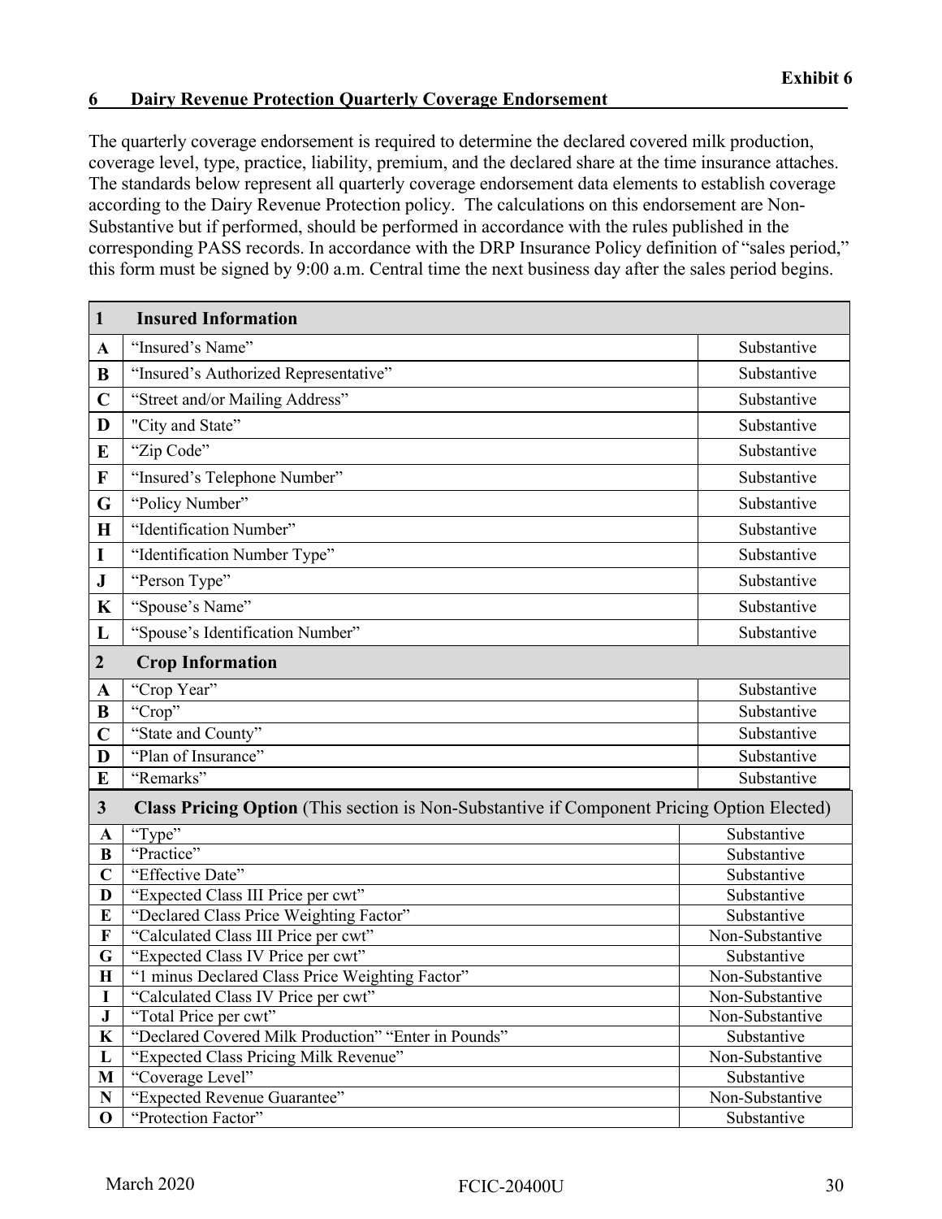**Exhibit 6**

## 6 Dairy Revenue Protection Quarterly Coverage Endorsement

The quarterly coverage endorsement is required to determine the declared covered milk production, coverage level, type, practice, liability, premium, and the declared share at the time insurance attaches. The standards below represent all quarterly coverage endorsement data elements to establish coverage according to the Dairy Revenue Protection policy. The calculations on this endorsement are Non-Substantive but if performed, should be performed in accordance with the rules published in the corresponding PASS records. In accordance with the DRP Insurance Policy definition of "sales period," this form must be signed by 9:00 a.m. Central time the next business day after the sales period begins.

| 1 | **Insured Information** | |
|---|---|---|
| **A** | "Insured's Name" | Substantive |
| **B** | "Insured's Authorized Representative" | Substantive |
| **C** | "Street and/or Mailing Address" | Substantive |
| **D** | "City and State" | Substantive |
| **E** | "Zip Code" | Substantive |
| **F** | "Insured's Telephone Number" | Substantive |
| **G** | "Policy Number" | Substantive |
| **H** | "Identification Number" | Substantive |
| **I** | "Identification Number Type" | Substantive |
| **J** | "Person Type" | Substantive |
| **K** | "Spouse's Name" | Substantive |
| **L** | "Spouse's Identification Number" | Substantive |
| **2** | **Crop Information** | |
| **A** | "Crop Year" | Substantive |
| **B** | "Crop" | Substantive |
| **C** | "State and County" | Substantive |
| **D** | "Plan of Insurance" | Substantive |
| **E** | "Remarks" | Substantive |
| **3** | **Class Pricing Option** (This section is Non-Substantive if Component Pricing Option Elected) | |
| **A** | "Type" | Substantive |
| **B** | "Practice" | Substantive |
| **C** | "Effective Date" | Substantive |
| **D** | "Expected Class III Price per cwt" | Substantive |
| **E** | "Declared Class Price Weighting Factor" | Substantive |
| **F** | "Calculated Class III Price per cwt" | Non-Substantive |
| **G** | "Expected Class IV Price per cwt" | Substantive |
| **H** | "1 minus Declared Class Price Weighting Factor" | Non-Substantive |
| **I** | "Calculated Class IV Price per cwt" | Non-Substantive |
| **J** | "Total Price per cwt" | Non-Substantive |
| **K** | "Declared Covered Milk Production" "Enter in Pounds" | Substantive |
| **L** | "Expected Class Pricing Milk Revenue" | Non-Substantive |
| **M** | "Coverage Level" | Substantive |
| **N** | "Expected Revenue Guarantee" | Non-Substantive |
| **O** | "Protection Factor" | Substantive |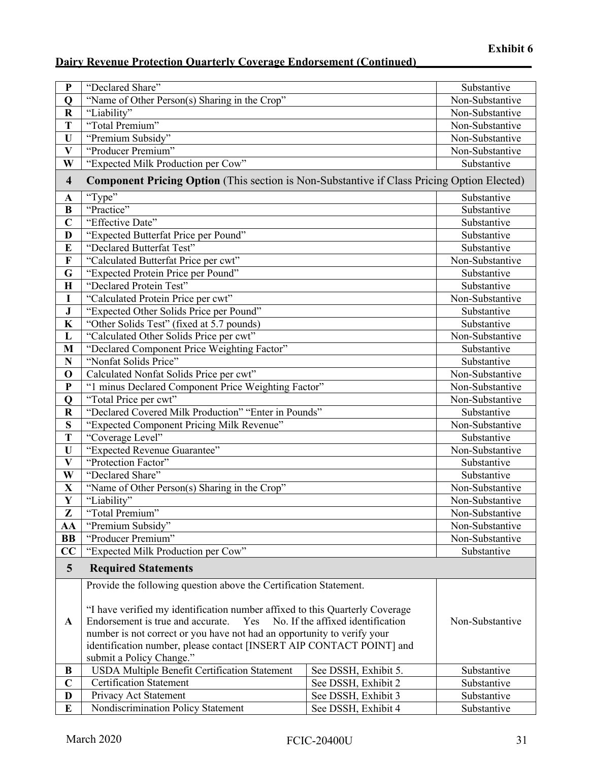**Exhibit 6**

**Dairy Revenue Protection Quarterly Coverage Endorsement (Continued)**

| | | | |
|---|---|---|---|
| **P** | "Declared Share" | | Substantive |
| **Q** | "Name of Other Person(s) Sharing in the Crop" | | Non-Substantive |
| **R** | "Liability" | | Non-Substantive |
| **T** | "Total Premium" | | Non-Substantive |
| **U** | "Premium Subsidy" | | Non-Substantive |
| **V** | "Producer Premium" | | Non-Substantive |
| **W** | "Expected Milk Production per Cow" | | Substantive |
| **4** | **Component Pricing Option** (This section is Non-Substantive if Class Pricing Option Elected) | | |
| **A** | "Type" | | Substantive |
| **B** | "Practice" | | Substantive |
| **C** | "Effective Date" | | Substantive |
| **D** | "Expected Butterfat Price per Pound" | | Substantive |
| **E** | "Declared Butterfat Test" | | Substantive |
| **F** | "Calculated Butterfat Price per cwt" | | Non-Substantive |
| **G** | "Expected Protein Price per Pound" | | Substantive |
| **H** | "Declared Protein Test" | | Substantive |
| **I** | "Calculated Protein Price per cwt" | | Non-Substantive |
| **J** | "Expected Other Solids Price per Pound" | | Substantive |
| **K** | "Other Solids Test" (fixed at 5.7 pounds) | | Substantive |
| **L** | "Calculated Other Solids Price per cwt" | | Non-Substantive |
| **M** | "Declared Component Price Weighting Factor" | | Substantive |
| **N** | "Nonfat Solids Price" | | Substantive |
| **O** | Calculated Nonfat Solids Price per cwt" | | Non-Substantive |
| **P** | "1 minus Declared Component Price Weighting Factor" | | Non-Substantive |
| **Q** | "Total Price per cwt" | | Non-Substantive |
| **R** | "Declared Covered Milk Production" "Enter in Pounds" | | Substantive |
| **S** | "Expected Component Pricing Milk Revenue" | | Non-Substantive |
| **T** | "Coverage Level" | | Substantive |
| **U** | "Expected Revenue Guarantee" | | Non-Substantive |
| **V** | "Protection Factor" | | Substantive |
| **W** | "Declared Share" | | Substantive |
| **X** | "Name of Other Person(s) Sharing in the Crop" | | Non-Substantive |
| **Y** | "Liability" | | Non-Substantive |
| **Z** | "Total Premium" | | Non-Substantive |
| **AA** | "Premium Subsidy" | | Non-Substantive |
| **BB** | "Producer Premium" | | Non-Substantive |
| **CC** | "Expected Milk Production per Cow" | | Substantive |
| **5** | **Required Statements** | | |
| **A** | Provide the following question above the Certification Statement.<br><br>"I have verified my identification number affixed to this Quarterly Coverage Endorsement is true and accurate. Yes No. If the affixed identification number is not correct or you have not had an opportunity to verify your identification number, please contact [INSERT AIP CONTACT POINT] and submit a Policy Change." | | Non-Substantive |
| **B** | USDA Multiple Benefit Certification Statement | See DSSH, Exhibit 5. | Substantive |
| **C** | Certification Statement | See DSSH, Exhibit 2 | Substantive |
| **D** | Privacy Act Statement | See DSSH, Exhibit 3 | Substantive |
| **E** | Nondiscrimination Policy Statement | See DSSH, Exhibit 4 | Substantive |

March 2020 FCIC-20400U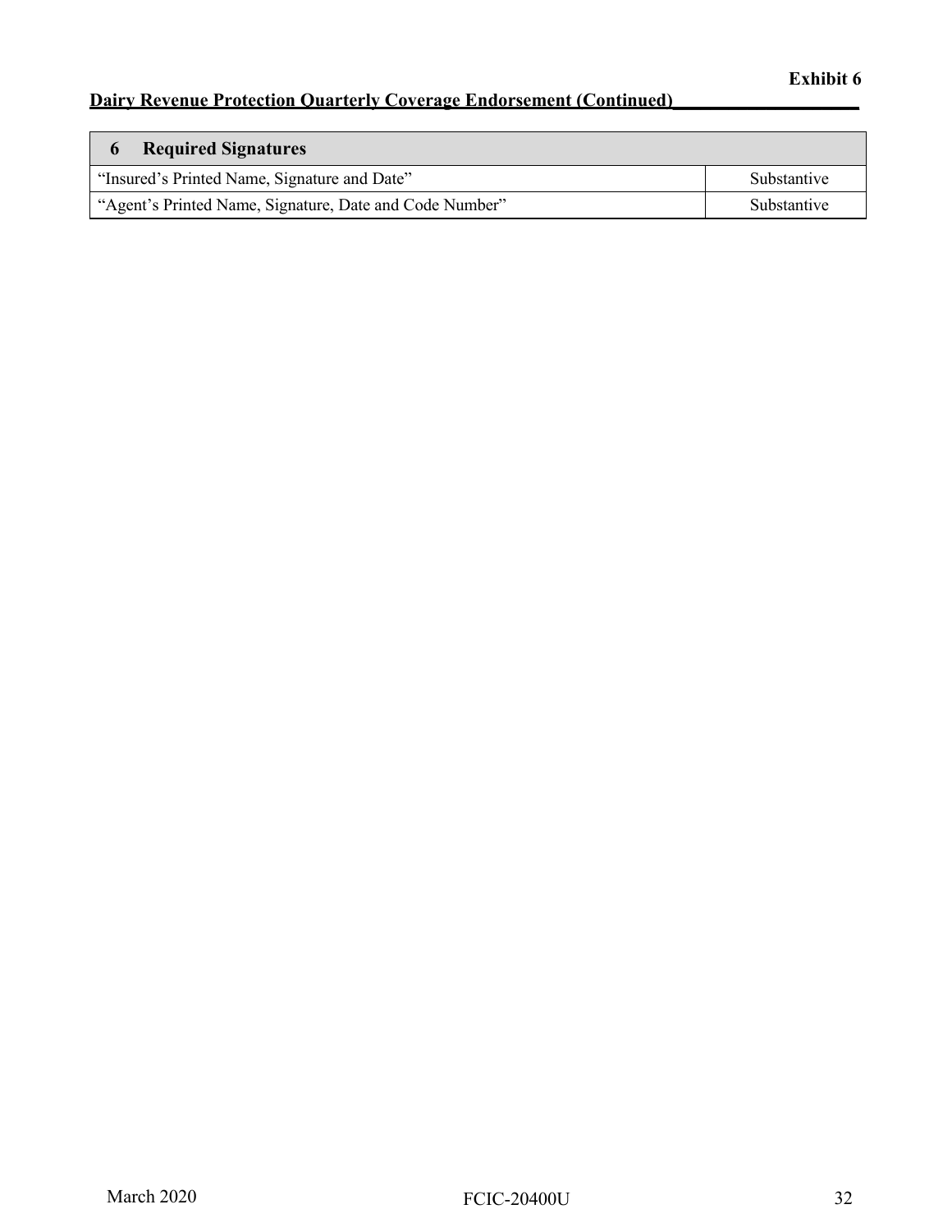**Exhibit 6**

**Dairy Revenue Protection Quarterly Coverage Endorsement (Continued)**

| 6 Required Signatures | |
|---|---|
| "Insured's Printed Name, Signature and Date" | Substantive |
| "Agent's Printed Name, Signature, Date and Code Number" | Substantive |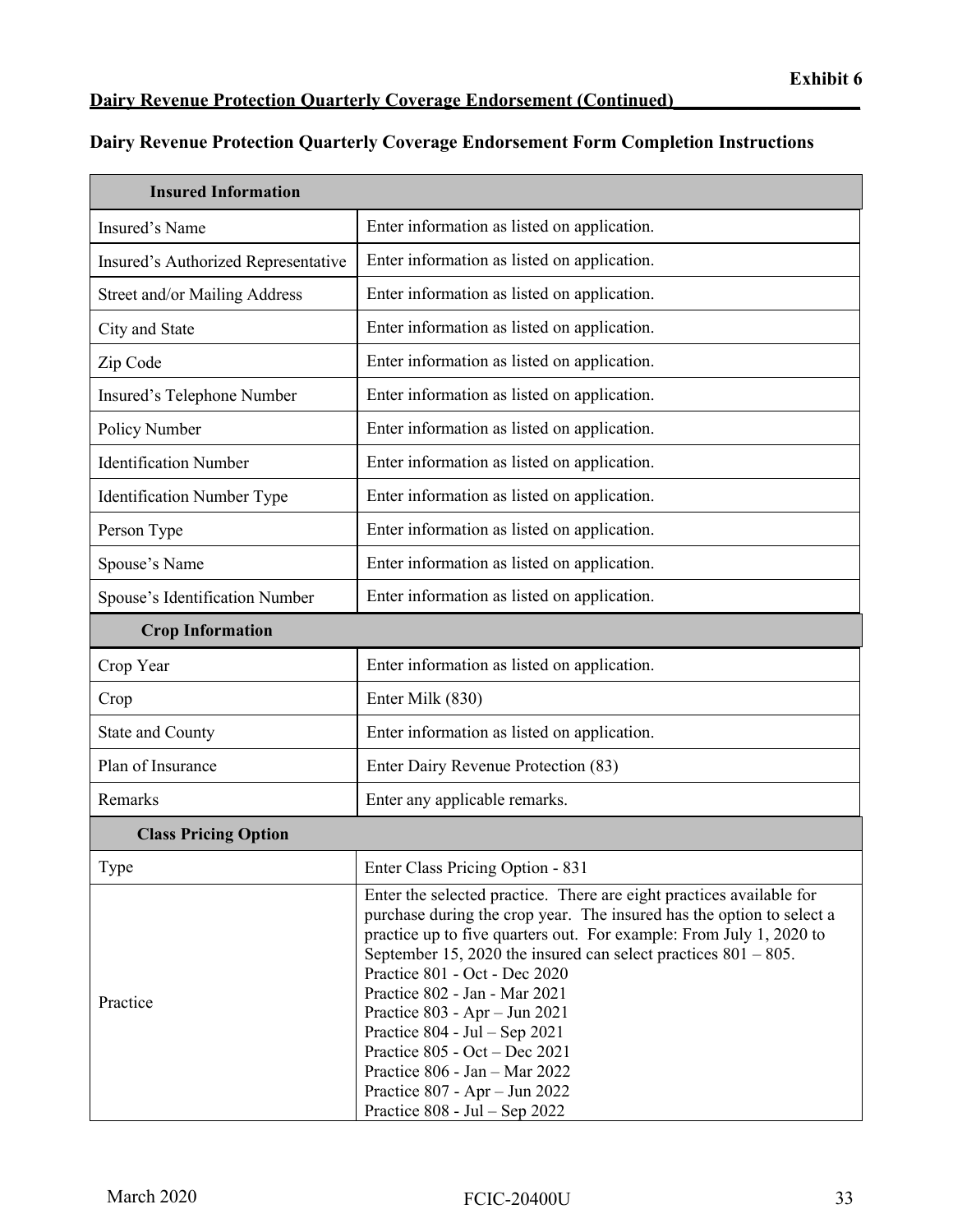**Exhibit 6**

**Dairy Revenue Protection Quarterly Coverage Endorsement (Continued)**

## Dairy Revenue Protection Quarterly Coverage Endorsement Form Completion Instructions

| **Insured Information** | |
|---|---|
| Insured's Name | Enter information as listed on application. |
| Insured's Authorized Representative | Enter information as listed on application. |
| Street and/or Mailing Address | Enter information as listed on application. |
| City and State | Enter information as listed on application. |
| Zip Code | Enter information as listed on application. |
| Insured's Telephone Number | Enter information as listed on application. |
| Policy Number | Enter information as listed on application. |
| Identification Number | Enter information as listed on application. |
| Identification Number Type | Enter information as listed on application. |
| Person Type | Enter information as listed on application. |
| Spouse's Name | Enter information as listed on application. |
| Spouse's Identification Number | Enter information as listed on application. |
| **Crop Information** | |
| Crop Year | Enter information as listed on application. |
| Crop | Enter Milk (830) |
| State and County | Enter information as listed on application. |
| Plan of Insurance | Enter Dairy Revenue Protection (83) |
| Remarks | Enter any applicable remarks. |
| **Class Pricing Option** | |
| Type | Enter Class Pricing Option - 831 |
| Practice | Enter the selected practice. There are eight practices available for purchase during the crop year. The insured has the option to select a practice up to five quarters out. For example: From July 1, 2020 to September 15, 2020 the insured can select practices 801 – 805.<br>Practice 801 - Oct - Dec 2020<br>Practice 802 - Jan - Mar 2021<br>Practice 803 - Apr – Jun 2021<br>Practice 804 - Jul – Sep 2021<br>Practice 805 - Oct – Dec 2021<br>Practice 806 - Jan – Mar 2022<br>Practice 807 - Apr – Jun 2022<br>Practice 808 - Jul – Sep 2022 |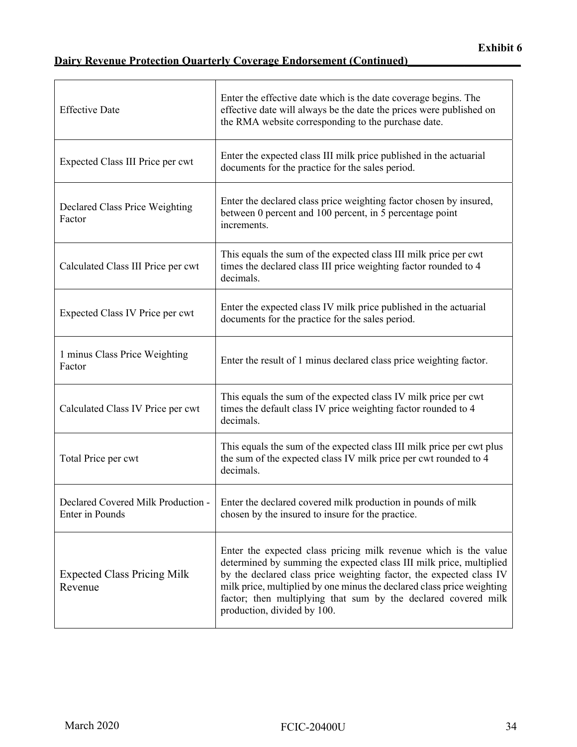**Exhibit 6**

**Dairy Revenue Protection Quarterly Coverage Endorsement (Continued)**

| | |
|---|---|
| Effective Date | Enter the effective date which is the date coverage begins. The effective date will always be the date the prices were published on the RMA website corresponding to the purchase date. |
| Expected Class III Price per cwt | Enter the expected class III milk price published in the actuarial documents for the practice for the sales period. |
| Declared Class Price Weighting Factor | Enter the declared class price weighting factor chosen by insured, between 0 percent and 100 percent, in 5 percentage point increments. |
| Calculated Class III Price per cwt | This equals the sum of the expected class III milk price per cwt times the declared class III price weighting factor rounded to 4 decimals. |
| Expected Class IV Price per cwt | Enter the expected class IV milk price published in the actuarial documents for the practice for the sales period. |
| 1 minus Class Price Weighting Factor | Enter the result of 1 minus declared class price weighting factor. |
| Calculated Class IV Price per cwt | This equals the sum of the expected class IV milk price per cwt times the default class IV price weighting factor rounded to 4 decimals. |
| Total Price per cwt | This equals the sum of the expected class III milk price per cwt plus the sum of the expected class IV milk price per cwt rounded to 4 decimals. |
| Declared Covered Milk Production - Enter in Pounds | Enter the declared covered milk production in pounds of milk chosen by the insured to insure for the practice. |
| Expected Class Pricing Milk Revenue | Enter the expected class pricing milk revenue which is the value determined by summing the expected class III milk price, multiplied by the declared class price weighting factor, the expected class IV milk price, multiplied by one minus the declared class price weighting factor; then multiplying that sum by the declared covered milk production, divided by 100. |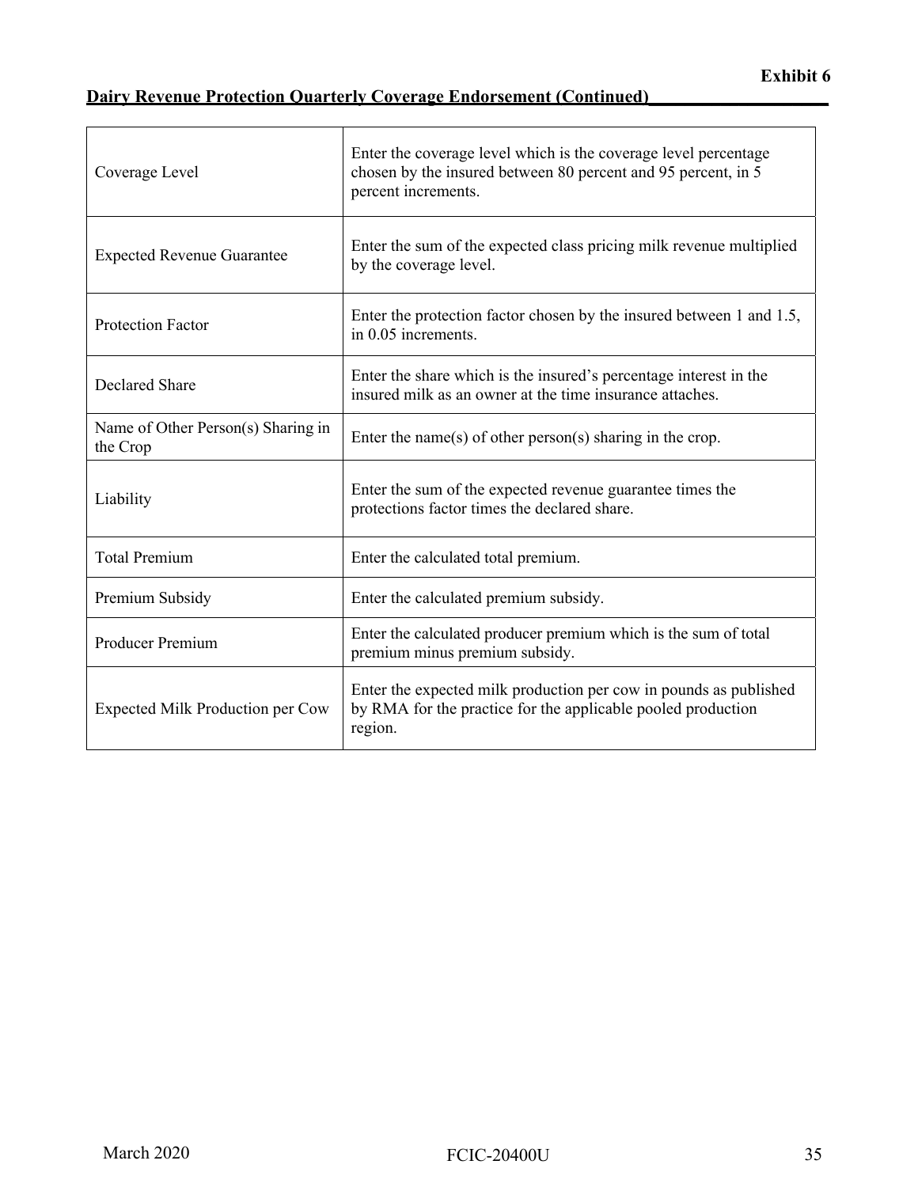**Exhibit 6**

**Dairy Revenue Protection Quarterly Coverage Endorsement (Continued)**

| | |
|---|---|
| Coverage Level | Enter the coverage level which is the coverage level percentage chosen by the insured between 80 percent and 95 percent, in 5 percent increments. |
| Expected Revenue Guarantee | Enter the sum of the expected class pricing milk revenue multiplied by the coverage level. |
| Protection Factor | Enter the protection factor chosen by the insured between 1 and 1.5, in 0.05 increments. |
| Declared Share | Enter the share which is the insured's percentage interest in the insured milk as an owner at the time insurance attaches. |
| Name of Other Person(s) Sharing in the Crop | Enter the name(s) of other person(s) sharing in the crop. |
| Liability | Enter the sum of the expected revenue guarantee times the protections factor times the declared share. |
| Total Premium | Enter the calculated total premium. |
| Premium Subsidy | Enter the calculated premium subsidy. |
| Producer Premium | Enter the calculated producer premium which is the sum of total premium minus premium subsidy. |
| Expected Milk Production per Cow | Enter the expected milk production per cow in pounds as published by RMA for the practice for the applicable pooled production region. |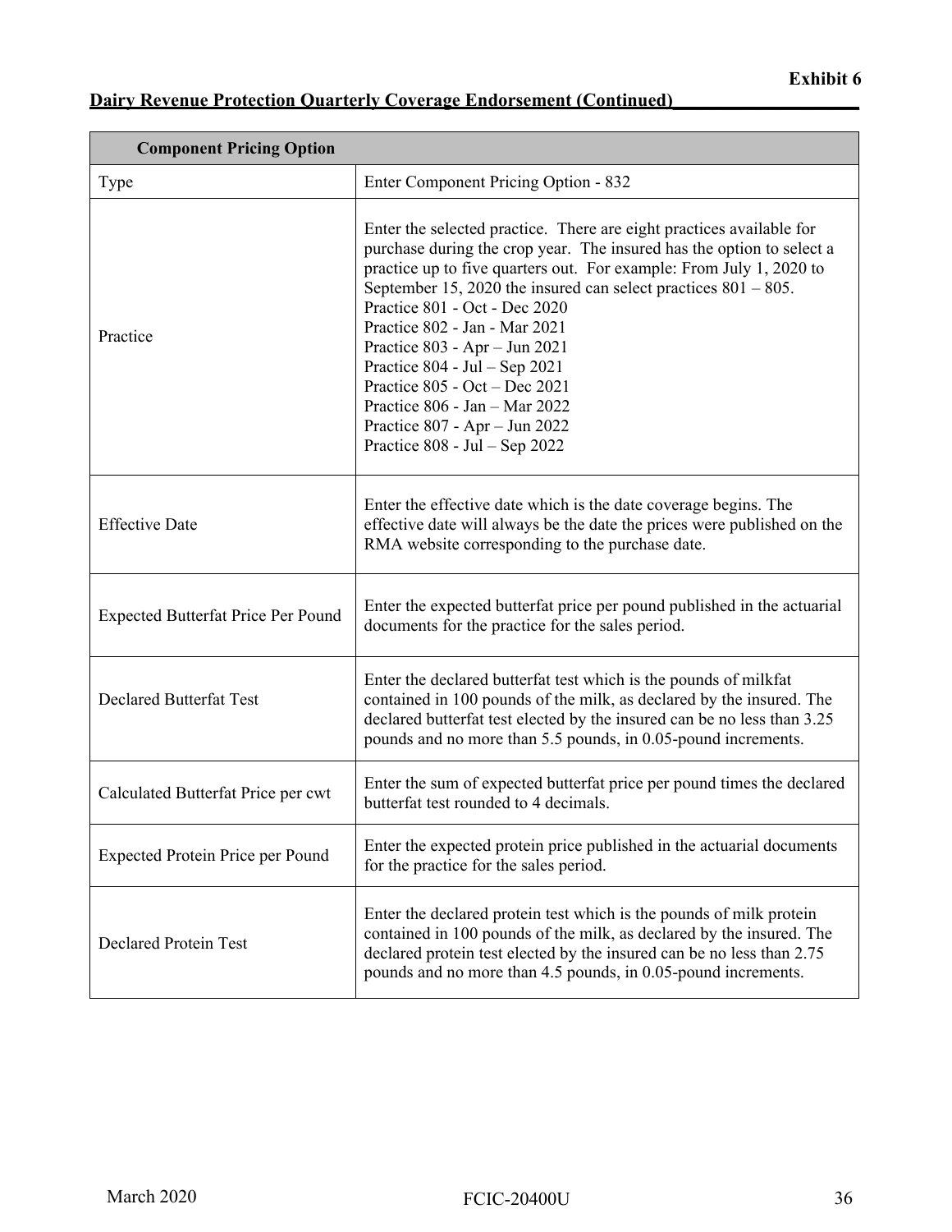**Exhibit 6**

**Dairy Revenue Protection Quarterly Coverage Endorsement (Continued)**

| **Component Pricing Option** | |
|---|---|
| Type | Enter Component Pricing Option - 832 |
| Practice | Enter the selected practice. There are eight practices available for purchase during the crop year. The insured has the option to select a practice up to five quarters out. For example: From July 1, 2020 to September 15, 2020 the insured can select practices 801 – 805.<br>Practice 801 - Oct - Dec 2020<br>Practice 802 - Jan - Mar 2021<br>Practice 803 - Apr – Jun 2021<br>Practice 804 - Jul – Sep 2021<br>Practice 805 - Oct – Dec 2021<br>Practice 806 - Jan – Mar 2022<br>Practice 807 - Apr – Jun 2022<br>Practice 808 - Jul – Sep 2022 |
| Effective Date | Enter the effective date which is the date coverage begins. The effective date will always be the date the prices were published on the RMA website corresponding to the purchase date. |
| Expected Butterfat Price Per Pound | Enter the expected butterfat price per pound published in the actuarial documents for the practice for the sales period. |
| Declared Butterfat Test | Enter the declared butterfat test which is the pounds of milkfat contained in 100 pounds of the milk, as declared by the insured. The declared butterfat test elected by the insured can be no less than 3.25 pounds and no more than 5.5 pounds, in 0.05-pound increments. |
| Calculated Butterfat Price per cwt | Enter the sum of expected butterfat price per pound times the declared butterfat test rounded to 4 decimals. |
| Expected Protein Price per Pound | Enter the expected protein price published in the actuarial documents for the practice for the sales period. |
| Declared Protein Test | Enter the declared protein test which is the pounds of milk protein contained in 100 pounds of the milk, as declared by the insured. The declared protein test elected by the insured can be no less than 2.75 pounds and no more than 4.5 pounds, in 0.05-pound increments. |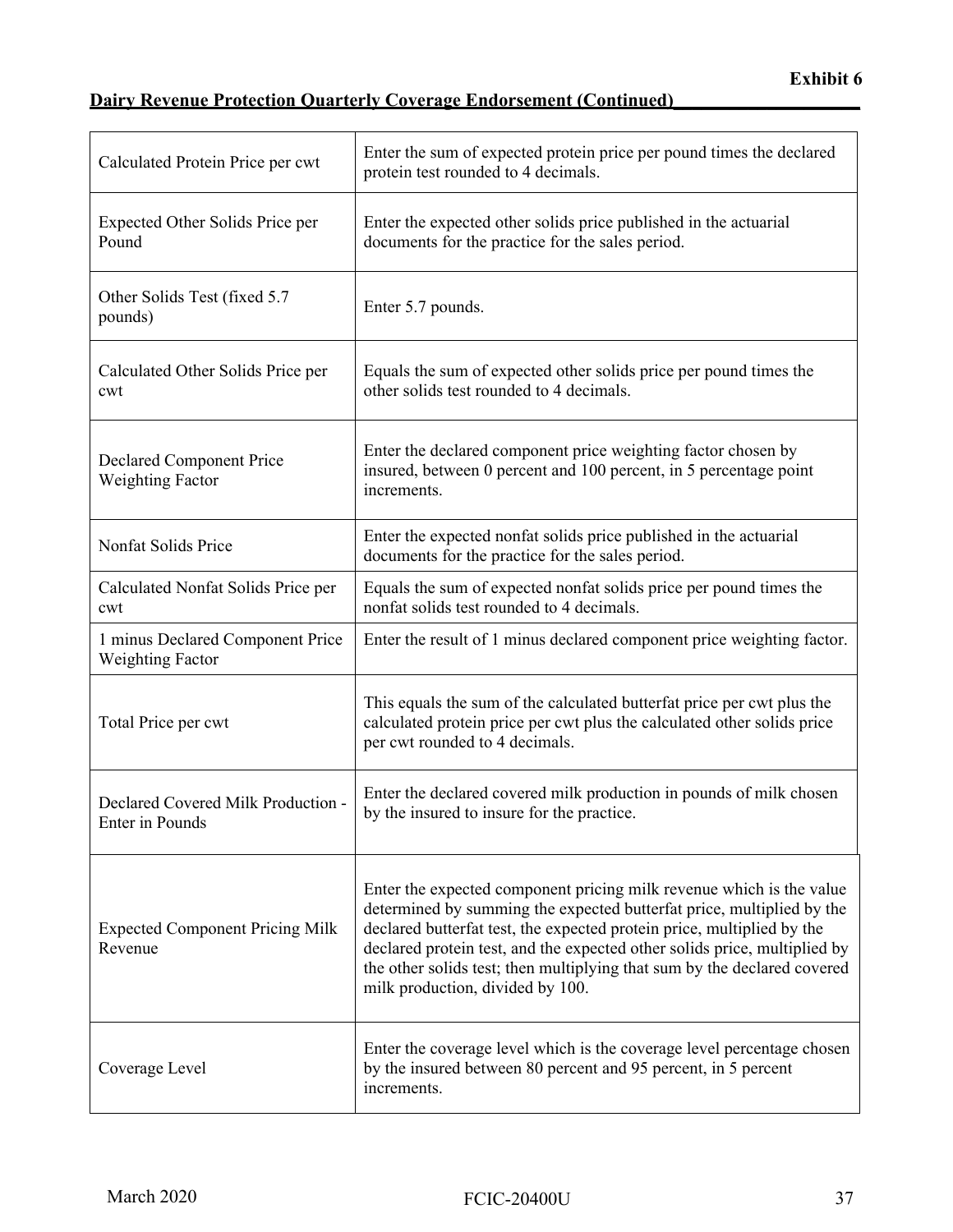**Exhibit 6**

**Dairy Revenue Protection Quarterly Coverage Endorsement (Continued)**

| | |
|---|---|
| Calculated Protein Price per cwt | Enter the sum of expected protein price per pound times the declared protein test rounded to 4 decimals. |
| Expected Other Solids Price per Pound | Enter the expected other solids price published in the actuarial documents for the practice for the sales period. |
| Other Solids Test (fixed 5.7 pounds) | Enter 5.7 pounds. |
| Calculated Other Solids Price per cwt | Equals the sum of expected other solids price per pound times the other solids test rounded to 4 decimals. |
| Declared Component Price Weighting Factor | Enter the declared component price weighting factor chosen by insured, between 0 percent and 100 percent, in 5 percentage point increments. |
| Nonfat Solids Price | Enter the expected nonfat solids price published in the actuarial documents for the practice for the sales period. |
| Calculated Nonfat Solids Price per cwt | Equals the sum of expected nonfat solids price per pound times the nonfat solids test rounded to 4 decimals. |
| 1 minus Declared Component Price Weighting Factor | Enter the result of 1 minus declared component price weighting factor. |
| Total Price per cwt | This equals the sum of the calculated butterfat price per cwt plus the calculated protein price per cwt plus the calculated other solids price per cwt rounded to 4 decimals. |
| Declared Covered Milk Production - Enter in Pounds | Enter the declared covered milk production in pounds of milk chosen by the insured to insure for the practice. |
| Expected Component Pricing Milk Revenue | Enter the expected component pricing milk revenue which is the value determined by summing the expected butterfat price, multiplied by the declared butterfat test, the expected protein price, multiplied by the declared protein test, and the expected other solids price, multiplied by the other solids test; then multiplying that sum by the declared covered milk production, divided by 100. |
| Coverage Level | Enter the coverage level which is the coverage level percentage chosen by the insured between 80 percent and 95 percent, in 5 percent increments. |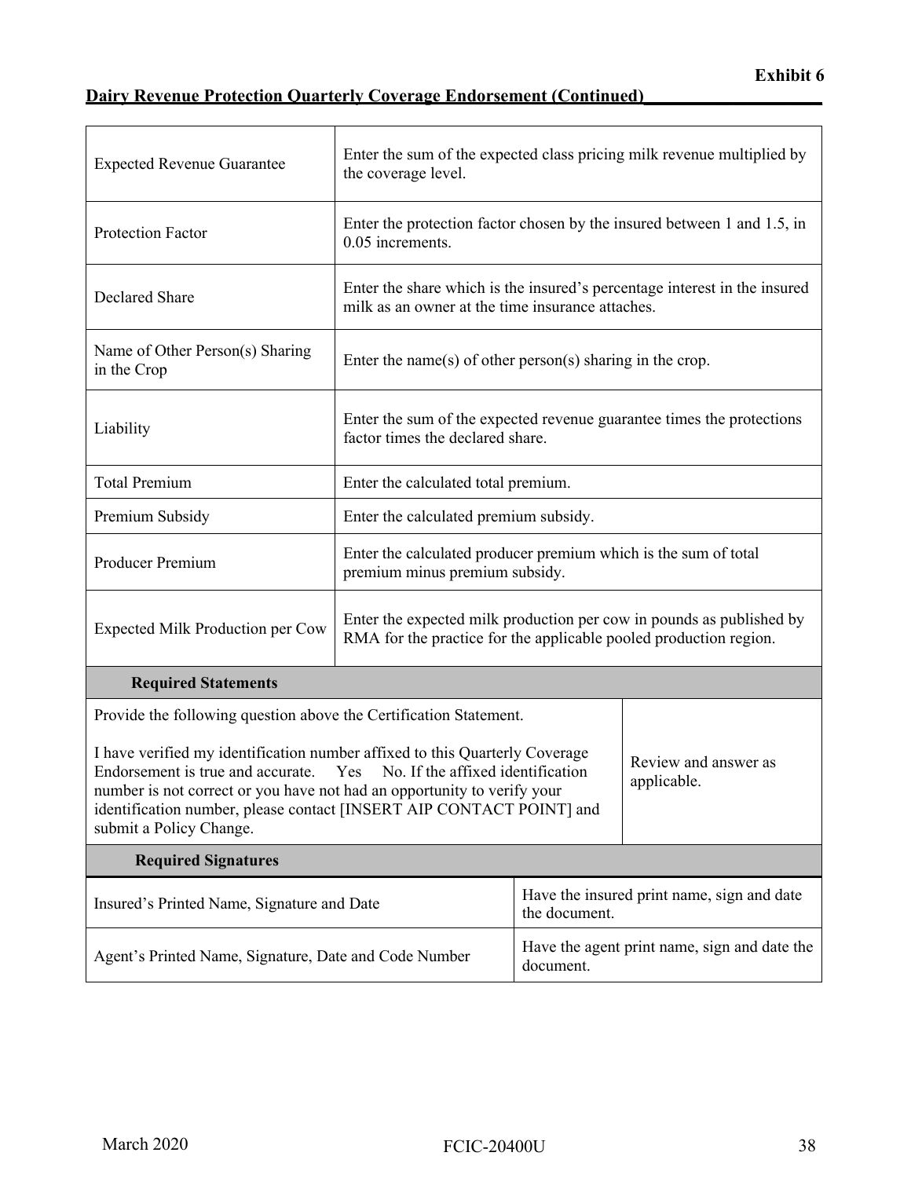**Exhibit 6**

**Dairy Revenue Protection Quarterly Coverage Endorsement (Continued)**

| | |
|---|---|
| Expected Revenue Guarantee | Enter the sum of the expected class pricing milk revenue multiplied by the coverage level. |
| Protection Factor | Enter the protection factor chosen by the insured between 1 and 1.5, in 0.05 increments. |
| Declared Share | Enter the share which is the insured's percentage interest in the insured milk as an owner at the time insurance attaches. |
| Name of Other Person(s) Sharing in the Crop | Enter the name(s) of other person(s) sharing in the crop. |
| Liability | Enter the sum of the expected revenue guarantee times the protections factor times the declared share. |
| Total Premium | Enter the calculated total premium. |
| Premium Subsidy | Enter the calculated premium subsidy. |
| Producer Premium | Enter the calculated producer premium which is the sum of total premium minus premium subsidy. |
| Expected Milk Production per Cow | Enter the expected milk production per cow in pounds as published by RMA for the practice for the applicable pooled production region. |

| **Required Statements** | |
|---|---|
| Provide the following question above the Certification Statement.<br><br>I have verified my identification number affixed to this Quarterly Coverage Endorsement is true and accurate. Yes No. If the affixed identification number is not correct or you have not had an opportunity to verify your identification number, please contact [INSERT AIP CONTACT POINT] and submit a Policy Change. | Review and answer as applicable. |

| **Required Signatures** | |
|---|---|
| Insured's Printed Name, Signature and Date | Have the insured print name, sign and date the document. |
| Agent's Printed Name, Signature, Date and Code Number | Have the agent print name, sign and date the document. |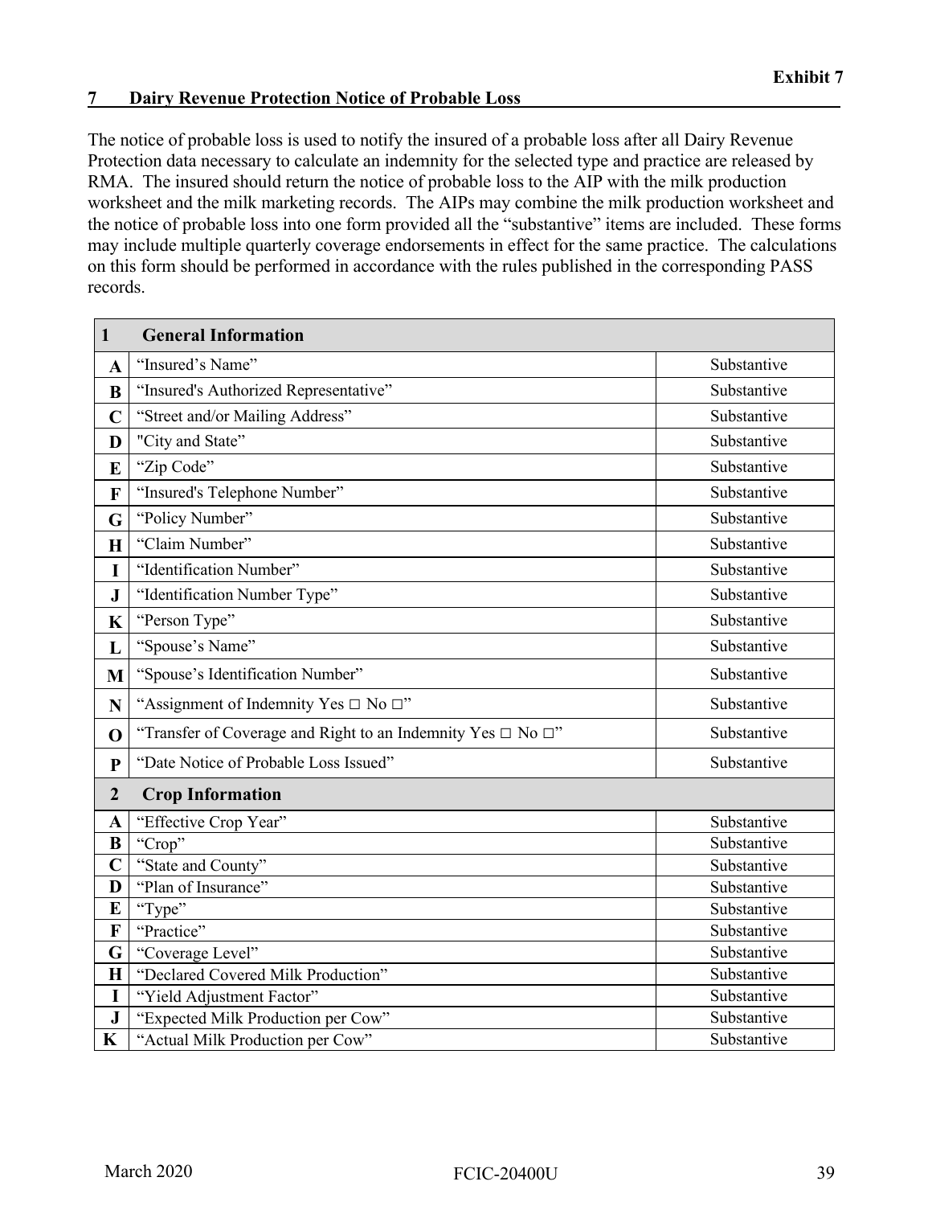**Exhibit 7**

## 7 Dairy Revenue Protection Notice of Probable Loss

The notice of probable loss is used to notify the insured of a probable loss after all Dairy Revenue Protection data necessary to calculate an indemnity for the selected type and practice are released by RMA. The insured should return the notice of probable loss to the AIP with the milk production worksheet and the milk marketing records. The AIPs may combine the milk production worksheet and the notice of probable loss into one form provided all the "substantive" items are included. These forms may include multiple quarterly coverage endorsements in effect for the same practice. The calculations on this form should be performed in accordance with the rules published in the corresponding PASS records.

| **1** | **General Information** | |
|---|---|---|
| **A** | "Insured's Name" | Substantive |
| **B** | "Insured's Authorized Representative" | Substantive |
| **C** | "Street and/or Mailing Address" | Substantive |
| **D** | "City and State" | Substantive |
| **E** | "Zip Code" | Substantive |
| **F** | "Insured's Telephone Number" | Substantive |
| **G** | "Policy Number" | Substantive |
| **H** | "Claim Number" | Substantive |
| **I** | "Identification Number" | Substantive |
| **J** | "Identification Number Type" | Substantive |
| **K** | "Person Type" | Substantive |
| **L** | "Spouse's Name" | Substantive |
| **M** | "Spouse's Identification Number" | Substantive |
| **N** | "Assignment of Indemnity Yes □ No □" | Substantive |
| **O** | "Transfer of Coverage and Right to an Indemnity Yes □ No □" | Substantive |
| **P** | "Date Notice of Probable Loss Issued" | Substantive |
| **2** | **Crop Information** | |
| **A** | "Effective Crop Year" | Substantive |
| **B** | "Crop" | Substantive |
| **C** | "State and County" | Substantive |
| **D** | "Plan of Insurance" | Substantive |
| **E** | "Type" | Substantive |
| **F** | "Practice" | Substantive |
| **G** | "Coverage Level" | Substantive |
| **H** | "Declared Covered Milk Production" | Substantive |
| **I** | "Yield Adjustment Factor" | Substantive |
| **J** | "Expected Milk Production per Cow" | Substantive |
| **K** | "Actual Milk Production per Cow" | Substantive |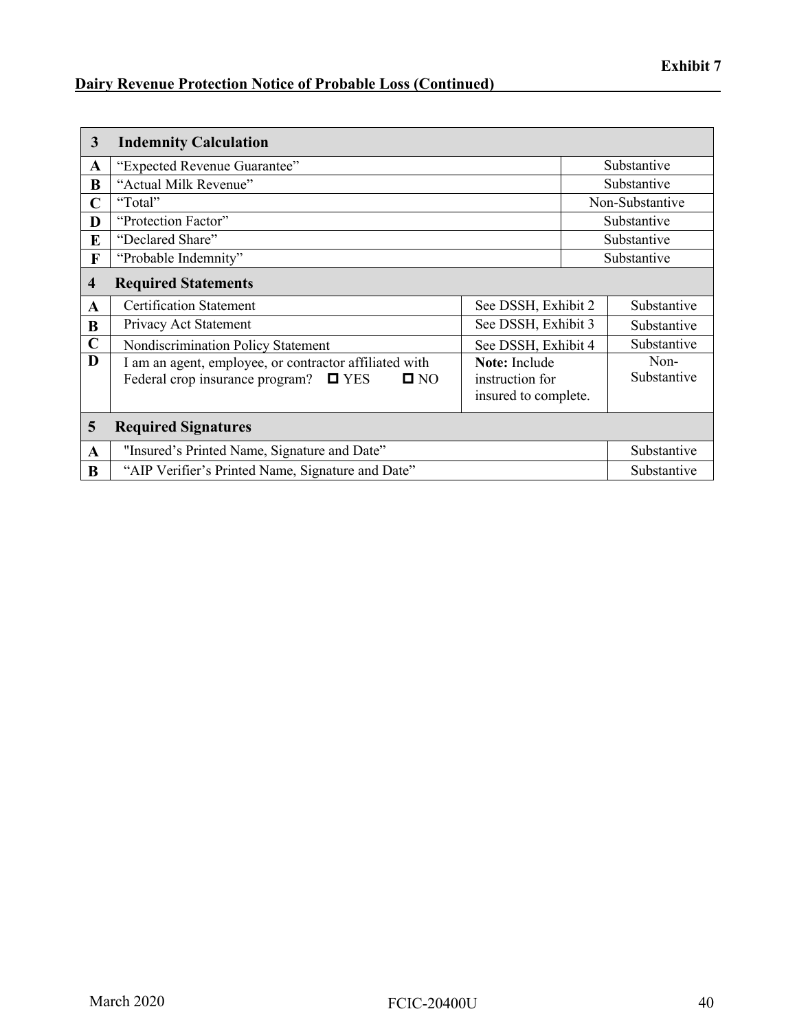**Exhibit 7**

**Dairy Revenue Protection Notice of Probable Loss (Continued)**

| | | | |
|---|---|---|---|
| **3** | **Indemnity Calculation** | | |
| **A** | "Expected Revenue Guarantee" | | Substantive |
| **B** | "Actual Milk Revenue" | | Substantive |
| **C** | "Total" | | Non-Substantive |
| **D** | "Protection Factor" | | Substantive |
| **E** | "Declared Share" | | Substantive |
| **F** | "Probable Indemnity" | | Substantive |
| **4** | **Required Statements** | | |
| **A** | Certification Statement | See DSSH, Exhibit 2 | Substantive |
| **B** | Privacy Act Statement | See DSSH, Exhibit 3 | Substantive |
| **C** | Nondiscrimination Policy Statement | See DSSH, Exhibit 4 | Substantive |
| **D** | I am an agent, employee, or contractor affiliated with Federal crop insurance program? ☐ YES ☐ NO | **Note:** Include instruction for insured to complete. | Non-Substantive |
| **5** | **Required Signatures** | | |
| **A** | "Insured's Printed Name, Signature and Date" | | Substantive |
| **B** | "AIP Verifier's Printed Name, Signature and Date" | | Substantive |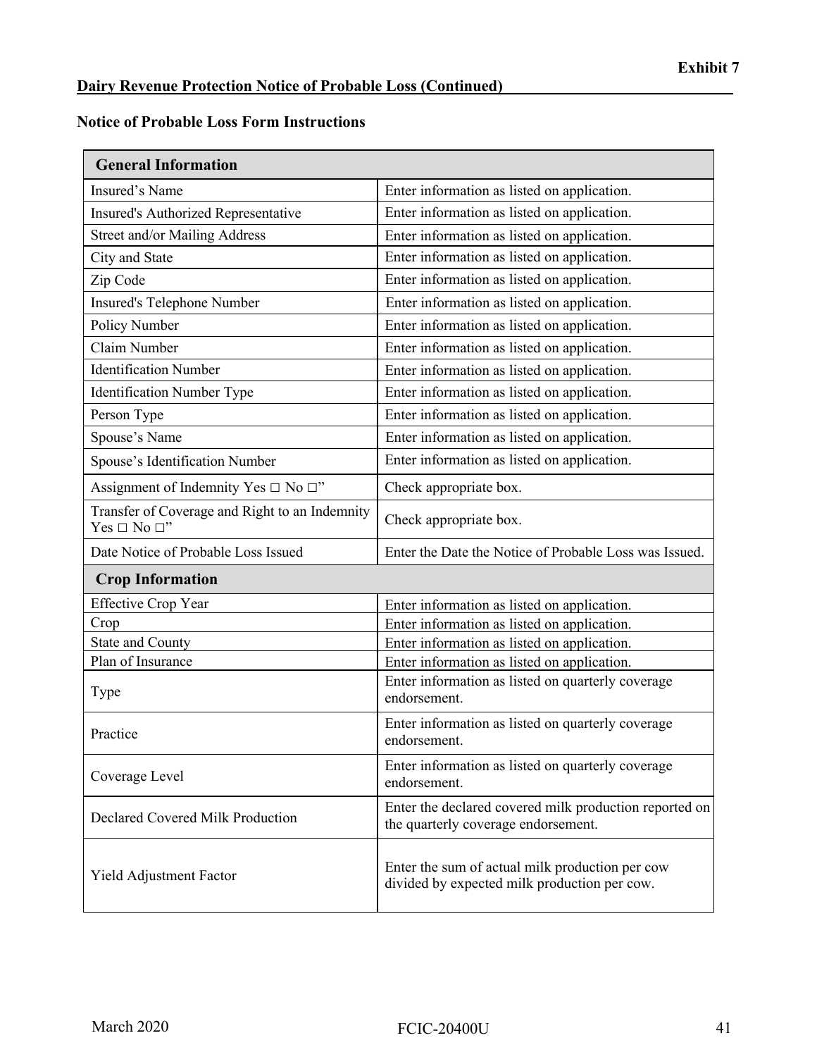**Exhibit 7**

**Dairy Revenue Protection Notice of Probable Loss (Continued)**

**Notice of Probable Loss Form Instructions**

| **General Information** | |
|---|---|
| Insured’s Name | Enter information as listed on application. |
| Insured's Authorized Representative | Enter information as listed on application. |
| Street and/or Mailing Address | Enter information as listed on application. |
| City and State | Enter information as listed on application. |
| Zip Code | Enter information as listed on application. |
| Insured's Telephone Number | Enter information as listed on application. |
| Policy Number | Enter information as listed on application. |
| Claim Number | Enter information as listed on application. |
| Identification Number | Enter information as listed on application. |
| Identification Number Type | Enter information as listed on application. |
| Person Type | Enter information as listed on application. |
| Spouse’s Name | Enter information as listed on application. |
| Spouse’s Identification Number | Enter information as listed on application. |
| Assignment of Indemnity Yes □ No □” | Check appropriate box. |
| Transfer of Coverage and Right to an Indemnity Yes □ No □” | Check appropriate box. |
| Date Notice of Probable Loss Issued | Enter the Date the Notice of Probable Loss was Issued. |
| **Crop Information** | |
| Effective Crop Year | Enter information as listed on application. |
| Crop | Enter information as listed on application. |
| State and County | Enter information as listed on application. |
| Plan of Insurance | Enter information as listed on application. |
| Type | Enter information as listed on quarterly coverage endorsement. |
| Practice | Enter information as listed on quarterly coverage endorsement. |
| Coverage Level | Enter information as listed on quarterly coverage endorsement. |
| Declared Covered Milk Production | Enter the declared covered milk production reported on the quarterly coverage endorsement. |
| Yield Adjustment Factor | Enter the sum of actual milk production per cow divided by expected milk production per cow. |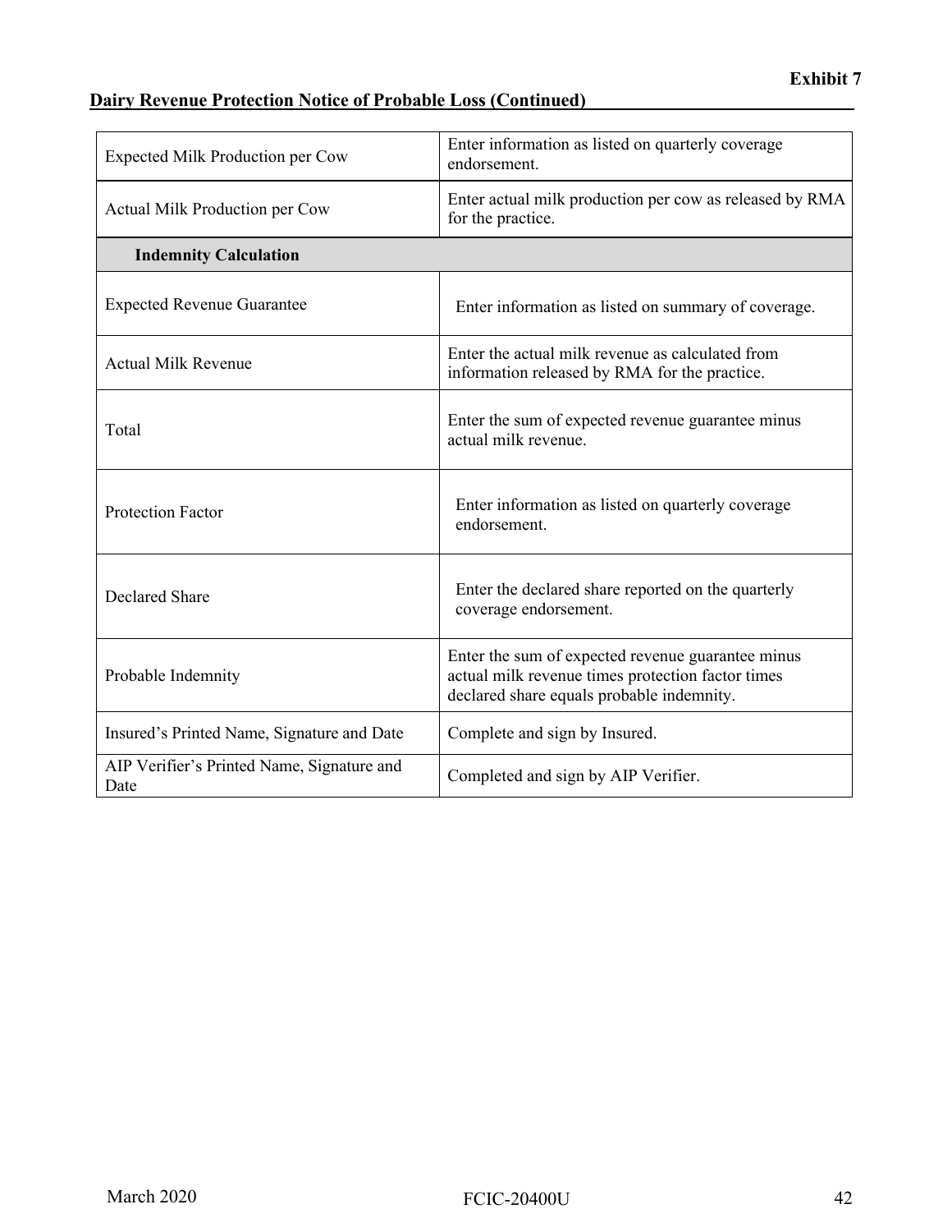Exhibit 7

## Dairy Revenue Protection Notice of Probable Loss (Continued)

| | |
|---|---|
| Expected Milk Production per Cow | Enter information as listed on quarterly coverage endorsement. |
| Actual Milk Production per Cow | Enter actual milk production per cow as released by RMA for the practice. |
| **Indemnity Calculation** | |
| Expected Revenue Guarantee | Enter information as listed on summary of coverage. |
| Actual Milk Revenue | Enter the actual milk revenue as calculated from information released by RMA for the practice. |
| Total | Enter the sum of expected revenue guarantee minus actual milk revenue. |
| Protection Factor | Enter information as listed on quarterly coverage endorsement. |
| Declared Share | Enter the declared share reported on the quarterly coverage endorsement. |
| Probable Indemnity | Enter the sum of expected revenue guarantee minus actual milk revenue times protection factor times declared share equals probable indemnity. |
| Insured's Printed Name, Signature and Date | Complete and sign by Insured. |
| AIP Verifier's Printed Name, Signature and Date | Completed and sign by AIP Verifier. |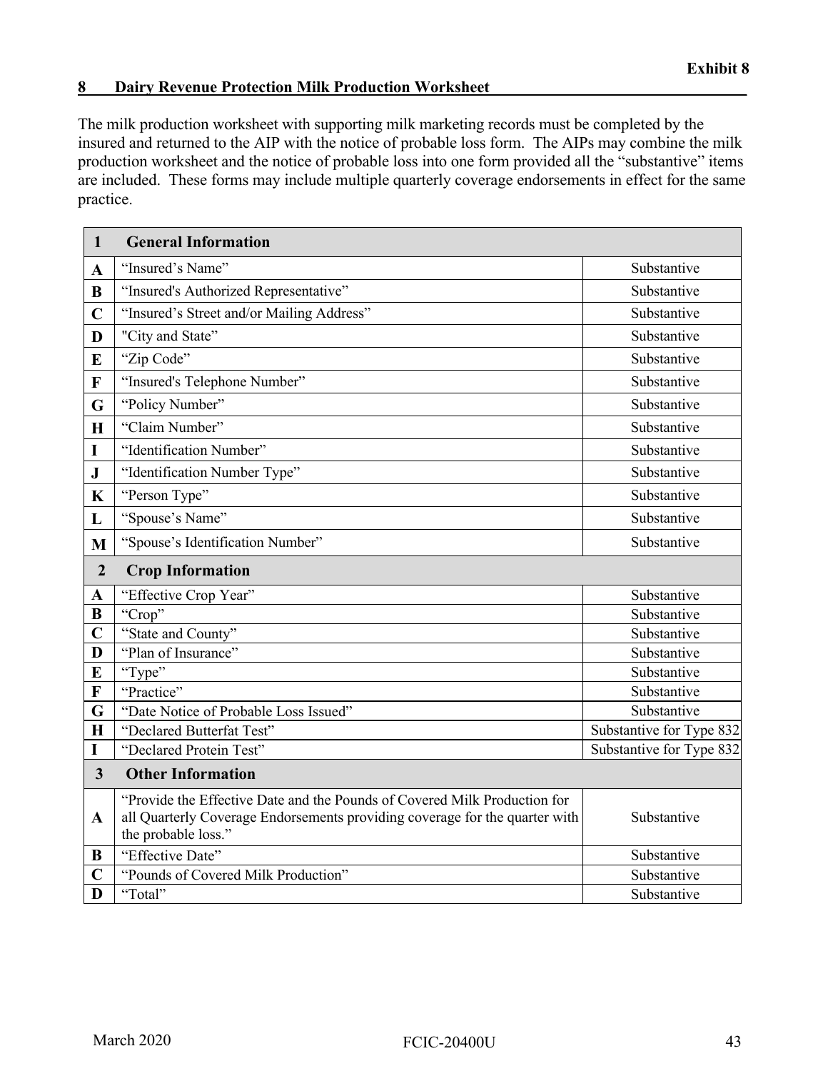**Exhibit 8**

## 8 Dairy Revenue Protection Milk Production Worksheet

The milk production worksheet with supporting milk marketing records must be completed by the insured and returned to the AIP with the notice of probable loss form. The AIPs may combine the milk production worksheet and the notice of probable loss into one form provided all the "substantive" items are included. These forms may include multiple quarterly coverage endorsements in effect for the same practice.

| **1** | **General Information** | |
|---|---|---|
| **A** | "Insured's Name" | Substantive |
| **B** | "Insured's Authorized Representative" | Substantive |
| **C** | "Insured's Street and/or Mailing Address" | Substantive |
| **D** | "City and State" | Substantive |
| **E** | "Zip Code" | Substantive |
| **F** | "Insured's Telephone Number" | Substantive |
| **G** | "Policy Number" | Substantive |
| **H** | "Claim Number" | Substantive |
| **I** | "Identification Number" | Substantive |
| **J** | "Identification Number Type" | Substantive |
| **K** | "Person Type" | Substantive |
| **L** | "Spouse's Name" | Substantive |
| **M** | "Spouse's Identification Number" | Substantive |
| **2** | **Crop Information** | |
| **A** | "Effective Crop Year" | Substantive |
| **B** | "Crop" | Substantive |
| **C** | "State and County" | Substantive |
| **D** | "Plan of Insurance" | Substantive |
| **E** | "Type" | Substantive |
| **F** | "Practice" | Substantive |
| **G** | "Date Notice of Probable Loss Issued" | Substantive |
| **H** | "Declared Butterfat Test" | Substantive for Type 832 |
| **I** | "Declared Protein Test" | Substantive for Type 832 |
| **3** | **Other Information** | |
| **A** | "Provide the Effective Date and the Pounds of Covered Milk Production for all Quarterly Coverage Endorsements providing coverage for the quarter with the probable loss." | Substantive |
| **B** | "Effective Date" | Substantive |
| **C** | "Pounds of Covered Milk Production" | Substantive |
| **D** | "Total" | Substantive |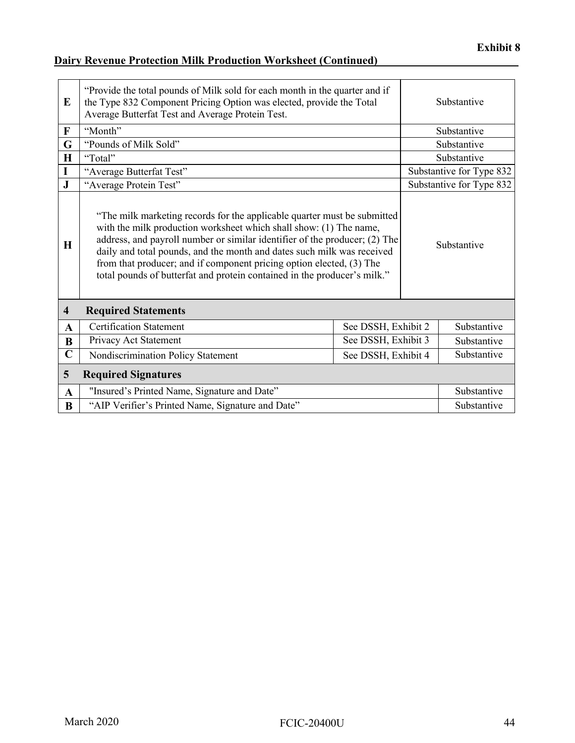**Exhibit 8**

**Dairy Revenue Protection Milk Production Worksheet (Continued)**

| | | | |
|---|---|---|---|
| **E** | "Provide the total pounds of Milk sold for each month in the quarter and if the Type 832 Component Pricing Option was elected, provide the Total Average Butterfat Test and Average Protein Test. | | Substantive |
| **F** | "Month" | | Substantive |
| **G** | "Pounds of Milk Sold" | | Substantive |
| **H** | "Total" | | Substantive |
| **I** | "Average Butterfat Test" | | Substantive for Type 832 |
| **J** | "Average Protein Test" | | Substantive for Type 832 |
| **H** | "The milk marketing records for the applicable quarter must be submitted with the milk production worksheet which shall show: (1) The name, address, and payroll number or similar identifier of the producer; (2) The daily and total pounds, and the month and dates such milk was received from that producer; and if component pricing option elected, (3) The total pounds of butterfat and protein contained in the producer's milk." | | Substantive |
| **4** | **Required Statements** | | |
| **A** | Certification Statement | See DSSH, Exhibit 2 | Substantive |
| **B** | Privacy Act Statement | See DSSH, Exhibit 3 | Substantive |
| **C** | Nondiscrimination Policy Statement | See DSSH, Exhibit 4 | Substantive |
| **5** | **Required Signatures** | | |
| **A** | "Insured's Printed Name, Signature and Date" | | Substantive |
| **B** | "AIP Verifier's Printed Name, Signature and Date" | | Substantive |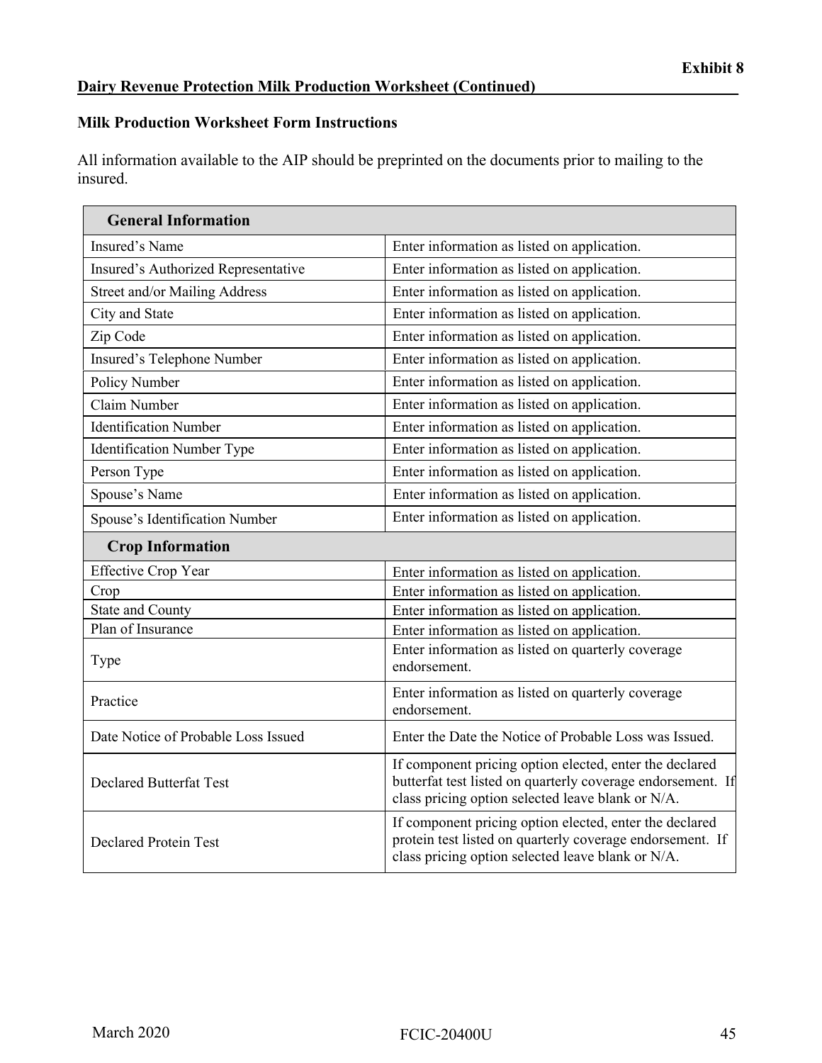**Exhibit 8**

**Dairy Revenue Protection Milk Production Worksheet (Continued)**

**Milk Production Worksheet Form Instructions**

All information available to the AIP should be preprinted on the documents prior to mailing to the insured.

| **General Information** | |
|---|---|
| Insured's Name | Enter information as listed on application. |
| Insured's Authorized Representative | Enter information as listed on application. |
| Street and/or Mailing Address | Enter information as listed on application. |
| City and State | Enter information as listed on application. |
| Zip Code | Enter information as listed on application. |
| Insured's Telephone Number | Enter information as listed on application. |
| Policy Number | Enter information as listed on application. |
| Claim Number | Enter information as listed on application. |
| Identification Number | Enter information as listed on application. |
| Identification Number Type | Enter information as listed on application. |
| Person Type | Enter information as listed on application. |
| Spouse's Name | Enter information as listed on application. |
| Spouse's Identification Number | Enter information as listed on application. |
| **Crop Information** | |
| Effective Crop Year | Enter information as listed on application. |
| Crop | Enter information as listed on application. |
| State and County | Enter information as listed on application. |
| Plan of Insurance | Enter information as listed on application. |
| Type | Enter information as listed on quarterly coverage endorsement. |
| Practice | Enter information as listed on quarterly coverage endorsement. |
| Date Notice of Probable Loss Issued | Enter the Date the Notice of Probable Loss was Issued. |
| Declared Butterfat Test | If component pricing option elected, enter the declared butterfat test listed on quarterly coverage endorsement. If class pricing option selected leave blank or N/A. |
| Declared Protein Test | If component pricing option elected, enter the declared protein test listed on quarterly coverage endorsement. If class pricing option selected leave blank or N/A. |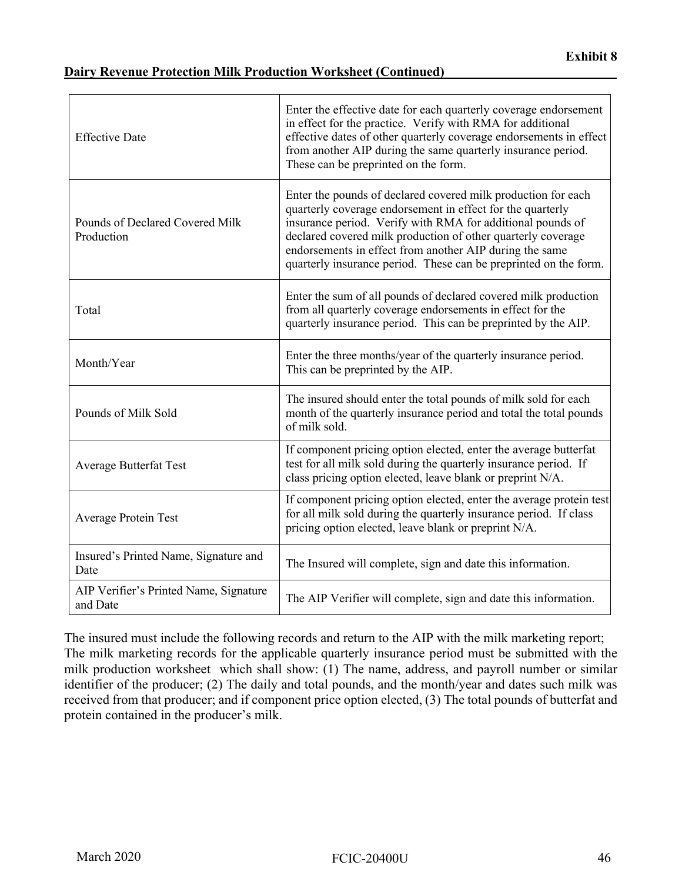**Exhibit 8**

**Dairy Revenue Protection Milk Production Worksheet (Continued)**

| | |
|---|---|
| Effective Date | Enter the effective date for each quarterly coverage endorsement in effect for the practice. Verify with RMA for additional effective dates of other quarterly coverage endorsements in effect from another AIP during the same quarterly insurance period. These can be preprinted on the form. |
| Pounds of Declared Covered Milk Production | Enter the pounds of declared covered milk production for each quarterly coverage endorsement in effect for the quarterly insurance period. Verify with RMA for additional pounds of declared covered milk production of other quarterly coverage endorsements in effect from another AIP during the same quarterly insurance period. These can be preprinted on the form. |
| Total | Enter the sum of all pounds of declared covered milk production from all quarterly coverage endorsements in effect for the quarterly insurance period. This can be preprinted by the AIP. |
| Month/Year | Enter the three months/year of the quarterly insurance period. This can be preprinted by the AIP. |
| Pounds of Milk Sold | The insured should enter the total pounds of milk sold for each month of the quarterly insurance period and total the total pounds of milk sold. |
| Average Butterfat Test | If component pricing option elected, enter the average butterfat test for all milk sold during the quarterly insurance period. If class pricing option elected, leave blank or preprint N/A. |
| Average Protein Test | If component pricing option elected, enter the average protein test for all milk sold during the quarterly insurance period. If class pricing option elected, leave blank or preprint N/A. |
| Insured's Printed Name, Signature and Date | The Insured will complete, sign and date this information. |
| AIP Verifier's Printed Name, Signature and Date | The AIP Verifier will complete, sign and date this information. |

The insured must include the following records and return to the AIP with the milk marketing report; The milk marketing records for the applicable quarterly insurance period must be submitted with the milk production worksheet which shall show: (1) The name, address, and payroll number or similar identifier of the producer; (2) The daily and total pounds, and the month/year and dates such milk was received from that producer; and if component price option elected, (3) The total pounds of butterfat and protein contained in the producer's milk.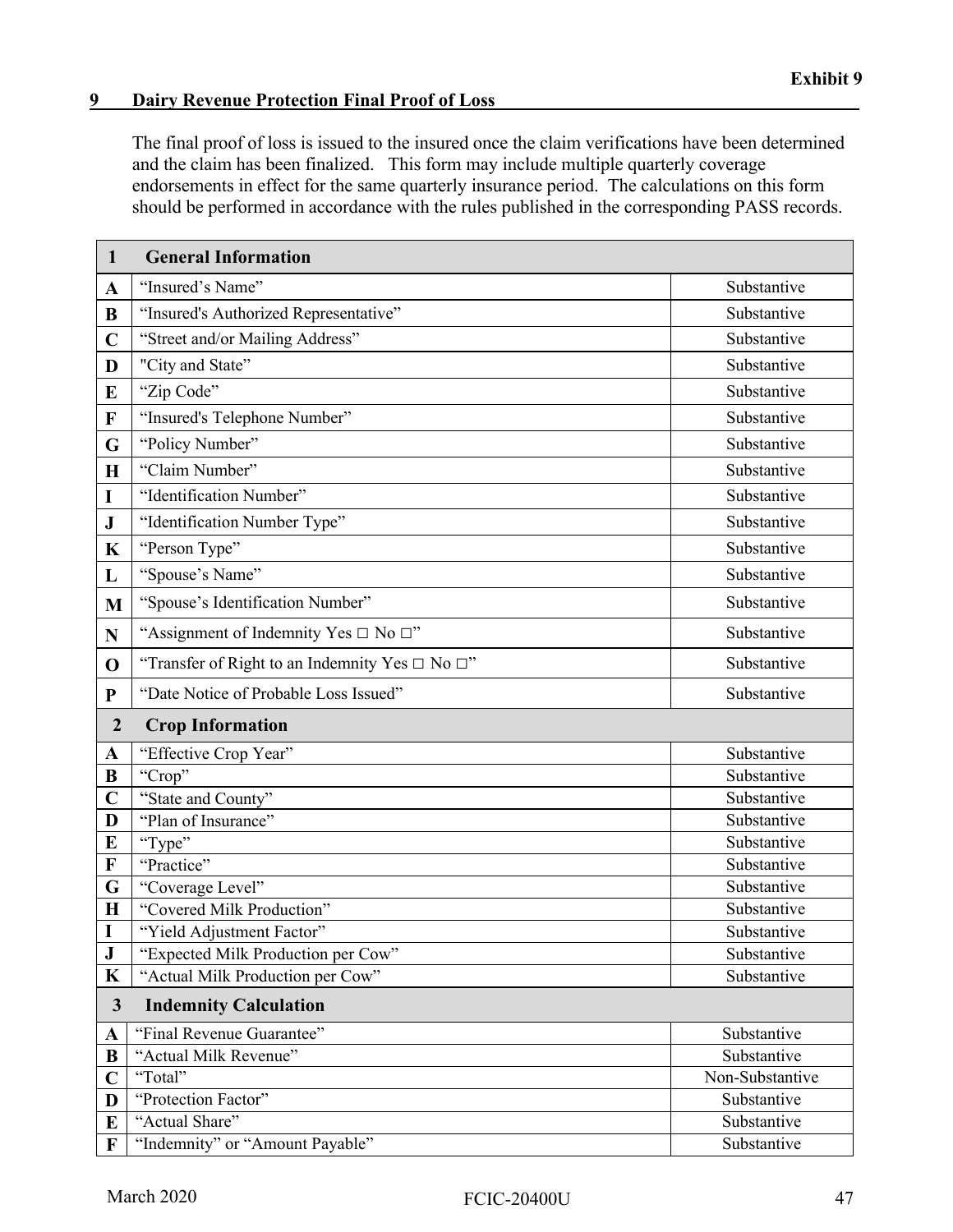**Exhibit 9**

## 9 Dairy Revenue Protection Final Proof of Loss

The final proof of loss is issued to the insured once the claim verifications have been determined and the claim has been finalized. This form may include multiple quarterly coverage endorsements in effect for the same quarterly insurance period. The calculations on this form should be performed in accordance with the rules published in the corresponding PASS records.

| **1** | **General Information** | |
|---|---|---|
| **A** | "Insured's Name" | Substantive |
| **B** | "Insured's Authorized Representative" | Substantive |
| **C** | "Street and/or Mailing Address" | Substantive |
| **D** | "City and State" | Substantive |
| **E** | "Zip Code" | Substantive |
| **F** | "Insured's Telephone Number" | Substantive |
| **G** | "Policy Number" | Substantive |
| **H** | "Claim Number" | Substantive |
| **I** | "Identification Number" | Substantive |
| **J** | "Identification Number Type" | Substantive |
| **K** | "Person Type" | Substantive |
| **L** | "Spouse's Name" | Substantive |
| **M** | "Spouse's Identification Number" | Substantive |
| **N** | "Assignment of Indemnity Yes □ No □" | Substantive |
| **O** | "Transfer of Right to an Indemnity Yes □ No □" | Substantive |
| **P** | "Date Notice of Probable Loss Issued" | Substantive |
| **2** | **Crop Information** | |
| **A** | "Effective Crop Year" | Substantive |
| **B** | "Crop" | Substantive |
| **C** | "State and County" | Substantive |
| **D** | "Plan of Insurance" | Substantive |
| **E** | "Type" | Substantive |
| **F** | "Practice" | Substantive |
| **G** | "Coverage Level" | Substantive |
| **H** | "Covered Milk Production" | Substantive |
| **I** | "Yield Adjustment Factor" | Substantive |
| **J** | "Expected Milk Production per Cow" | Substantive |
| **K** | "Actual Milk Production per Cow" | Substantive |
| **3** | **Indemnity Calculation** | |
| **A** | "Final Revenue Guarantee" | Substantive |
| **B** | "Actual Milk Revenue" | Substantive |
| **C** | "Total" | Non-Substantive |
| **D** | "Protection Factor" | Substantive |
| **E** | "Actual Share" | Substantive |
| **F** | "Indemnity" or "Amount Payable" | Substantive |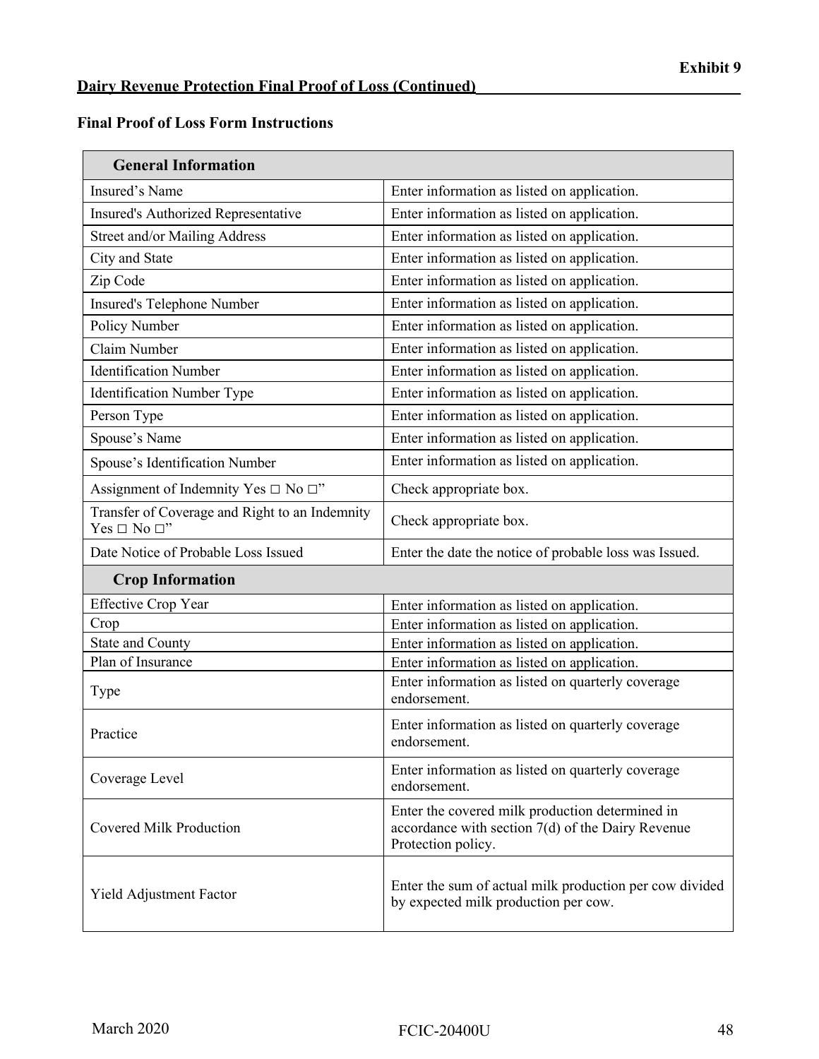**Exhibit 9**

## Dairy Revenue Protection Final Proof of Loss (Continued)

### Final Proof of Loss Form Instructions

| General Information | |
|---|---|
| Insured's Name | Enter information as listed on application. |
| Insured's Authorized Representative | Enter information as listed on application. |
| Street and/or Mailing Address | Enter information as listed on application. |
| City and State | Enter information as listed on application. |
| Zip Code | Enter information as listed on application. |
| Insured's Telephone Number | Enter information as listed on application. |
| Policy Number | Enter information as listed on application. |
| Claim Number | Enter information as listed on application. |
| Identification Number | Enter information as listed on application. |
| Identification Number Type | Enter information as listed on application. |
| Person Type | Enter information as listed on application. |
| Spouse's Name | Enter information as listed on application. |
| Spouse's Identification Number | Enter information as listed on application. |
| Assignment of Indemnity Yes □ No □" | Check appropriate box. |
| Transfer of Coverage and Right to an Indemnity Yes □ No □" | Check appropriate box. |
| Date Notice of Probable Loss Issued | Enter the date the notice of probable loss was Issued. |
| **Crop Information** | |
| Effective Crop Year | Enter information as listed on application. |
| Crop | Enter information as listed on application. |
| State and County | Enter information as listed on application. |
| Plan of Insurance | Enter information as listed on application. |
| Type | Enter information as listed on quarterly coverage endorsement. |
| Practice | Enter information as listed on quarterly coverage endorsement. |
| Coverage Level | Enter information as listed on quarterly coverage endorsement. |
| Covered Milk Production | Enter the covered milk production determined in accordance with section 7(d) of the Dairy Revenue Protection policy. |
| Yield Adjustment Factor | Enter the sum of actual milk production per cow divided by expected milk production per cow. |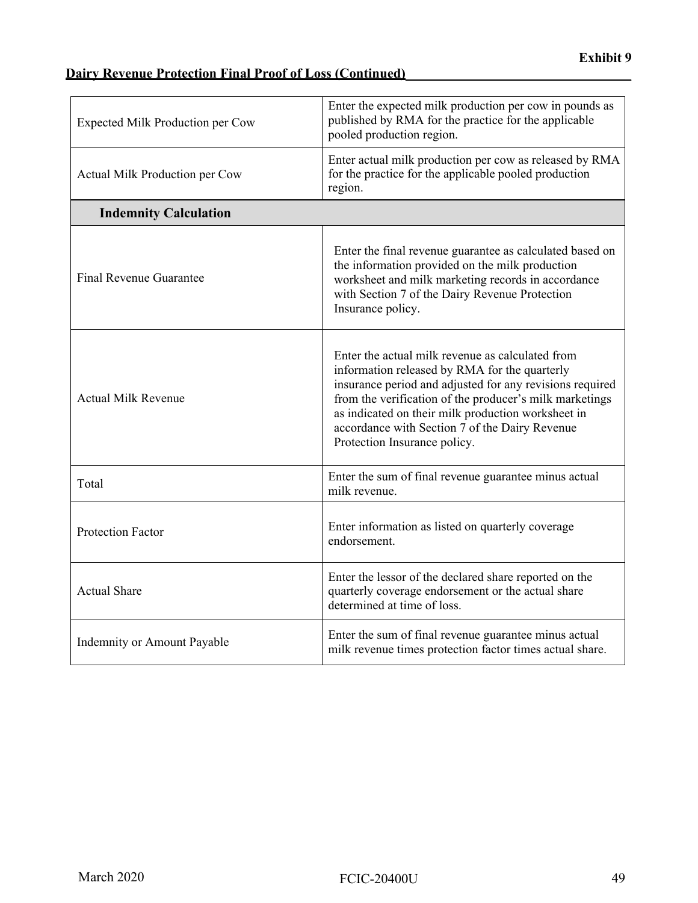Exhibit 9

**Dairy Revenue Protection Final Proof of Loss (Continued)**

| | |
|---|---|
| Expected Milk Production per Cow | Enter the expected milk production per cow in pounds as published by RMA for the practice for the applicable pooled production region. |
| Actual Milk Production per Cow | Enter actual milk production per cow as released by RMA for the practice for the applicable pooled production region. |
| **Indemnity Calculation** | |
| Final Revenue Guarantee | Enter the final revenue guarantee as calculated based on the information provided on the milk production worksheet and milk marketing records in accordance with Section 7 of the Dairy Revenue Protection Insurance policy. |
| Actual Milk Revenue | Enter the actual milk revenue as calculated from information released by RMA for the quarterly insurance period and adjusted for any revisions required from the verification of the producer's milk marketings as indicated on their milk production worksheet in accordance with Section 7 of the Dairy Revenue Protection Insurance policy. |
| Total | Enter the sum of final revenue guarantee minus actual milk revenue. |
| Protection Factor | Enter information as listed on quarterly coverage endorsement. |
| Actual Share | Enter the lessor of the declared share reported on the quarterly coverage endorsement or the actual share determined at time of loss. |
| Indemnity or Amount Payable | Enter the sum of final revenue guarantee minus actual milk revenue times protection factor times actual share. |